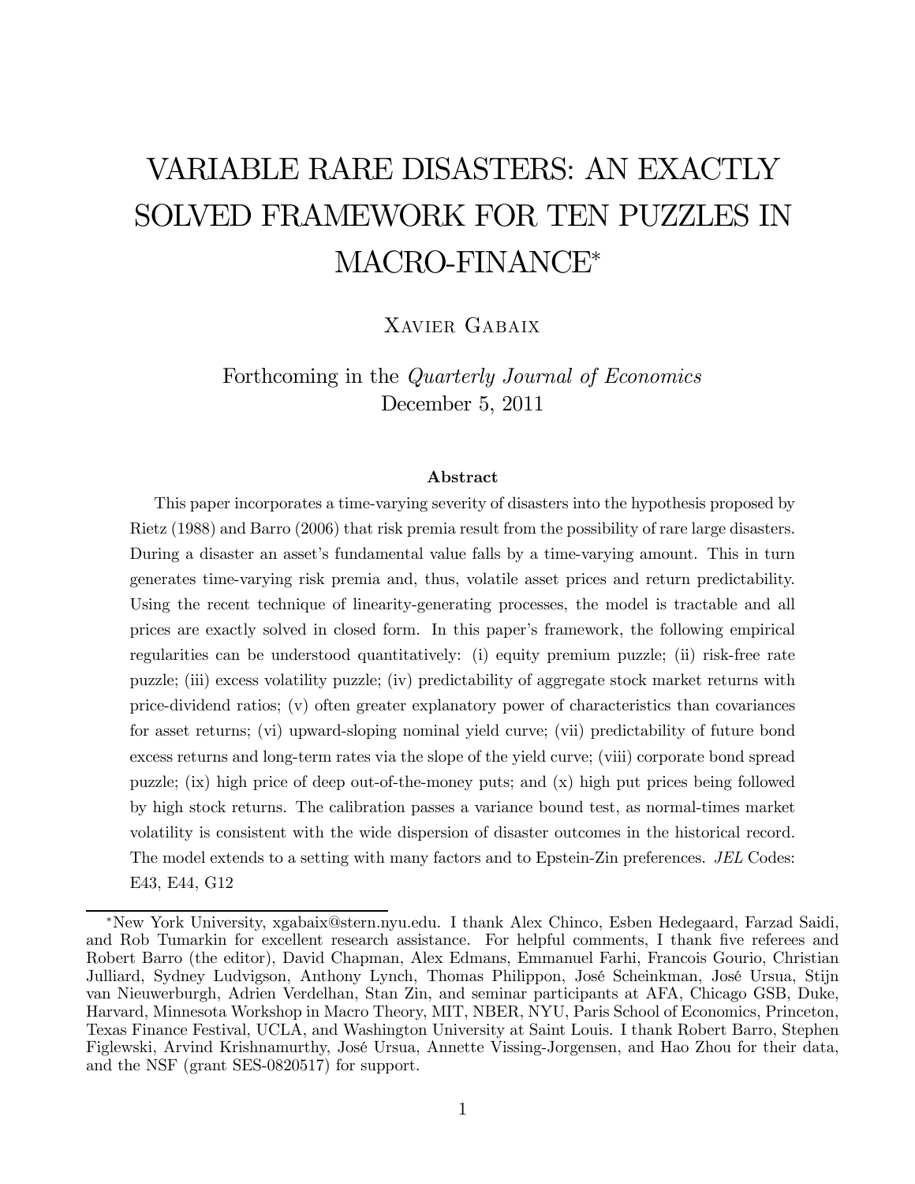# VARIABLE RARE DISASTERS: AN EXACTLY SOLVED FRAMEWORK FOR TEN PUZZLES IN MACRO-FINANCE*

Xavier Gabaix

Forthcoming in the *Quarterly Journal of Economics*
December 5, 2011

### Abstract

This paper incorporates a time-varying severity of disasters into the hypothesis proposed by Rietz (1988) and Barro (2006) that risk premia result from the possibility of rare large disasters. During a disaster an asset's fundamental value falls by a time-varying amount. This in turn generates time-varying risk premia and, thus, volatile asset prices and return predictability. Using the recent technique of linearity-generating processes, the model is tractable and all prices are exactly solved in closed form. In this paper's framework, the following empirical regularities can be understood quantitatively: (i) equity premium puzzle; (ii) risk-free rate puzzle; (iii) excess volatility puzzle; (iv) predictability of aggregate stock market returns with price-dividend ratios; (v) often greater explanatory power of characteristics than covariances for asset returns; (vi) upward-sloping nominal yield curve; (vii) predictability of future bond excess returns and long-term rates via the slope of the yield curve; (viii) corporate bond spread puzzle; (ix) high price of deep out-of-the-money puts; and (x) high put prices being followed by high stock returns. The calibration passes a variance bound test, as normal-times market volatility is consistent with the wide dispersion of disaster outcomes in the historical record. The model extends to a setting with many factors and to Epstein-Zin preferences. *JEL* Codes: E43, E44, G12

---

*New York University, xgabaix@stern.nyu.edu. I thank Alex Chinco, Esben Hedegaard, Farzad Saidi, and Rob Tumarkin for excellent research assistance. For helpful comments, I thank five referees and Robert Barro (the editor), David Chapman, Alex Edmans, Emmanuel Farhi, Francois Gourio, Christian Julliard, Sydney Ludvigson, Anthony Lynch, Thomas Philippon, José Scheinkman, José Ursua, Stijn van Nieuwerburgh, Adrien Verdelhan, Stan Zin, and seminar participants at AFA, Chicago GSB, Duke, Harvard, Minnesota Workshop in Macro Theory, MIT, NBER, NYU, Paris School of Economics, Princeton, Texas Finance Festival, UCLA, and Washington University at Saint Louis. I thank Robert Barro, Stephen Figlewski, Arvind Krishnamurthy, José Ursua, Annette Vissing-Jorgensen, and Hao Zhou for their data, and the NSF (grant SES-0820517) for support.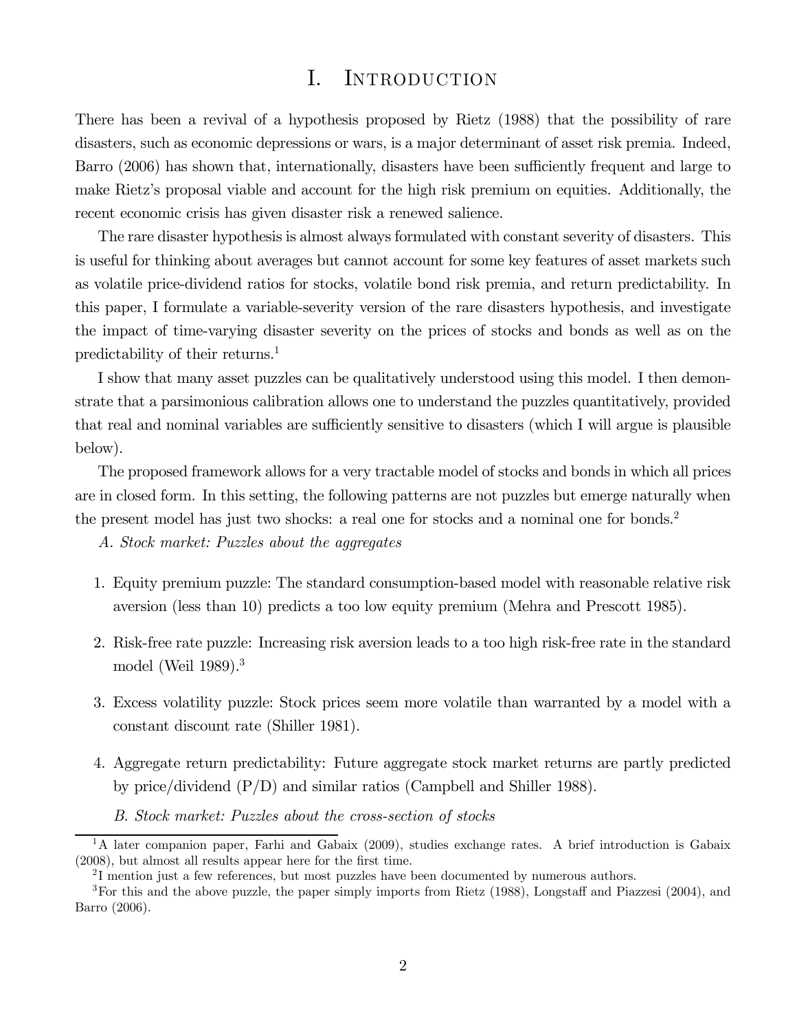# I. Introduction

There has been a revival of a hypothesis proposed by Rietz (1988) that the possibility of rare disasters, such as economic depressions or wars, is a major determinant of asset risk premia. Indeed, Barro (2006) has shown that, internationally, disasters have been sufficiently frequent and large to make Rietz's proposal viable and account for the high risk premium on equities. Additionally, the recent economic crisis has given disaster risk a renewed salience.

The rare disaster hypothesis is almost always formulated with constant severity of disasters. This is useful for thinking about averages but cannot account for some key features of asset markets such as volatile price-dividend ratios for stocks, volatile bond risk premia, and return predictability. In this paper, I formulate a variable-severity version of the rare disasters hypothesis, and investigate the impact of time-varying disaster severity on the prices of stocks and bonds as well as on the predictability of their returns.[1]

I show that many asset puzzles can be qualitatively understood using this model. I then demonstrate that a parsimonious calibration allows one to understand the puzzles quantitatively, provided that real and nominal variables are sufficiently sensitive to disasters (which I will argue is plausible below).

The proposed framework allows for a very tractable model of stocks and bonds in which all prices are in closed form. In this setting, the following patterns are not puzzles but emerge naturally when the present model has just two shocks: a real one for stocks and a nominal one for bonds.[2]

*A. Stock market: Puzzles about the aggregates*

1. Equity premium puzzle: The standard consumption-based model with reasonable relative risk aversion (less than 10) predicts a too low equity premium (Mehra and Prescott 1985).

2. Risk-free rate puzzle: Increasing risk aversion leads to a too high risk-free rate in the standard model (Weil 1989).[3]

3. Excess volatility puzzle: Stock prices seem more volatile than warranted by a model with a constant discount rate (Shiller 1981).

4. Aggregate return predictability: Future aggregate stock market returns are partly predicted by price/dividend (P/D) and similar ratios (Campbell and Shiller 1988).

*B. Stock market: Puzzles about the cross-section of stocks*

---

[1] A later companion paper, Farhi and Gabaix (2009), studies exchange rates. A brief introduction is Gabaix (2008), but almost all results appear here for the first time.

[2] I mention just a few references, but most puzzles have been documented by numerous authors.

[3] For this and the above puzzle, the paper simply imports from Rietz (1988), Longstaff and Piazzesi (2004), and Barro (2006).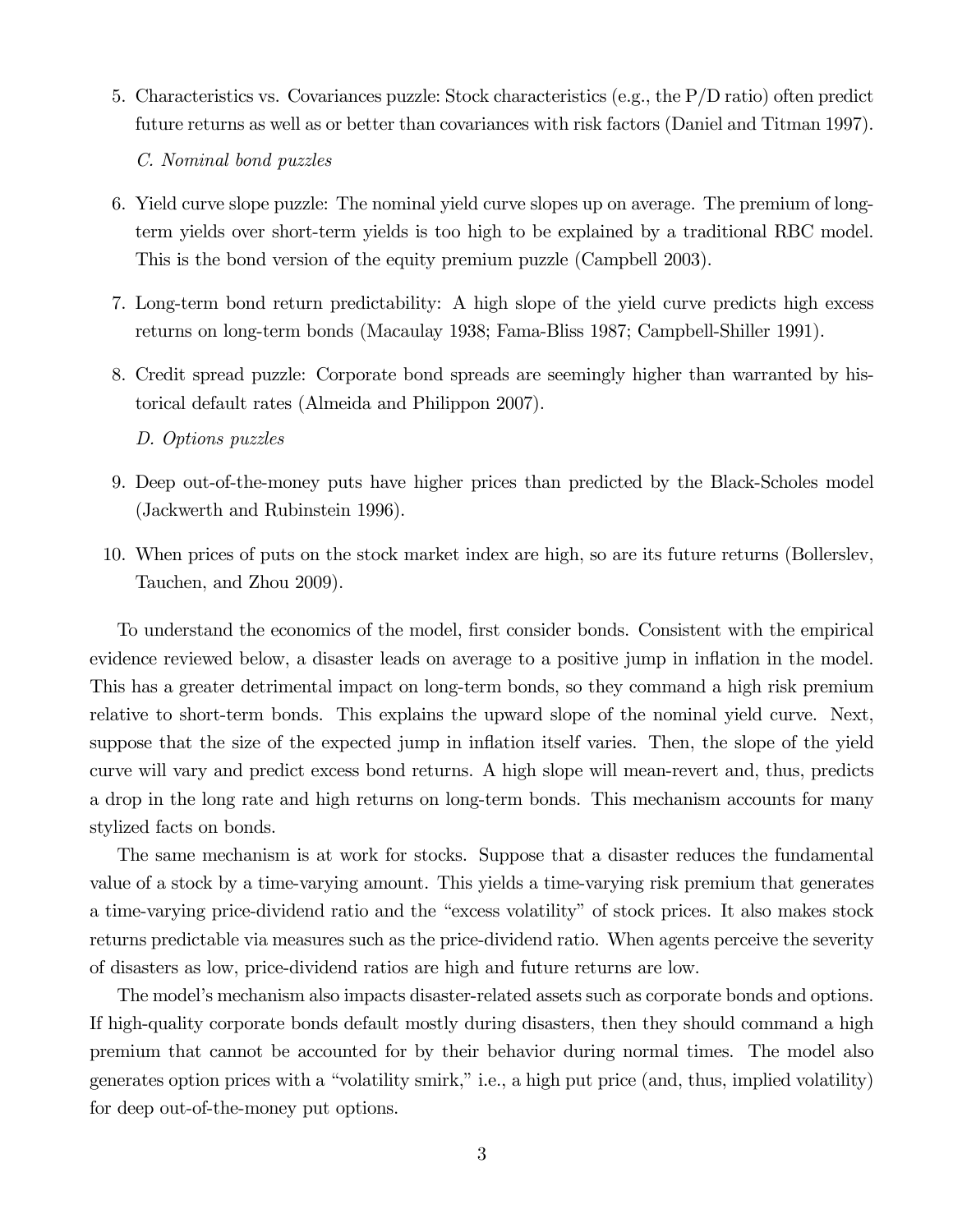5. Characteristics vs. Covariances puzzle: Stock characteristics (e.g., the P/D ratio) often predict future returns as well as or better than covariances with risk factors (Daniel and Titman 1997).

   *C. Nominal bond puzzles*

6. Yield curve slope puzzle: The nominal yield curve slopes up on average. The premium of long-term yields over short-term yields is too high to be explained by a traditional RBC model. This is the bond version of the equity premium puzzle (Campbell 2003).

7. Long-term bond return predictability: A high slope of the yield curve predicts high excess returns on long-term bonds (Macaulay 1938; Fama-Bliss 1987; Campbell-Shiller 1991).

8. Credit spread puzzle: Corporate bond spreads are seemingly higher than warranted by historical default rates (Almeida and Philippon 2007).

   *D. Options puzzles*

9. Deep out-of-the-money puts have higher prices than predicted by the Black-Scholes model (Jackwerth and Rubinstein 1996).

10. When prices of puts on the stock market index are high, so are its future returns (Bollerslev, Tauchen, and Zhou 2009).

To understand the economics of the model, first consider bonds. Consistent with the empirical evidence reviewed below, a disaster leads on average to a positive jump in inflation in the model. This has a greater detrimental impact on long-term bonds, so they command a high risk premium relative to short-term bonds. This explains the upward slope of the nominal yield curve. Next, suppose that the size of the expected jump in inflation itself varies. Then, the slope of the yield curve will vary and predict excess bond returns. A high slope will mean-revert and, thus, predicts a drop in the long rate and high returns on long-term bonds. This mechanism accounts for many stylized facts on bonds.

The same mechanism is at work for stocks. Suppose that a disaster reduces the fundamental value of a stock by a time-varying amount. This yields a time-varying risk premium that generates a time-varying price-dividend ratio and the "excess volatility" of stock prices. It also makes stock returns predictable via measures such as the price-dividend ratio. When agents perceive the severity of disasters as low, price-dividend ratios are high and future returns are low.

The model's mechanism also impacts disaster-related assets such as corporate bonds and options. If high-quality corporate bonds default mostly during disasters, then they should command a high premium that cannot be accounted for by their behavior during normal times. The model also generates option prices with a "volatility smirk," i.e., a high put price (and, thus, implied volatility) for deep out-of-the-money put options.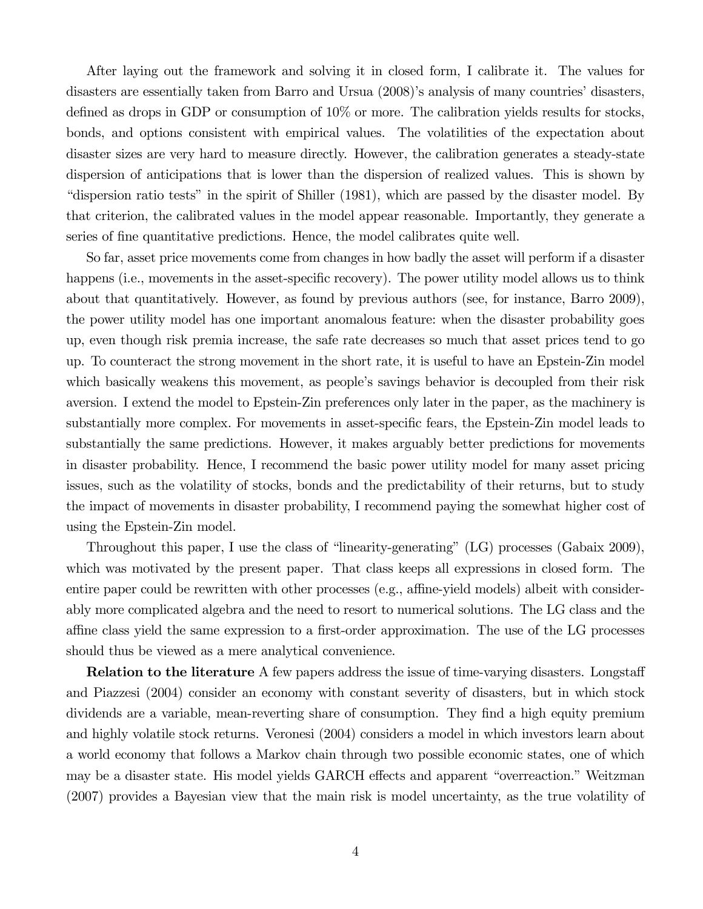After laying out the framework and solving it in closed form, I calibrate it. The values for disasters are essentially taken from Barro and Ursua (2008)'s analysis of many countries' disasters, defined as drops in GDP or consumption of 10% or more. The calibration yields results for stocks, bonds, and options consistent with empirical values. The volatilities of the expectation about disaster sizes are very hard to measure directly. However, the calibration generates a steady-state dispersion of anticipations that is lower than the dispersion of realized values. This is shown by "dispersion ratio tests" in the spirit of Shiller (1981), which are passed by the disaster model. By that criterion, the calibrated values in the model appear reasonable. Importantly, they generate a series of fine quantitative predictions. Hence, the model calibrates quite well.

So far, asset price movements come from changes in how badly the asset will perform if a disaster happens (i.e., movements in the asset-specific recovery). The power utility model allows us to think about that quantitatively. However, as found by previous authors (see, for instance, Barro 2009), the power utility model has one important anomalous feature: when the disaster probability goes up, even though risk premia increase, the safe rate decreases so much that asset prices tend to go up. To counteract the strong movement in the short rate, it is useful to have an Epstein-Zin model which basically weakens this movement, as people's savings behavior is decoupled from their risk aversion. I extend the model to Epstein-Zin preferences only later in the paper, as the machinery is substantially more complex. For movements in asset-specific fears, the Epstein-Zin model leads to substantially the same predictions. However, it makes arguably better predictions for movements in disaster probability. Hence, I recommend the basic power utility model for many asset pricing issues, such as the volatility of stocks, bonds and the predictability of their returns, but to study the impact of movements in disaster probability, I recommend paying the somewhat higher cost of using the Epstein-Zin model.

Throughout this paper, I use the class of "linearity-generating" (LG) processes (Gabaix 2009), which was motivated by the present paper. That class keeps all expressions in closed form. The entire paper could be rewritten with other processes (e.g., affine-yield models) albeit with considerably more complicated algebra and the need to resort to numerical solutions. The LG class and the affine class yield the same expression to a first-order approximation. The use of the LG processes should thus be viewed as a mere analytical convenience.

**Relation to the literature** A few papers address the issue of time-varying disasters. Longstaff and Piazzesi (2004) consider an economy with constant severity of disasters, but in which stock dividends are a variable, mean-reverting share of consumption. They find a high equity premium and highly volatile stock returns. Veronesi (2004) considers a model in which investors learn about a world economy that follows a Markov chain through two possible economic states, one of which may be a disaster state. His model yields GARCH effects and apparent "overreaction." Weitzman (2007) provides a Bayesian view that the main risk is model uncertainty, as the true volatility of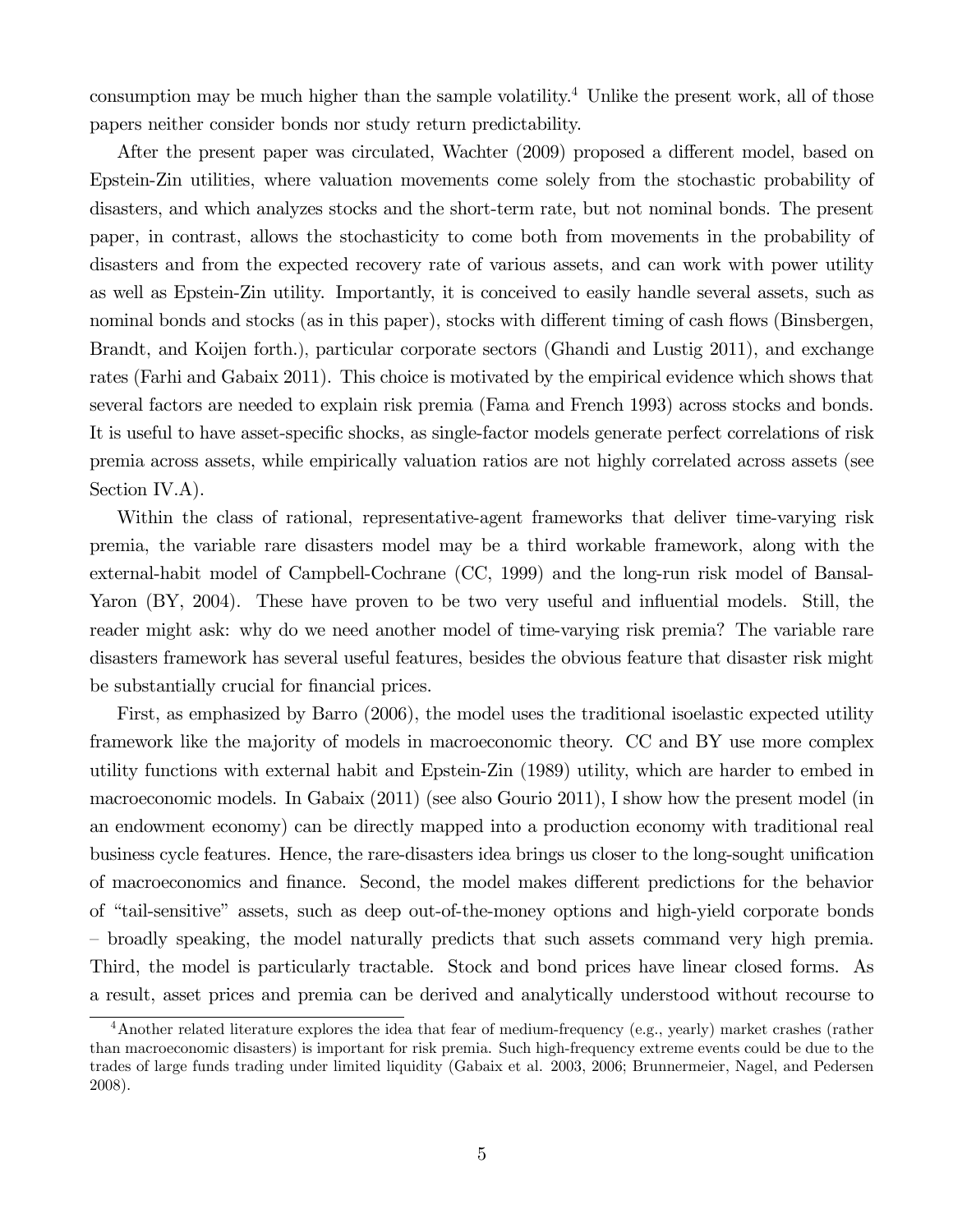consumption may be much higher than the sample volatility.[4] Unlike the present work, all of those papers neither consider bonds nor study return predictability.

After the present paper was circulated, Wachter (2009) proposed a different model, based on Epstein-Zin utilities, where valuation movements come solely from the stochastic probability of disasters, and which analyzes stocks and the short-term rate, but not nominal bonds. The present paper, in contrast, allows the stochasticity to come both from movements in the probability of disasters and from the expected recovery rate of various assets, and can work with power utility as well as Epstein-Zin utility. Importantly, it is conceived to easily handle several assets, such as nominal bonds and stocks (as in this paper), stocks with different timing of cash flows (Binsbergen, Brandt, and Koijen forth.), particular corporate sectors (Ghandi and Lustig 2011), and exchange rates (Farhi and Gabaix 2011). This choice is motivated by the empirical evidence which shows that several factors are needed to explain risk premia (Fama and French 1993) across stocks and bonds. It is useful to have asset-specific shocks, as single-factor models generate perfect correlations of risk premia across assets, while empirically valuation ratios are not highly correlated across assets (see Section IV.A).

Within the class of rational, representative-agent frameworks that deliver time-varying risk premia, the variable rare disasters model may be a third workable framework, along with the external-habit model of Campbell-Cochrane (CC, 1999) and the long-run risk model of Bansal-Yaron (BY, 2004). These have proven to be two very useful and influential models. Still, the reader might ask: why do we need another model of time-varying risk premia? The variable rare disasters framework has several useful features, besides the obvious feature that disaster risk might be substantially crucial for financial prices.

First, as emphasized by Barro (2006), the model uses the traditional isoelastic expected utility framework like the majority of models in macroeconomic theory. CC and BY use more complex utility functions with external habit and Epstein-Zin (1989) utility, which are harder to embed in macroeconomic models. In Gabaix (2011) (see also Gourio 2011), I show how the present model (in an endowment economy) can be directly mapped into a production economy with traditional real business cycle features. Hence, the rare-disasters idea brings us closer to the long-sought unification of macroeconomics and finance. Second, the model makes different predictions for the behavior of "tail-sensitive" assets, such as deep out-of-the-money options and high-yield corporate bonds – broadly speaking, the model naturally predicts that such assets command very high premia. Third, the model is particularly tractable. Stock and bond prices have linear closed forms. As a result, asset prices and premia can be derived and analytically understood without recourse to

[4] Another related literature explores the idea that fear of medium-frequency (e.g., yearly) market crashes (rather than macroeconomic disasters) is important for risk premia. Such high-frequency extreme events could be due to the trades of large funds trading under limited liquidity (Gabaix et al. 2003, 2006; Brunnermeier, Nagel, and Pedersen 2008).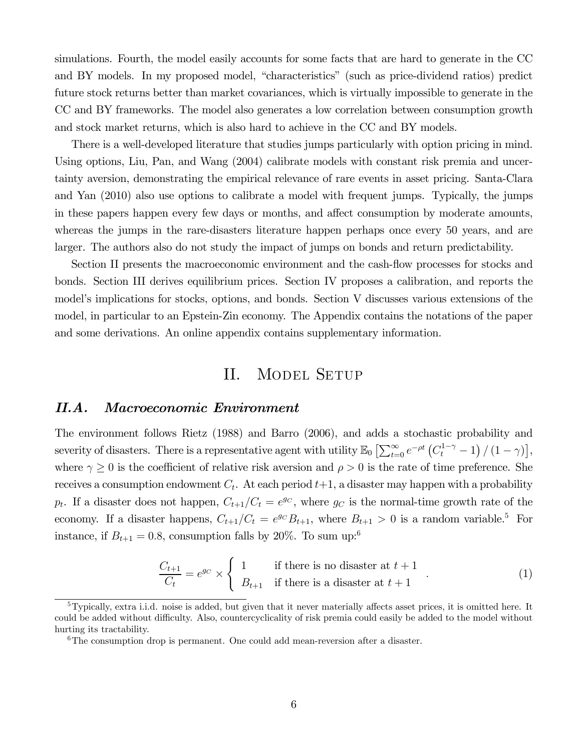simulations. Fourth, the model easily accounts for some facts that are hard to generate in the CC and BY models. In my proposed model, "characteristics" (such as price-dividend ratios) predict future stock returns better than market covariances, which is virtually impossible to generate in the CC and BY frameworks. The model also generates a low correlation between consumption growth and stock market returns, which is also hard to achieve in the CC and BY models.

There is a well-developed literature that studies jumps particularly with option pricing in mind. Using options, Liu, Pan, and Wang (2004) calibrate models with constant risk premia and uncertainty aversion, demonstrating the empirical relevance of rare events in asset pricing. Santa-Clara and Yan (2010) also use options to calibrate a model with frequent jumps. Typically, the jumps in these papers happen every few days or months, and affect consumption by moderate amounts, whereas the jumps in the rare-disasters literature happen perhaps once every 50 years, and are larger. The authors also do not study the impact of jumps on bonds and return predictability.

Section II presents the macroeconomic environment and the cash-flow processes for stocks and bonds. Section III derives equilibrium prices. Section IV proposes a calibration, and reports the model's implications for stocks, options, and bonds. Section V discusses various extensions of the model, in particular to an Epstein-Zin economy. The Appendix contains the notations of the paper and some derivations. An online appendix contains supplementary information.

# II. Model Setup

## II.A. Macroeconomic Environment

The environment follows Rietz (1988) and Barro (2006), and adds a stochastic probability and severity of disasters. There is a representative agent with utility $\mathbb{E}_0\left[\sum_{t=0}^{\infty} e^{-\rho t}\left(C_t^{1-\gamma}-1\right)/\left(1-\gamma\right)\right]$, where $\gamma \geq 0$ is the coefficient of relative risk aversion and $\rho > 0$ is the rate of time preference. She receives a consumption endowment $C_t$. At each period $t+1$, a disaster may happen with a probability $p_t$. If a disaster does not happen, $C_{t+1}/C_t = e^{g_C}$, where $g_C$ is the normal-time growth rate of the economy. If a disaster happens, $C_{t+1}/C_t = e^{g_C} B_{t+1}$, where $B_{t+1} > 0$ is a random variable.[5] For instance, if $B_{t+1} = 0.8$, consumption falls by 20%. To sum up:[6]

$$\frac{C_{t+1}}{C_t} = e^{g_C} \times \begin{cases} 1 & \text{if there is no disaster at } t+1 \\ B_{t+1} & \text{if there is a disaster at } t+1 \end{cases}. \tag{1}$$

[5] Typically, extra i.i.d. noise is added, but given that it never materially affects asset prices, it is omitted here. It could be added without difficulty. Also, countercyclicality of risk premia could easily be added to the model without hurting its tractability.

[6] The consumption drop is permanent. One could add mean-reversion after a disaster.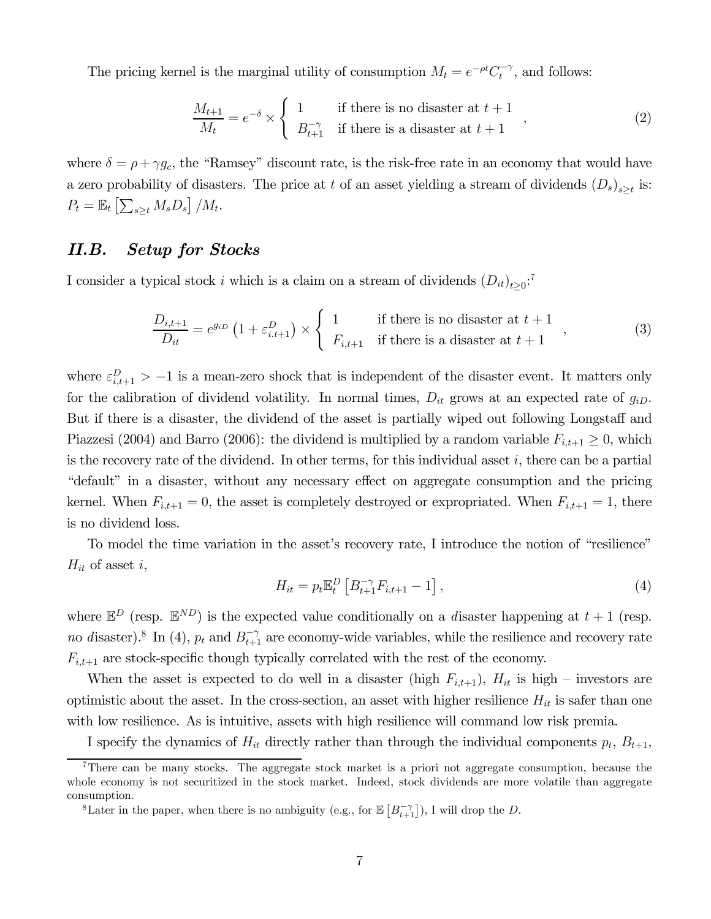The pricing kernel is the marginal utility of consumption $M_t = e^{-\rho t} C_t^{-\gamma}$, and follows:

$$\frac{M_{t+1}}{M_t} = e^{-\delta} \times \begin{cases} 1 & \text{if there is no disaster at } t+1 \\ B_{t+1}^{-\gamma} & \text{if there is a disaster at } t+1 \end{cases}, \tag{2}$$

where $\delta = \rho + \gamma g_c$, the "Ramsey" discount rate, is the risk-free rate in an economy that would have a zero probability of disasters. The price at $t$ of an asset yielding a stream of dividends $(D_s)_{s \geq t}$ is: $P_t = \mathbb{E}_t \left[ \sum_{s \geq t} M_s D_s \right] / M_t$.

## *II.B. Setup for Stocks*

I consider a typical stock $i$ which is a claim on a stream of dividends $(D_{it})_{t \geq 0}$:[7]

$$\frac{D_{i,t+1}}{D_{it}} = e^{g_{iD}} \left(1 + \varepsilon_{i.t+1}^D\right) \times \begin{cases} 1 & \text{if there is no disaster at } t+1 \\ F_{i,t+1} & \text{if there is a disaster at } t+1 \end{cases}, \tag{3}$$

where $\varepsilon_{i,t+1}^D > -1$ is a mean-zero shock that is independent of the disaster event. It matters only for the calibration of dividend volatility. In normal times, $D_{it}$ grows at an expected rate of $g_{iD}$. But if there is a disaster, the dividend of the asset is partially wiped out following Longstaff and Piazzesi (2004) and Barro (2006): the dividend is multiplied by a random variable $F_{i,t+1} \geq 0$, which is the recovery rate of the dividend. In other terms, for this individual asset $i$, there can be a partial "default" in a disaster, without any necessary effect on aggregate consumption and the pricing kernel. When $F_{i,t+1} = 0$, the asset is completely destroyed or expropriated. When $F_{i,t+1} = 1$, there is no dividend loss.

To model the time variation in the asset's recovery rate, I introduce the notion of "resilience" $H_{it}$ of asset $i$,

$$H_{it} = p_t \mathbb{E}_t^D \left[ B_{t+1}^{-\gamma} F_{i,t+1} - 1 \right], \tag{4}$$

where $\mathbb{E}^D$ (resp. $\mathbb{E}^{ND}$) is the expected value conditionally on a *d*isaster happening at $t+1$ (resp. *no d*isaster).[8] In (4), $p_t$ and $B_{t+1}^{-\gamma}$ are economy-wide variables, while the resilience and recovery rate $F_{i,t+1}$ are stock-specific though typically correlated with the rest of the economy.

When the asset is expected to do well in a disaster (high $F_{i,t+1}$), $H_{it}$ is high – investors are optimistic about the asset. In the cross-section, an asset with higher resilience $H_{it}$ is safer than one with low resilience. As is intuitive, assets with high resilience will command low risk premia.

I specify the dynamics of $H_{it}$ directly rather than through the individual components $p_t$, $B_{t+1}$,

---

[7] There can be many stocks. The aggregate stock market is a priori not aggregate consumption, because the whole economy is not securitized in the stock market. Indeed, stock dividends are more volatile than aggregate consumption.

[8] Later in the paper, when there is no ambiguity (e.g., for $\mathbb{E}\left[B_{t+1}^{-\gamma}\right]$), I will drop the $D$.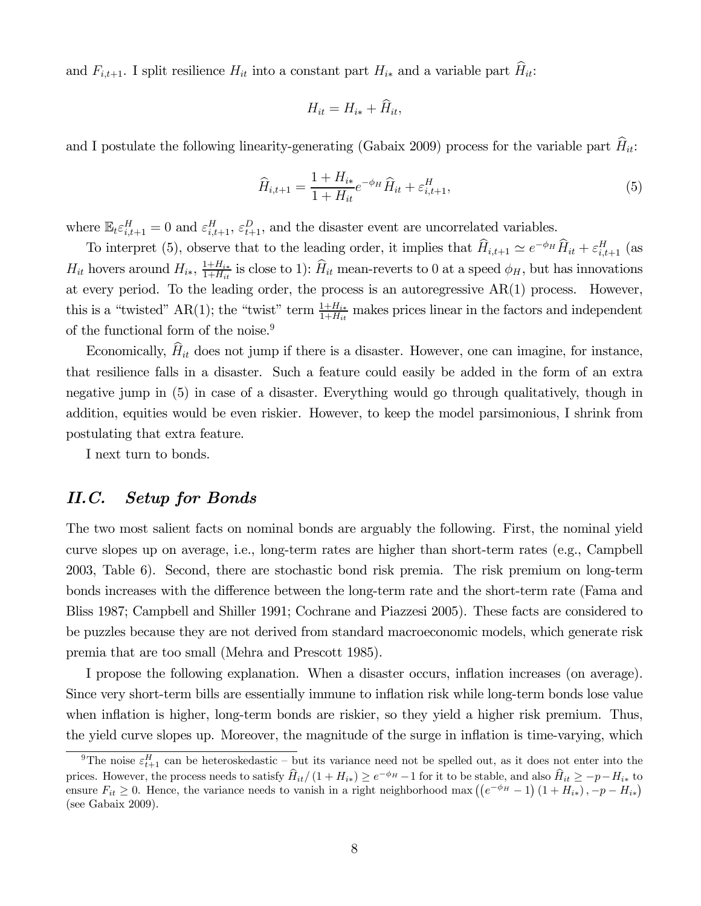and $F_{i,t+1}$. I split resilience $H_{it}$ into a constant part $H_{i*}$ and a variable part $\widehat{H}_{it}$:

$$H_{it} = H_{i*} + \widehat{H}_{it},$$

and I postulate the following linearity-generating (Gabaix 2009) process for the variable part $\widehat{H}_{it}$:

$$\widehat{H}_{i,t+1} = \frac{1 + H_{i*}}{1 + H_{it}} e^{-\phi_H} \widehat{H}_{it} + \varepsilon^H_{i,t+1}, \tag{5}$$

where $\mathbb{E}_t \varepsilon^H_{i,t+1} = 0$ and $\varepsilon^H_{i,t+1}$, $\varepsilon^D_{t+1}$, and the disaster event are uncorrelated variables.

To interpret (5), observe that to the leading order, it implies that $\widehat{H}_{i,t+1} \simeq e^{-\phi_H} \widehat{H}_{it} + \varepsilon^H_{i,t+1}$ (as $H_{it}$ hovers around $H_{i*}$, $\frac{1+H_{i*}}{1+H_{it}}$ is close to 1): $\widehat{H}_{it}$ mean-reverts to 0 at a speed $\phi_H$, but has innovations at every period. To the leading order, the process is an autoregressive AR(1) process. However, this is a "twisted" AR(1); the "twist" term $\frac{1+H_{i*}}{1+H_{it}}$ makes prices linear in the factors and independent of the functional form of the noise.[9]

Economically, $\widehat{H}_{it}$ does not jump if there is a disaster. However, one can imagine, for instance, that resilience falls in a disaster. Such a feature could easily be added in the form of an extra negative jump in (5) in case of a disaster. Everything would go through qualitatively, though in addition, equities would be even riskier. However, to keep the model parsimonious, I shrink from postulating that extra feature.

I next turn to bonds.

## *II.C. Setup for Bonds*

The two most salient facts on nominal bonds are arguably the following. First, the nominal yield curve slopes up on average, i.e., long-term rates are higher than short-term rates (e.g., Campbell 2003, Table 6). Second, there are stochastic bond risk premia. The risk premium on long-term bonds increases with the difference between the long-term rate and the short-term rate (Fama and Bliss 1987; Campbell and Shiller 1991; Cochrane and Piazzesi 2005). These facts are considered to be puzzles because they are not derived from standard macroeconomic models, which generate risk premia that are too small (Mehra and Prescott 1985).

I propose the following explanation. When a disaster occurs, inflation increases (on average). Since very short-term bills are essentially immune to inflation risk while long-term bonds lose value when inflation is higher, long-term bonds are riskier, so they yield a higher risk premium. Thus, the yield curve slopes up. Moreover, the magnitude of the surge in inflation is time-varying, which

[9] The noise $\varepsilon^H_{t+1}$ can be heteroskedastic – but its variance need not be spelled out, as it does not enter into the prices. However, the process needs to satisfy $\widehat{H}_{it}/(1 + H_{i*}) \geq e^{-\phi_H} - 1$ for it to be stable, and also $\widehat{H}_{it} \geq -p - H_{i*}$ to ensure $F_{it} \geq 0$. Hence, the variance needs to vanish in a right neighborhood $\max\left(\left(e^{-\phi_H} - 1\right)(1 + H_{i*}), -p - H_{i*}\right)$ (see Gabaix 2009).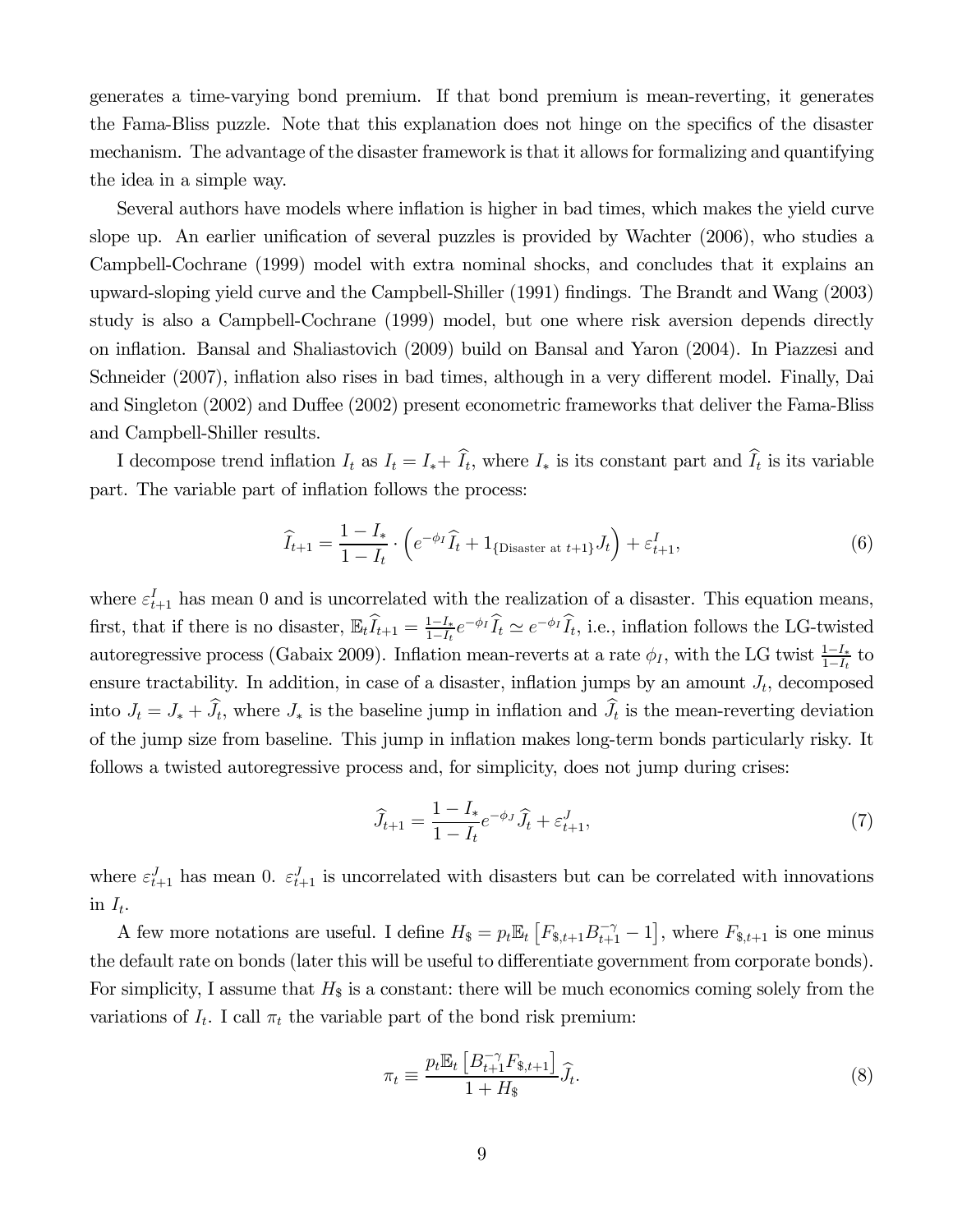generates a time-varying bond premium. If that bond premium is mean-reverting, it generates the Fama-Bliss puzzle. Note that this explanation does not hinge on the specifics of the disaster mechanism. The advantage of the disaster framework is that it allows for formalizing and quantifying the idea in a simple way.

Several authors have models where inflation is higher in bad times, which makes the yield curve slope up. An earlier unification of several puzzles is provided by Wachter (2006), who studies a Campbell-Cochrane (1999) model with extra nominal shocks, and concludes that it explains an upward-sloping yield curve and the Campbell-Shiller (1991) findings. The Brandt and Wang (2003) study is also a Campbell-Cochrane (1999) model, but one where risk aversion depends directly on inflation. Bansal and Shaliastovich (2009) build on Bansal and Yaron (2004). In Piazzesi and Schneider (2007), inflation also rises in bad times, although in a very different model. Finally, Dai and Singleton (2002) and Duffee (2002) present econometric frameworks that deliver the Fama-Bliss and Campbell-Shiller results.

I decompose trend inflation $I_t$ as $I_t = I_* + \widehat{I}_t$, where $I_*$ is its constant part and $\widehat{I}_t$ is its variable part. The variable part of inflation follows the process:

$$\widehat{I}_{t+1} = \frac{1 - I_*}{1 - I_t} \cdot \left( e^{-\phi_I} \widehat{I}_t + 1_{\{\text{Disaster at } t+1\}} J_t \right) + \varepsilon^I_{t+1}, \tag{6}$$

where $\varepsilon^I_{t+1}$ has mean 0 and is uncorrelated with the realization of a disaster. This equation means, first, that if there is no disaster, $\mathbb{E}_t \widehat{I}_{t+1} = \frac{1-I_*}{1-I_t} e^{-\phi_I} \widehat{I}_t \simeq e^{-\phi_I} \widehat{I}_t$, i.e., inflation follows the LG-twisted autoregressive process (Gabaix 2009). Inflation mean-reverts at a rate $\phi_I$, with the LG twist $\frac{1-I_*}{1-I_t}$ to ensure tractability. In addition, in case of a disaster, inflation jumps by an amount $J_t$, decomposed into $J_t = J_* + \widehat{J}_t$, where $J_*$ is the baseline jump in inflation and $\widehat{J}_t$ is the mean-reverting deviation of the jump size from baseline. This jump in inflation makes long-term bonds particularly risky. It follows a twisted autoregressive process and, for simplicity, does not jump during crises:

$$\widehat{J}_{t+1} = \frac{1 - I_*}{1 - I_t} e^{-\phi_J} \widehat{J}_t + \varepsilon^J_{t+1}, \tag{7}$$

where $\varepsilon^J_{t+1}$ has mean 0. $\varepsilon^J_{t+1}$ is uncorrelated with disasters but can be correlated with innovations in $I_t$.

A few more notations are useful. I define $H_\$ = p_t \mathbb{E}_t \left[ F_{\$,t+1} B_{t+1}^{-\gamma} - 1 \right]$, where $F_{\$,t+1}$ is one minus the default rate on bonds (later this will be useful to differentiate government from corporate bonds). For simplicity, I assume that $H_\$$ is a constant: there will be much economics coming solely from the variations of $I_t$. I call $\pi_t$ the variable part of the bond risk premium:

$$\pi_t \equiv \frac{p_t \mathbb{E}_t \left[ B_{t+1}^{-\gamma} F_{\$,t+1} \right]}{1 + H_\$} \widehat{J}_t. \tag{8}$$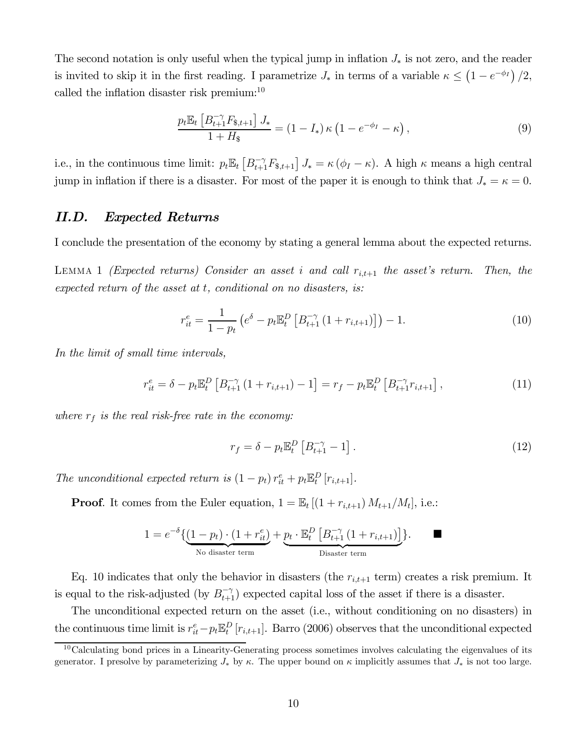The second notation is only useful when the typical jump in inflation $J_*$ is not zero, and the reader is invited to skip it in the first reading. I parametrize $J_*$ in terms of a variable $\kappa \leq \left(1 - e^{-\phi_I}\right)/2$, called the inflation disaster risk premium:[10]

$$\frac{p_t \mathbb{E}_t \left[B_{t+1}^{-\gamma} F_{\$,t+1}\right] J_*}{1 + H_\$} = (1 - I_*) \, \kappa \left(1 - e^{-\phi_I} - \kappa\right), \tag{9}$$

i.e., in the continuous time limit: $p_t \mathbb{E}_t \left[B_{t+1}^{-\gamma} F_{\$,t+1}\right] J_* = \kappa \left(\phi_I - \kappa\right)$. A high $\kappa$ means a high central jump in inflation if there is a disaster. For most of the paper it is enough to think that $J_* = \kappa = 0$.

## II.D. Expected Returns

I conclude the presentation of the economy by stating a general lemma about the expected returns.

Lemma 1 *(Expected returns) Consider an asset $i$ and call $r_{i,t+1}$ the asset's return. Then, the expected return of the asset at $t$, conditional on no disasters, is:*

$$r_{it}^e = \frac{1}{1 - p_t} \left(e^{\delta} - p_t \mathbb{E}_t^D \left[B_{t+1}^{-\gamma} \left(1 + r_{i,t+1}\right)\right]\right) - 1. \tag{10}$$

*In the limit of small time intervals,*

$$r_{it}^e = \delta - p_t \mathbb{E}_t^D \left[B_{t+1}^{-\gamma} \left(1 + r_{i,t+1}\right) - 1\right] = r_f - p_t \mathbb{E}_t^D \left[B_{t+1}^{-\gamma} r_{i,t+1}\right], \tag{11}$$

*where $r_f$ is the real risk-free rate in the economy:*

$$r_f = \delta - p_t \mathbb{E}_t^D \left[B_{t+1}^{-\gamma} - 1\right]. \tag{12}$$

*The unconditional expected return is $\left(1 - p_t\right) r_{it}^e + p_t \mathbb{E}_t^D \left[r_{i,t+1}\right]$.*

**Proof**. It comes from the Euler equation, $1 = \mathbb{E}_t \left[\left(1 + r_{i,t+1}\right) M_{t+1}/M_t\right]$, i.e.:

$$1 = e^{-\delta} \{ \underbrace{(1 - p_t) \cdot (1 + r_{it}^e)}_{\text{No disaster term}} + \underbrace{p_t \cdot \mathbb{E}_t^D \left[B_{t+1}^{-\gamma} \left(1 + r_{i,t+1}\right)\right]}_{\text{Disaster term}} \}. \qquad \blacksquare$$

Eq. 10 indicates that only the behavior in disasters (the $r_{i,t+1}$ term) creates a risk premium. It is equal to the risk-adjusted (by $B_{t+1}^{-\gamma}$) expected capital loss of the asset if there is a disaster.

The unconditional expected return on the asset (i.e., without conditioning on no disasters) in the continuous time limit is $r_{it}^e - p_t \mathbb{E}_t^D \left[r_{i,t+1}\right]$. Barro (2006) observes that the unconditional expected

[10] Calculating bond prices in a Linearity-Generating process sometimes involves calculating the eigenvalues of its generator. I presolve by parameterizing $J_*$ by $\kappa$. The upper bound on $\kappa$ implicitly assumes that $J_*$ is not too large.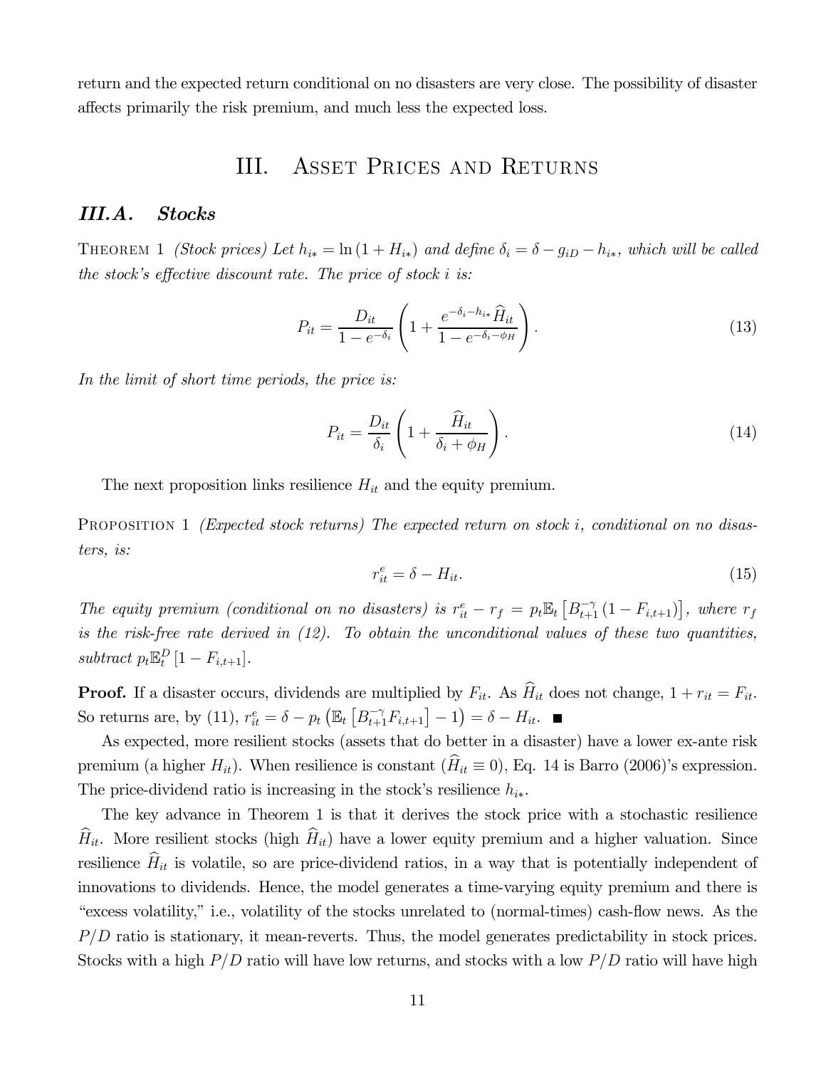return and the expected return conditional on no disasters are very close. The possibility of disaster affects primarily the risk premium, and much less the expected loss.

# III. Asset Prices and Returns

## III.A. Stocks

Theorem 1 *(Stock prices) Let $h_{i*} = \ln(1 + H_{i*})$ and define $\delta_i = \delta - g_{iD} - h_{i*}$, which will be called the stock's effective discount rate. The price of stock $i$ is:*

$$P_{it} = \frac{D_{it}}{1 - e^{-\delta_i}} \left( 1 + \frac{e^{-\delta_i - h_{i*}} \widehat{H}_{it}}{1 - e^{-\delta_i - \phi_H}} \right). \tag{13}$$

*In the limit of short time periods, the price is:*

$$P_{it} = \frac{D_{it}}{\delta_i} \left( 1 + \frac{\widehat{H}_{it}}{\delta_i + \phi_H} \right). \tag{14}$$

The next proposition links resilience $H_{it}$ and the equity premium.

Proposition 1 *(Expected stock returns) The expected return on stock $i$, conditional on no disasters, is:*

$$r_{it}^e = \delta - H_{it}. \tag{15}$$

*The equity premium (conditional on no disasters) is $r_{it}^e - r_f = p_t \mathbb{E}_t \left[ B_{t+1}^{-\gamma} (1 - F_{i,t+1}) \right]$, where $r_f$ is the risk-free rate derived in (12). To obtain the unconditional values of these two quantities, subtract $p_t \mathbb{E}_t^D [1 - F_{i,t+1}]$.*

**Proof.** If a disaster occurs, dividends are multiplied by $F_{it}$. As $\widehat{H}_{it}$ does not change, $1 + r_{it} = F_{it}$. So returns are, by (11), $r_{it}^e = \delta - p_t \left( \mathbb{E}_t \left[ B_{t+1}^{-\gamma} F_{i,t+1} \right] - 1 \right) = \delta - H_{it}$. ∎

As expected, more resilient stocks (assets that do better in a disaster) have a lower ex-ante risk premium (a higher $H_{it}$). When resilience is constant ($\widehat{H}_{it} \equiv 0$), Eq. 14 is Barro (2006)'s expression. The price-dividend ratio is increasing in the stock's resilience $h_{i*}$.

The key advance in Theorem 1 is that it derives the stock price with a stochastic resilience $\widehat{H}_{it}$. More resilient stocks (high $\widehat{H}_{it}$) have a lower equity premium and a higher valuation. Since resilience $\widehat{H}_{it}$ is volatile, so are price-dividend ratios, in a way that is potentially independent of innovations to dividends. Hence, the model generates a time-varying equity premium and there is "excess volatility," i.e., volatility of the stocks unrelated to (normal-times) cash-flow news. As the $P/D$ ratio is stationary, it mean-reverts. Thus, the model generates predictability in stock prices. Stocks with a high $P/D$ ratio will have low returns, and stocks with a low $P/D$ ratio will have high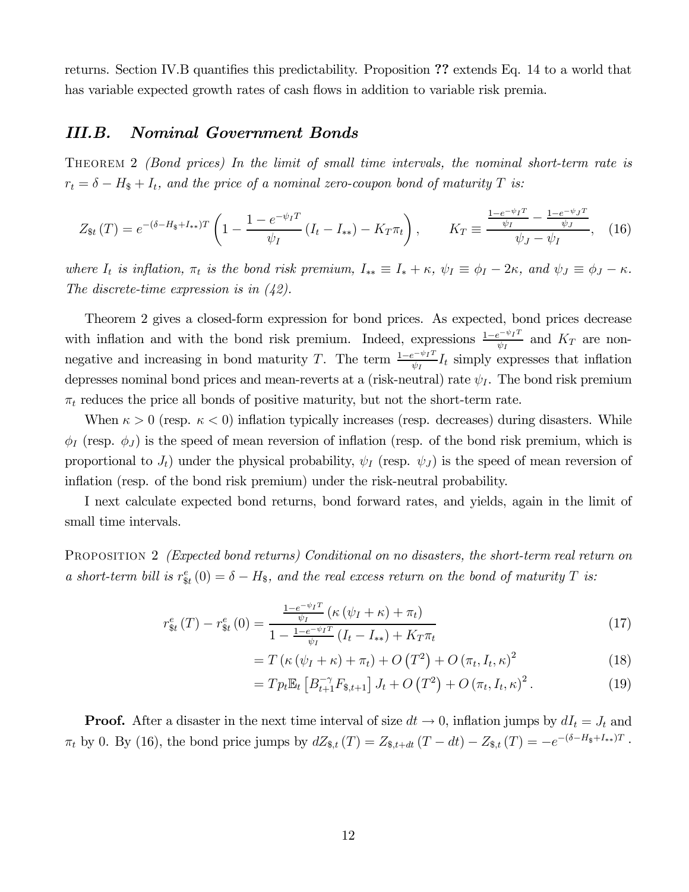returns. Section IV.B quantifies this predictability. Proposition **??** extends Eq. 14 to a world that has variable expected growth rates of cash flows in addition to variable risk premia.

## *III.B. Nominal Government Bonds*

Theorem 2 *(Bond prices) In the limit of small time intervals, the nominal short-term rate is $r_t = \delta - H_\$ + I_t$, and the price of a nominal zero-coupon bond of maturity $T$ is:*

$$Z_{\$t}(T) = e^{-(\delta - H_\$ + I_{**})T} \left(1 - \frac{1 - e^{-\psi_I T}}{\psi_I}(I_t - I_{**}) - K_T \pi_t\right), \qquad K_T \equiv \frac{\frac{1-e^{-\psi_I T}}{\psi_I} - \frac{1-e^{-\psi_J T}}{\psi_J}}{\psi_J - \psi_I}, \quad (16)$$

*where $I_t$ is inflation, $\pi_t$ is the bond risk premium, $I_{**} \equiv I_* + \kappa$, $\psi_I \equiv \phi_I - 2\kappa$, and $\psi_J \equiv \phi_J - \kappa$. The discrete-time expression is in (42).*

Theorem 2 gives a closed-form expression for bond prices. As expected, bond prices decrease with inflation and with the bond risk premium. Indeed, expressions $\frac{1-e^{-\psi_I T}}{\psi_I}$ and $K_T$ are non-negative and increasing in bond maturity $T$. The term $\frac{1-e^{-\psi_I T}}{\psi_I} I_t$ simply expresses that inflation depresses nominal bond prices and mean-reverts at a (risk-neutral) rate $\psi_I$. The bond risk premium $\pi_t$ reduces the price all bonds of positive maturity, but not the short-term rate.

When $\kappa > 0$ (resp. $\kappa < 0$) inflation typically increases (resp. decreases) during disasters. While $\phi_I$ (resp. $\phi_J$) is the speed of mean reversion of inflation (resp. of the bond risk premium, which is proportional to $J_t$) under the physical probability, $\psi_I$ (resp. $\psi_J$) is the speed of mean reversion of inflation (resp. of the bond risk premium) under the risk-neutral probability.

I next calculate expected bond returns, bond forward rates, and yields, again in the limit of small time intervals.

Proposition 2 *(Expected bond returns) Conditional on no disasters, the short-term real return on a short-term bill is $r^e_{\$t}(0) = \delta - H_\$$, and the real excess return on the bond of maturity $T$ is:*

$$r^e_{\$t}(T) - r^e_{\$t}(0) = \frac{\frac{1-e^{-\psi_I T}}{\psi_I}\left(\kappa(\psi_I + \kappa) + \pi_t\right)}{1 - \frac{1-e^{-\psi_I T}}{\psi_I}(I_t - I_{**}) + K_T \pi_t} \quad (17)$$

$$= T\left(\kappa(\psi_I + \kappa) + \pi_t\right) + O\left(T^2\right) + O\left(\pi_t, I_t, \kappa\right)^2 \quad (18)$$

$$= T p_t \mathbb{E}_t\left[B_{t+1}^{-\gamma} F_{\$,t+1}\right] J_t + O\left(T^2\right) + O\left(\pi_t, I_t, \kappa\right)^2. \quad (19)$$

**Proof.** After a disaster in the next time interval of size $dt \to 0$, inflation jumps by $dI_t = J_t$ and $\pi_t$ by 0. By (16), the bond price jumps by $dZ_{\$,t}(T) = Z_{\$,t+dt}(T - dt) - Z_{\$,t}(T) = -e^{-(\delta - H_\$ + I_{**})T}$.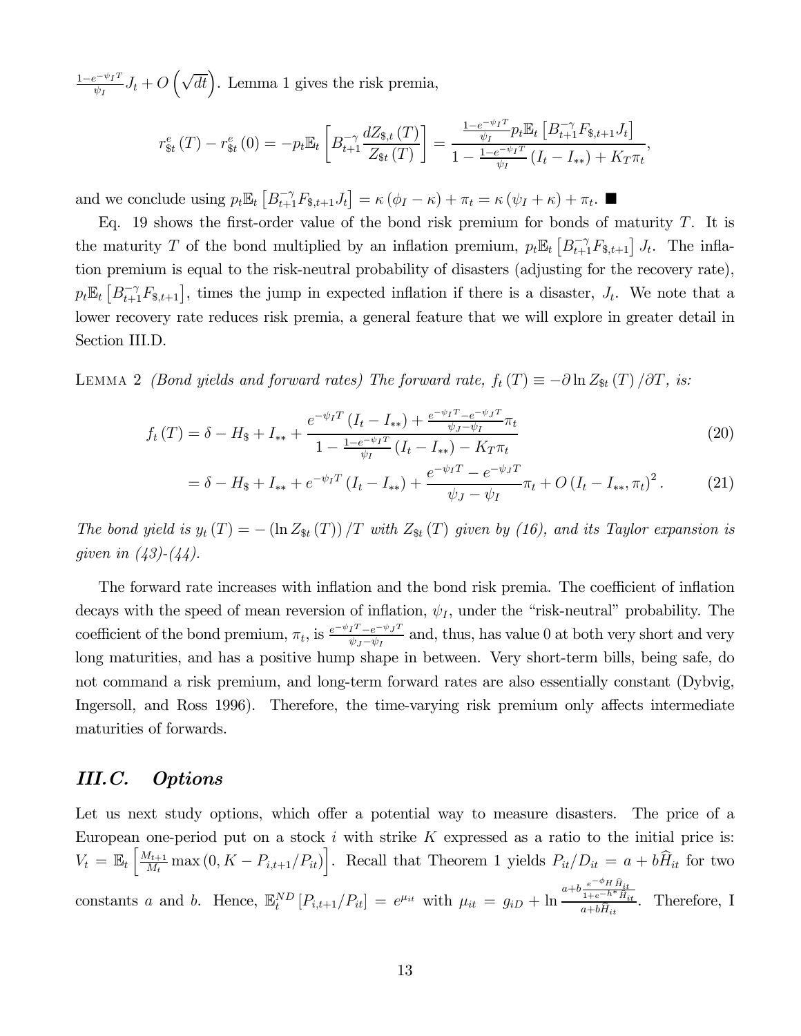$\frac{1-e^{-\psi_I T}}{\psi_I} J_t + O\left(\sqrt{dt}\right)$. Lemma 1 gives the risk premia,

$$r^e_{\$t}(T) - r^e_{\$t}(0) = -p_t \mathbb{E}_t\left[B_{t+1}^{-\gamma} \frac{dZ_{\$,t}(T)}{Z_{\$t}(T)}\right] = \frac{\frac{1-e^{-\psi_I T}}{\psi_I} p_t \mathbb{E}_t\left[B_{t+1}^{-\gamma} F_{\$,t+1} J_t\right]}{1 - \frac{1-e^{-\psi_I T}}{\psi_I}(I_t - I_{**}) + K_T \pi_t},$$

and we conclude using $p_t \mathbb{E}_t\left[B_{t+1}^{-\gamma} F_{\$,t+1} J_t\right] = \kappa(\phi_I - \kappa) + \pi_t = \kappa(\psi_I + \kappa) + \pi_t$. ■

Eq. 19 shows the first-order value of the bond risk premium for bonds of maturity $T$. It is the maturity $T$ of the bond multiplied by an inflation premium, $p_t \mathbb{E}_t\left[B_{t+1}^{-\gamma} F_{\$,t+1}\right] J_t$. The inflation premium is equal to the risk-neutral probability of disasters (adjusting for the recovery rate), $p_t \mathbb{E}_t\left[B_{t+1}^{-\gamma} F_{\$,t+1}\right]$, times the jump in expected inflation if there is a disaster, $J_t$. We note that a lower recovery rate reduces risk premia, a general feature that we will explore in greater detail in Section III.D.

Lemma 2 *(Bond yields and forward rates) The forward rate, $f_t(T) \equiv -\partial \ln Z_{\$t}(T)/\partial T$, is:*

$$f_t(T) = \delta - H_\$ + I_{**} + \frac{e^{-\psi_I T}(I_t - I_{**}) + \frac{e^{-\psi_I T} - e^{-\psi_J T}}{\psi_J - \psi_I}\pi_t}{1 - \frac{1-e^{-\psi_I T}}{\psi_I}(I_t - I_{**}) - K_T \pi_t} \tag{20}$$

$$= \delta - H_\$ + I_{**} + e^{-\psi_I T}(I_t - I_{**}) + \frac{e^{-\psi_I T} - e^{-\psi_J T}}{\psi_J - \psi_I}\pi_t + O(I_t - I_{**}, \pi_t)^2. \tag{21}$$

*The bond yield is $y_t(T) = -(\ln Z_{\$t}(T))/T$ with $Z_{\$t}(T)$ given by (16), and its Taylor expansion is given in (43)-(44).*

The forward rate increases with inflation and the bond risk premia. The coefficient of inflation decays with the speed of mean reversion of inflation, $\psi_I$, under the "risk-neutral" probability. The coefficient of the bond premium, $\pi_t$, is $\frac{e^{-\psi_I T} - e^{-\psi_J T}}{\psi_J - \psi_I}$ and, thus, has value 0 at both very short and very long maturities, and has a positive hump shape in between. Very short-term bills, being safe, do not command a risk premium, and long-term forward rates are also essentially constant (Dybvig, Ingersoll, and Ross 1996). Therefore, the time-varying risk premium only affects intermediate maturities of forwards.

## III.C. Options

Let us next study options, which offer a potential way to measure disasters. The price of a European one-period put on a stock $i$ with strike $K$ expressed as a ratio to the initial price is: $V_t = \mathbb{E}_t\left[\frac{M_{t+1}}{M_t} \max(0, K - P_{i,t+1}/P_{it})\right]$. Recall that Theorem 1 yields $P_{it}/D_{it} = a + b\widehat{H}_{it}$ for two constants $a$ and $b$. Hence, $\mathbb{E}_t^{ND}\left[P_{i,t+1}/P_{it}\right] = e^{\mu_{it}}$ with $\mu_{it} = g_{iD} + \ln \frac{a + b\frac{e^{-\phi_H}\widehat{H}_{it}}{1+e^{-h^*}\widehat{H}_{it}}}{a + b\widehat{H}_{it}}$. Therefore, I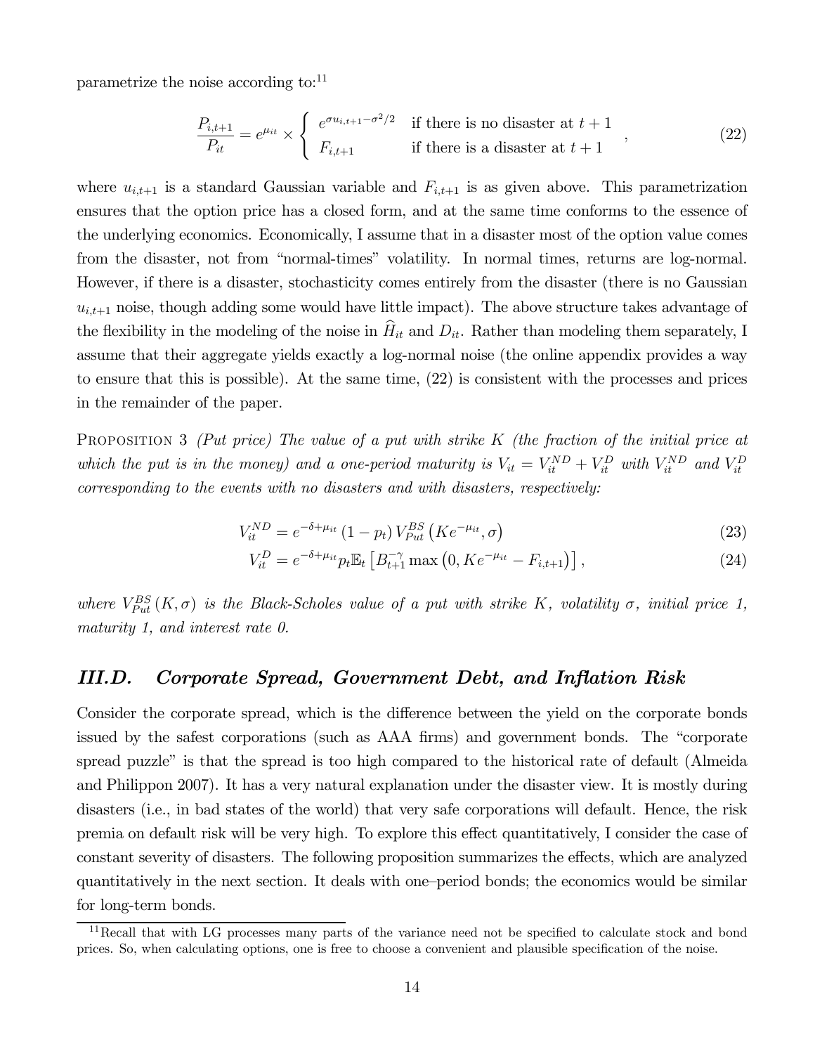parametrize the noise according to:[11]

$$\frac{P_{i,t+1}}{P_{it}} = e^{\mu_{it}} \times \begin{cases} e^{\sigma u_{i,t+1} - \sigma^2/2} & \text{if there is no disaster at } t+1 \\ F_{i,t+1} & \text{if there is a disaster at } t+1 \end{cases}, \tag{22}$$

where $u_{i,t+1}$ is a standard Gaussian variable and $F_{i,t+1}$ is as given above. This parametrization ensures that the option price has a closed form, and at the same time conforms to the essence of the underlying economics. Economically, I assume that in a disaster most of the option value comes from the disaster, not from "normal-times" volatility. In normal times, returns are log-normal. However, if there is a disaster, stochasticity comes entirely from the disaster (there is no Gaussian $u_{i,t+1}$ noise, though adding some would have little impact). The above structure takes advantage of the flexibility in the modeling of the noise in $\widehat{H}_{it}$ and $D_{it}$. Rather than modeling them separately, I assume that their aggregate yields exactly a log-normal noise (the online appendix provides a way to ensure that this is possible). At the same time, (22) is consistent with the processes and prices in the remainder of the paper.

Proposition 3 *(Put price) The value of a put with strike $K$ (the fraction of the initial price at which the put is in the money) and a one-period maturity is $V_{it} = V_{it}^{ND} + V_{it}^{D}$ with $V_{it}^{ND}$ and $V_{it}^{D}$ corresponding to the events with no disasters and with disasters, respectively:*

$$V_{it}^{ND} = e^{-\delta+\mu_{it}} (1-p_t) V_{Put}^{BS}\left(Ke^{-\mu_{it}}, \sigma\right) \tag{23}$$

$$V_{it}^{D} = e^{-\delta+\mu_{it}} p_t \mathbb{E}_t\left[B_{t+1}^{-\gamma} \max\left(0, Ke^{-\mu_{it}} - F_{i,t+1}\right)\right], \tag{24}$$

*where $V_{Put}^{BS}(K, \sigma)$ is the Black-Scholes value of a put with strike $K$, volatility $\sigma$, initial price 1, maturity 1, and interest rate 0.*

### III.D. Corporate Spread, Government Debt, and Inflation Risk

Consider the corporate spread, which is the difference between the yield on the corporate bonds issued by the safest corporations (such as AAA firms) and government bonds. The "corporate spread puzzle" is that the spread is too high compared to the historical rate of default (Almeida and Philippon 2007). It has a very natural explanation under the disaster view. It is mostly during disasters (i.e., in bad states of the world) that very safe corporations will default. Hence, the risk premia on default risk will be very high. To explore this effect quantitatively, I consider the case of constant severity of disasters. The following proposition summarizes the effects, which are analyzed quantitatively in the next section. It deals with one–period bonds; the economics would be similar for long-term bonds.

[11] Recall that with LG processes many parts of the variance need not be specified to calculate stock and bond prices. So, when calculating options, one is free to choose a convenient and plausible specification of the noise.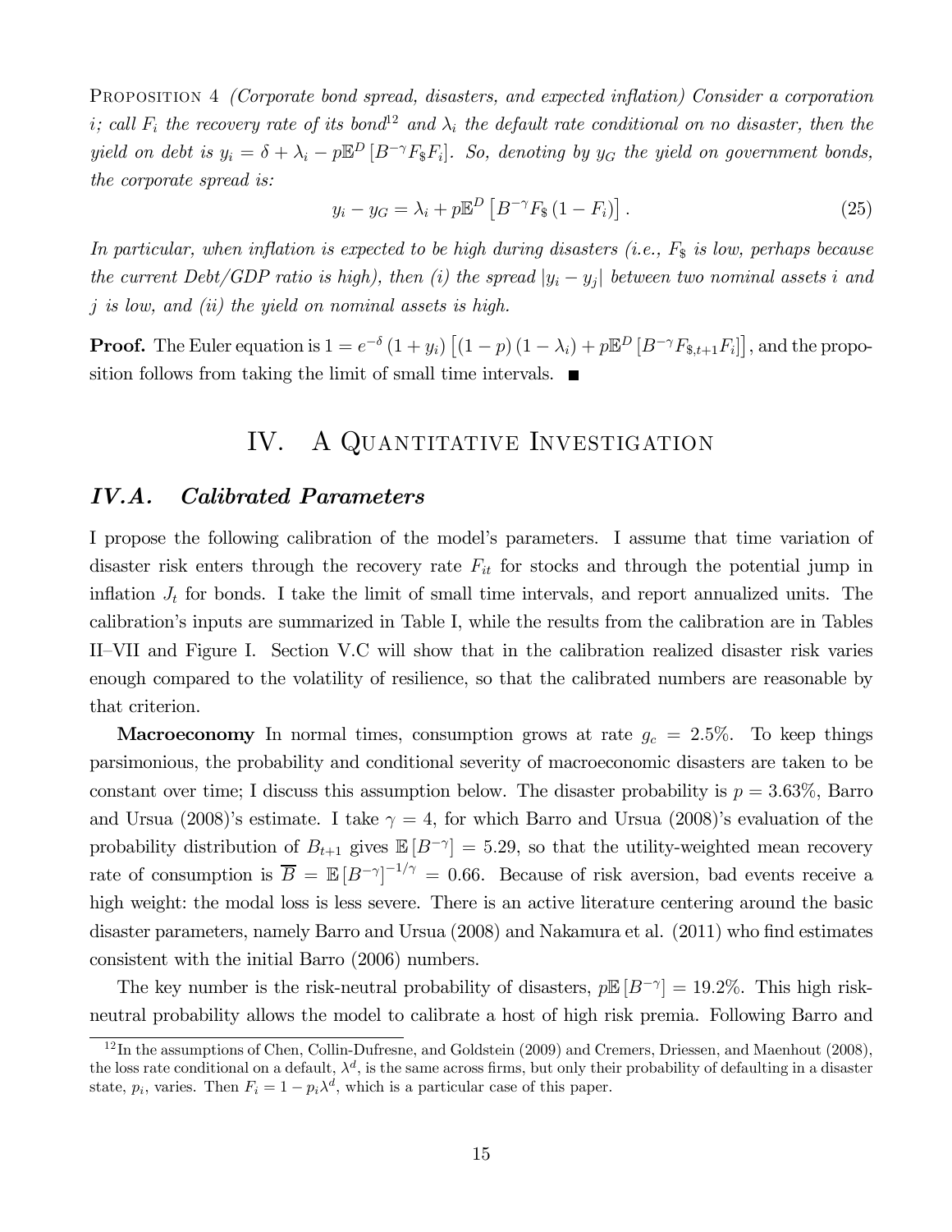Proposition 4 *(Corporate bond spread, disasters, and expected inflation) Consider a corporation $i$; call $F_i$ the recovery rate of its bond*[12] *and $\lambda_i$ the default rate conditional on no disaster, then the yield on debt is $y_i = \delta + \lambda_i - p\mathbb{E}^D \left[B^{-\gamma} F_\$ F_i\right]$. So, denoting by $y_G$ the yield on government bonds, the corporate spread is:*

$$y_i - y_G = \lambda_i + p\mathbb{E}^D \left[B^{-\gamma} F_\$ \left(1 - F_i\right)\right]. \tag{25}$$

*In particular, when inflation is expected to be high during disasters (i.e., $F_\$$ is low, perhaps because the current Debt/GDP ratio is high), then (i) the spread $|y_i - y_j|$ between two nominal assets $i$ and $j$ is low, and (ii) the yield on nominal assets is high.*

**Proof.** The Euler equation is $1 = e^{-\delta}\left(1 + y_i\right)\left[\left(1-p\right)\left(1-\lambda_i\right) + p\mathbb{E}^D\left[B^{-\gamma} F_{\$,t+1} F_i\right]\right]$, and the proposition follows from taking the limit of small time intervals. ■

# IV. A Quantitative Investigation

## *IV.A. Calibrated Parameters*

I propose the following calibration of the model's parameters. I assume that time variation of disaster risk enters through the recovery rate $F_{it}$ for stocks and through the potential jump in inflation $J_t$ for bonds. I take the limit of small time intervals, and report annualized units. The calibration's inputs are summarized in Table I, while the results from the calibration are in Tables II–VII and Figure I. Section V.C will show that in the calibration realized disaster risk varies enough compared to the volatility of resilience, so that the calibrated numbers are reasonable by that criterion.

**Macroeconomy** In normal times, consumption grows at rate $g_c = 2.5\%$. To keep things parsimonious, the probability and conditional severity of macroeconomic disasters are taken to be constant over time; I discuss this assumption below. The disaster probability is $p = 3.63\%$, Barro and Ursua (2008)'s estimate. I take $\gamma = 4$, for which Barro and Ursua (2008)'s evaluation of the probability distribution of $B_{t+1}$ gives $\mathbb{E}\left[B^{-\gamma}\right] = 5.29$, so that the utility-weighted mean recovery rate of consumption is $\overline{B} = \mathbb{E}\left[B^{-\gamma}\right]^{-1/\gamma} = 0.66$. Because of risk aversion, bad events receive a high weight: the modal loss is less severe. There is an active literature centering around the basic disaster parameters, namely Barro and Ursua (2008) and Nakamura et al. (2011) who find estimates consistent with the initial Barro (2006) numbers.

The key number is the risk-neutral probability of disasters, $p\mathbb{E}\left[B^{-\gamma}\right] = 19.2\%$. This high risk-neutral probability allows the model to calibrate a host of high risk premia. Following Barro and

[12] In the assumptions of Chen, Collin-Dufresne, and Goldstein (2009) and Cremers, Driessen, and Maenhout (2008), the loss rate conditional on a default, $\lambda^d$, is the same across firms, but only their probability of defaulting in a disaster state, $p_i$, varies. Then $F_i = 1 - p_i\lambda^d$, which is a particular case of this paper.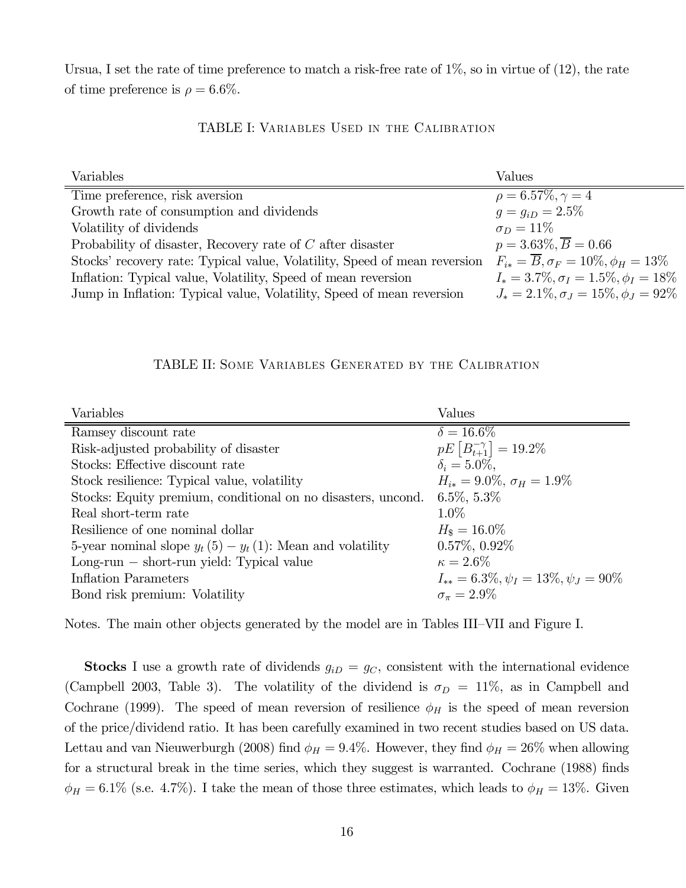Ursua, I set the rate of time preference to match a risk-free rate of 1%, so in virtue of (12), the rate of time preference is $\rho = 6.6\%$.

TABLE I: VARIABLES USED IN THE CALIBRATION

| Variables | Values |
|---|---|
| Time preference, risk aversion | $\rho = 6.57\%, \gamma = 4$ |
| Growth rate of consumption and dividends | $g = g_{iD} = 2.5\%$ |
| Volatility of dividends | $\sigma_D = 11\%$ |
| Probability of disaster, Recovery rate of $C$ after disaster | $p = 3.63\%, \overline{B} = 0.66$ |
| Stocks' recovery rate: Typical value, Volatility, Speed of mean reversion | $F_{i*} = \overline{B}, \sigma_F = 10\%, \phi_H = 13\%$ |
| Inflation: Typical value, Volatility, Speed of mean reversion | $I_* = 3.7\%, \sigma_I = 1.5\%, \phi_I = 18\%$ |
| Jump in Inflation: Typical value, Volatility, Speed of mean reversion | $J_* = 2.1\%, \sigma_J = 15\%, \phi_J = 92\%$ |

TABLE II: SOME VARIABLES GENERATED BY THE CALIBRATION

| Variables | Values |
|---|---|
| Ramsey discount rate | $\delta = 16.6\%$ |
| Risk-adjusted probability of disaster | $pE\left[B_{t+1}^{-\gamma}\right] = 19.2\%$ |
| Stocks: Effective discount rate | $\delta_i = 5.0\%$, |
| Stock resilience: Typical value, volatility | $H_{i*} = 9.0\%$, $\sigma_H = 1.9\%$ |
| Stocks: Equity premium, conditional on no disasters, uncond. | 6.5%, 5.3% |
| Real short-term rate | 1.0% |
| Resilience of one nominal dollar | $H_{\$} = 16.0\%$ |
| 5-year nominal slope $y_t(5) - y_t(1)$: Mean and volatility | 0.57%, 0.92% |
| Long-run − short-run yield: Typical value | $\kappa = 2.6\%$ |
| Inflation Parameters | $I_{**} = 6.3\%, \psi_I = 13\%, \psi_J = 90\%$ |
| Bond risk premium: Volatility | $\sigma_\pi = 2.9\%$ |

Notes. The main other objects generated by the model are in Tables III–VII and Figure I.

**Stocks** I use a growth rate of dividends $g_{iD} = g_C$, consistent with the international evidence (Campbell 2003, Table 3). The volatility of the dividend is $\sigma_D = 11\%$, as in Campbell and Cochrane (1999). The speed of mean reversion of resilience $\phi_H$ is the speed of mean reversion of the price/dividend ratio. It has been carefully examined in two recent studies based on US data. Lettau and van Nieuwerburgh (2008) find $\phi_H = 9.4\%$. However, they find $\phi_H = 26\%$ when allowing for a structural break in the time series, which they suggest is warranted. Cochrane (1988) finds $\phi_H = 6.1\%$ (s.e. 4.7%). I take the mean of those three estimates, which leads to $\phi_H = 13\%$. Given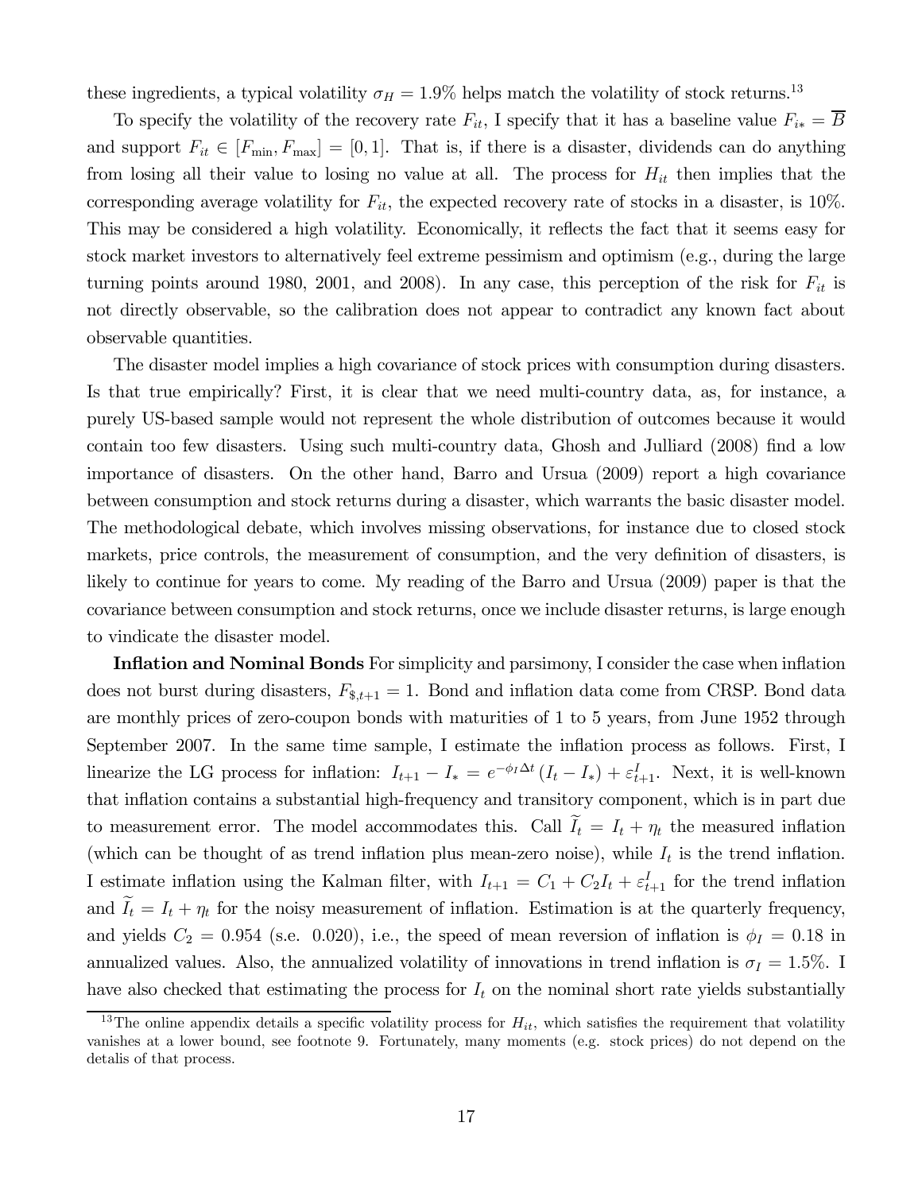these ingredients, a typical volatility $\sigma_H = 1.9\%$ helps match the volatility of stock returns.[13]

To specify the volatility of the recovery rate $F_{it}$, I specify that it has a baseline value $F_{i*} = \overline{B}$ and support $F_{it} \in [F_{\min}, F_{\max}] = [0, 1]$. That is, if there is a disaster, dividends can do anything from losing all their value to losing no value at all. The process for $H_{it}$ then implies that the corresponding average volatility for $F_{it}$, the expected recovery rate of stocks in a disaster, is 10%. This may be considered a high volatility. Economically, it reflects the fact that it seems easy for stock market investors to alternatively feel extreme pessimism and optimism (e.g., during the large turning points around 1980, 2001, and 2008). In any case, this perception of the risk for $F_{it}$ is not directly observable, so the calibration does not appear to contradict any known fact about observable quantities.

The disaster model implies a high covariance of stock prices with consumption during disasters. Is that true empirically? First, it is clear that we need multi-country data, as, for instance, a purely US-based sample would not represent the whole distribution of outcomes because it would contain too few disasters. Using such multi-country data, Ghosh and Julliard (2008) find a low importance of disasters. On the other hand, Barro and Ursua (2009) report a high covariance between consumption and stock returns during a disaster, which warrants the basic disaster model. The methodological debate, which involves missing observations, for instance due to closed stock markets, price controls, the measurement of consumption, and the very definition of disasters, is likely to continue for years to come. My reading of the Barro and Ursua (2009) paper is that the covariance between consumption and stock returns, once we include disaster returns, is large enough to vindicate the disaster model.

**Inflation and Nominal Bonds** For simplicity and parsimony, I consider the case when inflation does not burst during disasters, $F_{\$,t+1} = 1$. Bond and inflation data come from CRSP. Bond data are monthly prices of zero-coupon bonds with maturities of 1 to 5 years, from June 1952 through September 2007. In the same time sample, I estimate the inflation process as follows. First, I linearize the LG process for inflation: $I_{t+1} - I_* = e^{-\phi_I \Delta t} (I_t - I_*) + \varepsilon^I_{t+1}$. Next, it is well-known that inflation contains a substantial high-frequency and transitory component, which is in part due to measurement error. The model accommodates this. Call $\widetilde{I}_t = I_t + \eta_t$ the measured inflation (which can be thought of as trend inflation plus mean-zero noise), while $I_t$ is the trend inflation. I estimate inflation using the Kalman filter, with $I_{t+1} = C_1 + C_2 I_t + \varepsilon^I_{t+1}$ for the trend inflation and $\widetilde{I}_t = I_t + \eta_t$ for the noisy measurement of inflation. Estimation is at the quarterly frequency, and yields $C_2 = 0.954$ (s.e. 0.020), i.e., the speed of mean reversion of inflation is $\phi_I = 0.18$ in annualized values. Also, the annualized volatility of innovations in trend inflation is $\sigma_I = 1.5\%$. I have also checked that estimating the process for $I_t$ on the nominal short rate yields substantially

[13] The online appendix details a specific volatility process for $H_{it}$, which satisfies the requirement that volatility vanishes at a lower bound, see footnote 9. Fortunately, many moments (e.g. stock prices) do not depend on the detalis of that process.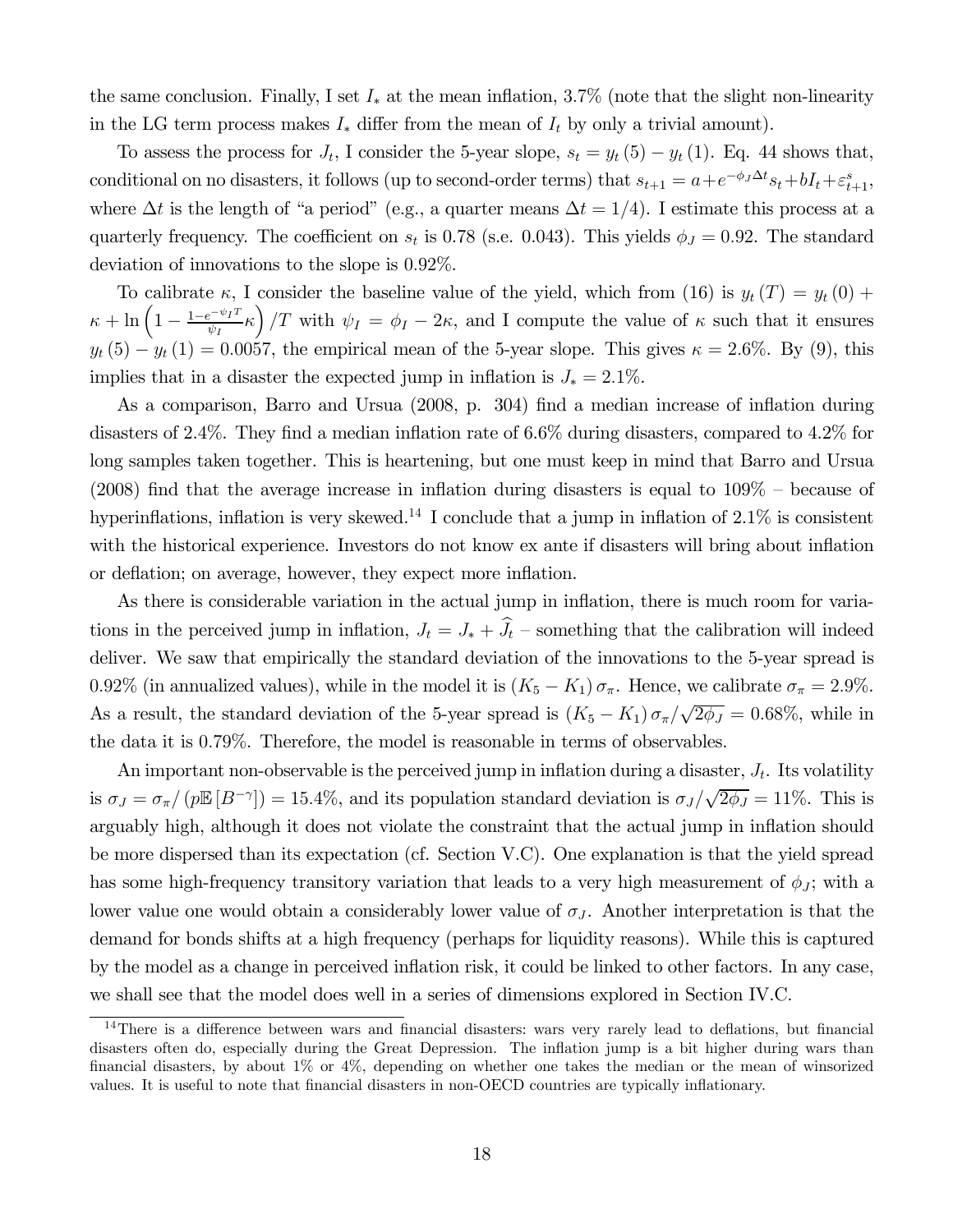the same conclusion. Finally, I set $I_*$ at the mean inflation, 3.7% (note that the slight non-linearity in the LG term process makes $I_*$ differ from the mean of $I_t$ by only a trivial amount).

To assess the process for $J_t$, I consider the 5-year slope, $s_t = y_t(5) - y_t(1)$. Eq. 44 shows that, conditional on no disasters, it follows (up to second-order terms) that $s_{t+1} = a + e^{-\phi_J \Delta t} s_t + bI_t + \varepsilon^s_{t+1}$, where $\Delta t$ is the length of "a period" (e.g., a quarter means $\Delta t = 1/4$). I estimate this process at a quarterly frequency. The coefficient on $s_t$ is 0.78 (s.e. 0.043). This yields $\phi_J = 0.92$. The standard deviation of innovations to the slope is 0.92%.

To calibrate $\kappa$, I consider the baseline value of the yield, which from (16) is $y_t(T) = y_t(0) + \kappa + \ln\left(1 - \frac{1-e^{-\psi_I T}}{\psi_I}\kappa\right)/T$ with $\psi_I = \phi_I - 2\kappa$, and I compute the value of $\kappa$ such that it ensures $y_t(5) - y_t(1) = 0.0057$, the empirical mean of the 5-year slope. This gives $\kappa = 2.6\%$. By (9), this implies that in a disaster the expected jump in inflation is $J_* = 2.1\%$.

As a comparison, Barro and Ursua (2008, p. 304) find a median increase of inflation during disasters of 2.4%. They find a median inflation rate of 6.6% during disasters, compared to 4.2% for long samples taken together. This is heartening, but one must keep in mind that Barro and Ursua (2008) find that the average increase in inflation during disasters is equal to 109% – because of hyperinflations, inflation is very skewed.[14] I conclude that a jump in inflation of 2.1% is consistent with the historical experience. Investors do not know ex ante if disasters will bring about inflation or deflation; on average, however, they expect more inflation.

As there is considerable variation in the actual jump in inflation, there is much room for variations in the perceived jump in inflation, $J_t = J_* + \widehat{J}_t$ – something that the calibration will indeed deliver. We saw that empirically the standard deviation of the innovations to the 5-year spread is 0.92% (in annualized values), while in the model it is $(K_5 - K_1)\sigma_\pi$. Hence, we calibrate $\sigma_\pi = 2.9\%$. As a result, the standard deviation of the 5-year spread is $(K_5 - K_1)\sigma_\pi/\sqrt{2\phi_J} = 0.68\%$, while in the data it is 0.79%. Therefore, the model is reasonable in terms of observables.

An important non-observable is the perceived jump in inflation during a disaster, $J_t$. Its volatility is $\sigma_J = \sigma_\pi / (p\mathbb{E}[B^{-\gamma}]) = 15.4\%$, and its population standard deviation is $\sigma_J/\sqrt{2\phi_J} = 11\%$. This is arguably high, although it does not violate the constraint that the actual jump in inflation should be more dispersed than its expectation (cf. Section V.C). One explanation is that the yield spread has some high-frequency transitory variation that leads to a very high measurement of $\phi_J$; with a lower value one would obtain a considerably lower value of $\sigma_J$. Another interpretation is that the demand for bonds shifts at a high frequency (perhaps for liquidity reasons). While this is captured by the model as a change in perceived inflation risk, it could be linked to other factors. In any case, we shall see that the model does well in a series of dimensions explored in Section IV.C.

[14] There is a difference between wars and financial disasters: wars very rarely lead to deflations, but financial disasters often do, especially during the Great Depression. The inflation jump is a bit higher during wars than financial disasters, by about 1% or 4%, depending on whether one takes the median or the mean of winsorized values. It is useful to note that financial disasters in non-OECD countries are typically inflationary.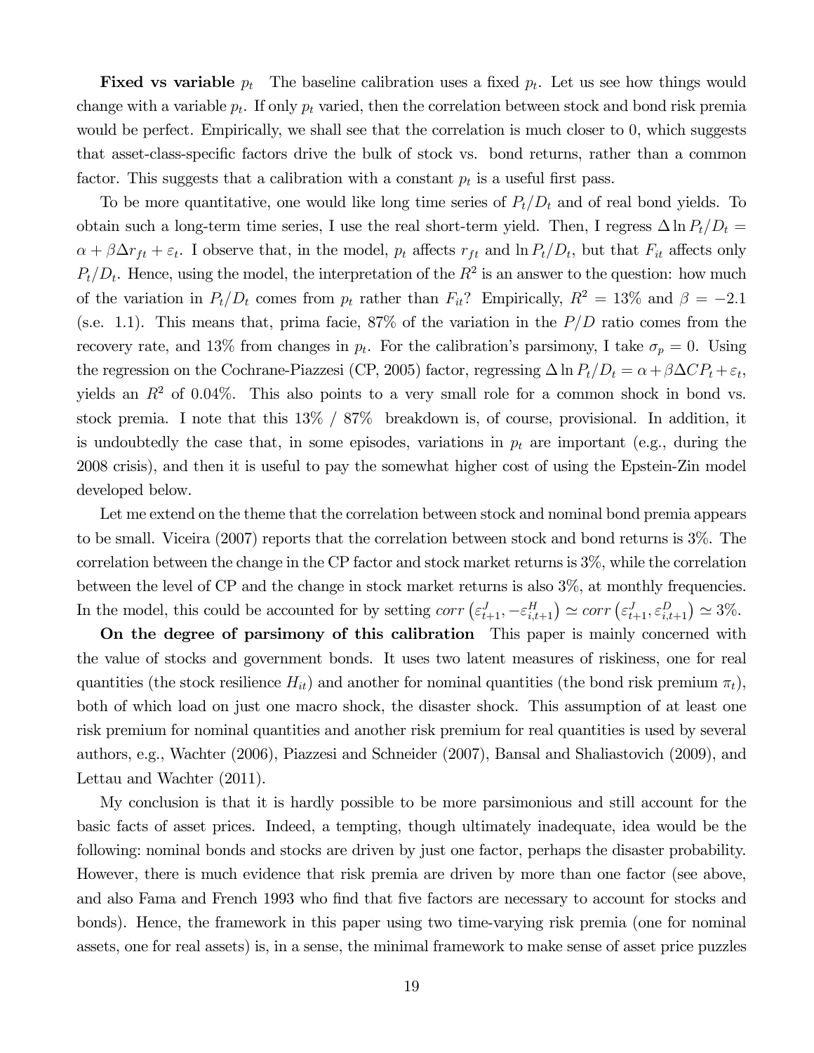**Fixed vs variable $p_t$** The baseline calibration uses a fixed $p_t$. Let us see how things would change with a variable $p_t$. If only $p_t$ varied, then the correlation between stock and bond risk premia would be perfect. Empirically, we shall see that the correlation is much closer to 0, which suggests that asset-class-specific factors drive the bulk of stock vs. bond returns, rather than a common factor. This suggests that a calibration with a constant $p_t$ is a useful first pass.

To be more quantitative, one would like long time series of $P_t/D_t$ and of real bond yields. To obtain such a long-term time series, I use the real short-term yield. Then, I regress $\Delta \ln P_t/D_t = \alpha + \beta \Delta r_{ft} + \varepsilon_t$. I observe that, in the model, $p_t$ affects $r_{ft}$ and $\ln P_t/D_t$, but that $F_{it}$ affects only $P_t/D_t$. Hence, using the model, the interpretation of the $R^2$ is an answer to the question: how much of the variation in $P_t/D_t$ comes from $p_t$ rather than $F_{it}$? Empirically, $R^2 = 13\%$ and $\beta = -2.1$ (s.e. 1.1). This means that, prima facie, 87% of the variation in the $P/D$ ratio comes from the recovery rate, and 13% from changes in $p_t$. For the calibration's parsimony, I take $\sigma_p = 0$. Using the regression on the Cochrane-Piazzesi (CP, 2005) factor, regressing $\Delta \ln P_t/D_t = \alpha + \beta \Delta CP_t + \varepsilon_t$, yields an $R^2$ of 0.04%. This also points to a very small role for a common shock in bond vs. stock premia. I note that this 13% / 87% breakdown is, of course, provisional. In addition, it is undoubtedly the case that, in some episodes, variations in $p_t$ are important (e.g., during the 2008 crisis), and then it is useful to pay the somewhat higher cost of using the Epstein-Zin model developed below.

Let me extend on the theme that the correlation between stock and nominal bond premia appears to be small. Viceira (2007) reports that the correlation between stock and bond returns is 3%. The correlation between the change in the CP factor and stock market returns is 3%, while the correlation between the level of CP and the change in stock market returns is also 3%, at monthly frequencies. In the model, this could be accounted for by setting $corr\left(\varepsilon^J_{t+1}, -\varepsilon^H_{i,t+1}\right) \simeq corr\left(\varepsilon^J_{t+1}, \varepsilon^D_{i,t+1}\right) \simeq 3\%$.

**On the degree of parsimony of this calibration** This paper is mainly concerned with the value of stocks and government bonds. It uses two latent measures of riskiness, one for real quantities (the stock resilience $H_{it}$) and another for nominal quantities (the bond risk premium $\pi_t$), both of which load on just one macro shock, the disaster shock. This assumption of at least one risk premium for nominal quantities and another risk premium for real quantities is used by several authors, e.g., Wachter (2006), Piazzesi and Schneider (2007), Bansal and Shaliastovich (2009), and Lettau and Wachter (2011).

My conclusion is that it is hardly possible to be more parsimonious and still account for the basic facts of asset prices. Indeed, a tempting, though ultimately inadequate, idea would be the following: nominal bonds and stocks are driven by just one factor, perhaps the disaster probability. However, there is much evidence that risk premia are driven by more than one factor (see above, and also Fama and French 1993 who find that five factors are necessary to account for stocks and bonds). Hence, the framework in this paper using two time-varying risk premia (one for nominal assets, one for real assets) is, in a sense, the minimal framework to make sense of asset price puzzles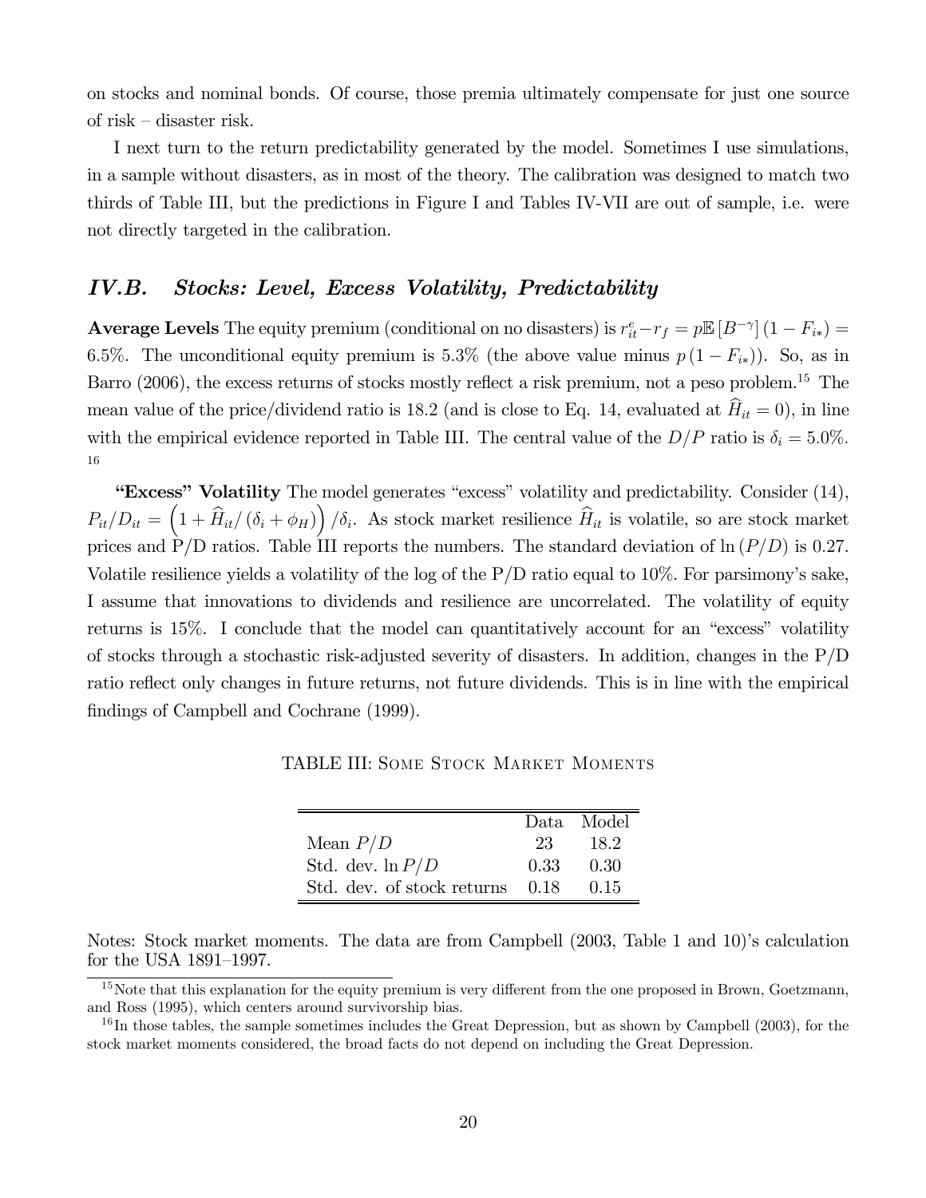on stocks and nominal bonds. Of course, those premia ultimately compensate for just one source of risk – disaster risk.

I next turn to the return predictability generated by the model. Sometimes I use simulations, in a sample without disasters, as in most of the theory. The calibration was designed to match two thirds of Table III, but the predictions in Figure I and Tables IV-VII are out of sample, i.e. were not directly targeted in the calibration.

## *IV.B. Stocks: Level, Excess Volatility, Predictability*

**Average Levels** The equity premium (conditional on no disasters) is $r^e_{it} - r_f = p\mathbb{E}\left[B^{-\gamma}\right](1 - F_{i*}) =$ 6.5%. The unconditional equity premium is 5.3% (the above value minus $p(1 - F_{i*})$). So, as in Barro (2006), the excess returns of stocks mostly reflect a risk premium, not a peso problem.[15] The mean value of the price/dividend ratio is 18.2 (and is close to Eq. 14, evaluated at $\widehat{H}_{it} = 0$), in line with the empirical evidence reported in Table III. The central value of the $D/P$ ratio is $\delta_i = 5.0\%$.[16]

**"Excess" Volatility** The model generates "excess" volatility and predictability. Consider (14), $P_{it}/D_{it} = \left(1 + \widehat{H}_{it}/(\delta_i + \phi_H)\right)/\delta_i$. As stock market resilience $\widehat{H}_{it}$ is volatile, so are stock market prices and P/D ratios. Table III reports the numbers. The standard deviation of $\ln(P/D)$ is 0.27. Volatile resilience yields a volatility of the log of the P/D ratio equal to 10%. For parsimony's sake, I assume that innovations to dividends and resilience are uncorrelated. The volatility of equity returns is 15%. I conclude that the model can quantitatively account for an "excess" volatility of stocks through a stochastic risk-adjusted severity of disasters. In addition, changes in the P/D ratio reflect only changes in future returns, not future dividends. This is in line with the empirical findings of Campbell and Cochrane (1999).

TABLE III: Some Stock Market Moments

| | Data | Model |
|---|---|---|
| Mean $P/D$ | 23 | 18.2 |
| Std. dev. $\ln P/D$ | 0.33 | 0.30 |
| Std. dev. of stock returns | 0.18 | 0.15 |

Notes: Stock market moments. The data are from Campbell (2003, Table 1 and 10)'s calculation for the USA 1891–1997.

[15] Note that this explanation for the equity premium is very different from the one proposed in Brown, Goetzmann, and Ross (1995), which centers around survivorship bias.

[16] In those tables, the sample sometimes includes the Great Depression, but as shown by Campbell (2003), for the stock market moments considered, the broad facts do not depend on including the Great Depression.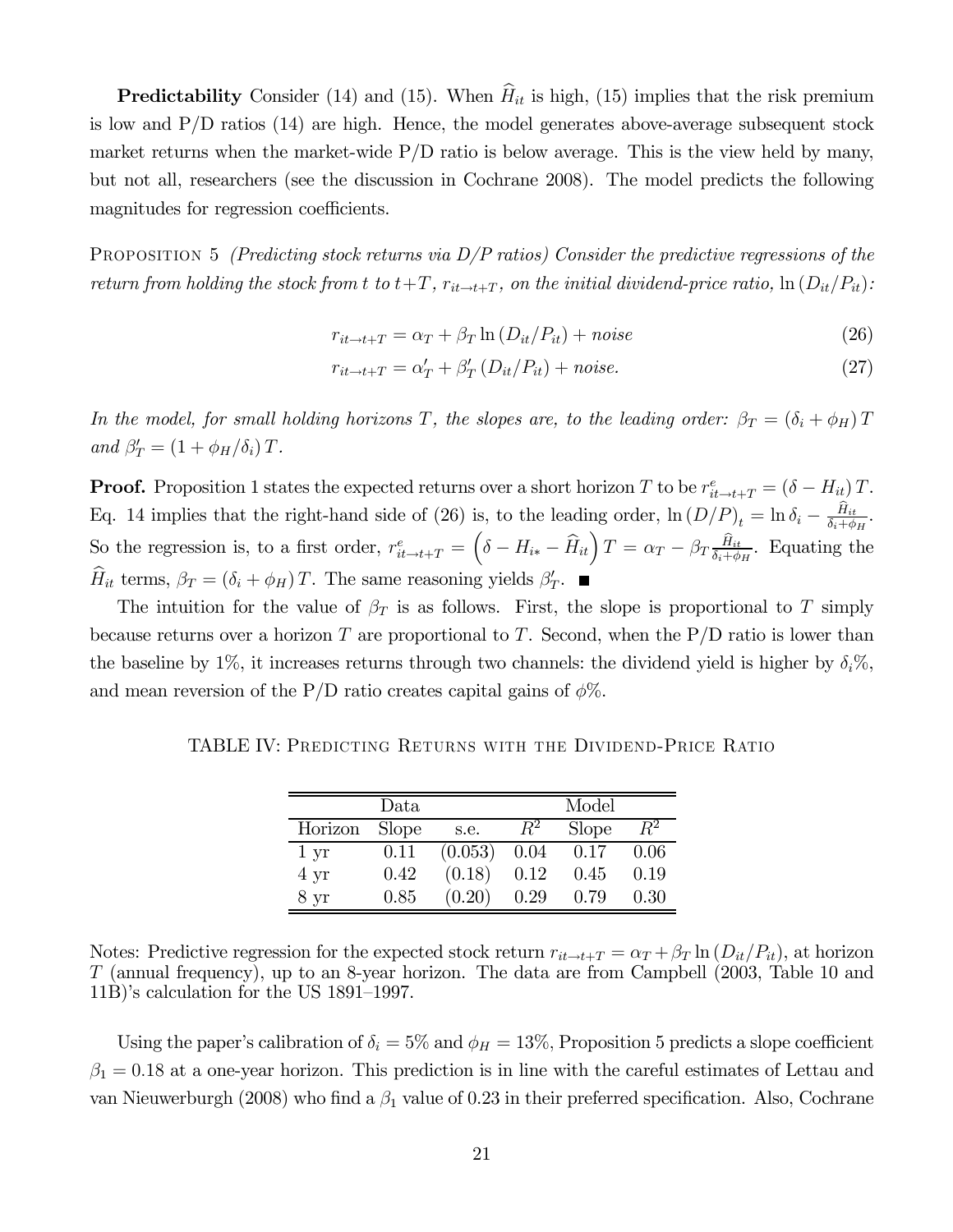**Predictability** Consider (14) and (15). When $\widehat{H}_{it}$ is high, (15) implies that the risk premium is low and P/D ratios (14) are high. Hence, the model generates above-average subsequent stock market returns when the market-wide P/D ratio is below average. This is the view held by many, but not all, researchers (see the discussion in Cochrane 2008). The model predicts the following magnitudes for regression coefficients.

PROPOSITION 5 *(Predicting stock returns via D/P ratios) Consider the predictive regressions of the return from holding the stock from $t$ to $t+T$, $r_{it\to t+T}$, on the initial dividend-price ratio, $\ln(D_{it}/P_{it})$:*

$$r_{it\to t+T} = \alpha_T + \beta_T \ln(D_{it}/P_{it}) + noise \tag{26}$$

$$r_{it\to t+T} = \alpha'_T + \beta'_T (D_{it}/P_{it}) + noise. \tag{27}$$

*In the model, for small holding horizons $T$, the slopes are, to the leading order: $\beta_T = (\delta_i + \phi_H) T$ and $\beta'_T = (1 + \phi_H/\delta_i) T$.*

**Proof.** Proposition 1 states the expected returns over a short horizon $T$ to be $r^e_{it\to t+T} = (\delta - H_{it}) T$. Eq. 14 implies that the right-hand side of (26) is, to the leading order, $\ln(D/P)_t = \ln \delta_i - \frac{\widehat{H}_{it}}{\delta_i + \phi_H}$. So the regression is, to a first order, $r^e_{it\to t+T} = \left(\delta - H_{i*} - \widehat{H}_{it}\right) T = \alpha_T - \beta_T \frac{\widehat{H}_{it}}{\delta_i + \phi_H}$. Equating the $\widehat{H}_{it}$ terms, $\beta_T = (\delta_i + \phi_H) T$. The same reasoning yields $\beta'_T$. ■

The intuition for the value of $\beta_T$ is as follows. First, the slope is proportional to $T$ simply because returns over a horizon $T$ are proportional to $T$. Second, when the P/D ratio is lower than the baseline by 1%, it increases returns through two channels: the dividend yield is higher by $\delta_i$%, and mean reversion of the P/D ratio creates capital gains of $\phi$%.

TABLE IV: PREDICTING RETURNS WITH THE DIVIDEND-PRICE RATIO

| | Data | | | Model | |
|---|---|---|---|---|---|
| Horizon | Slope | s.e. | $R^2$ | Slope | $R^2$ |
| 1 yr | 0.11 | (0.053) | 0.04 | 0.17 | 0.06 |
| 4 yr | 0.42 | (0.18) | 0.12 | 0.45 | 0.19 |
| 8 yr | 0.85 | (0.20) | 0.29 | 0.79 | 0.30 |

Notes: Predictive regression for the expected stock return $r_{it\to t+T} = \alpha_T + \beta_T \ln(D_{it}/P_{it})$, at horizon $T$ (annual frequency), up to an 8-year horizon. The data are from Campbell (2003, Table 10 and 11B)'s calculation for the US 1891–1997.

Using the paper's calibration of $\delta_i = 5\%$ and $\phi_H = 13\%$, Proposition 5 predicts a slope coefficient $\beta_1 = 0.18$ at a one-year horizon. This prediction is in line with the careful estimates of Lettau and van Nieuwerburgh (2008) who find a $\beta_1$ value of 0.23 in their preferred specification. Also, Cochrane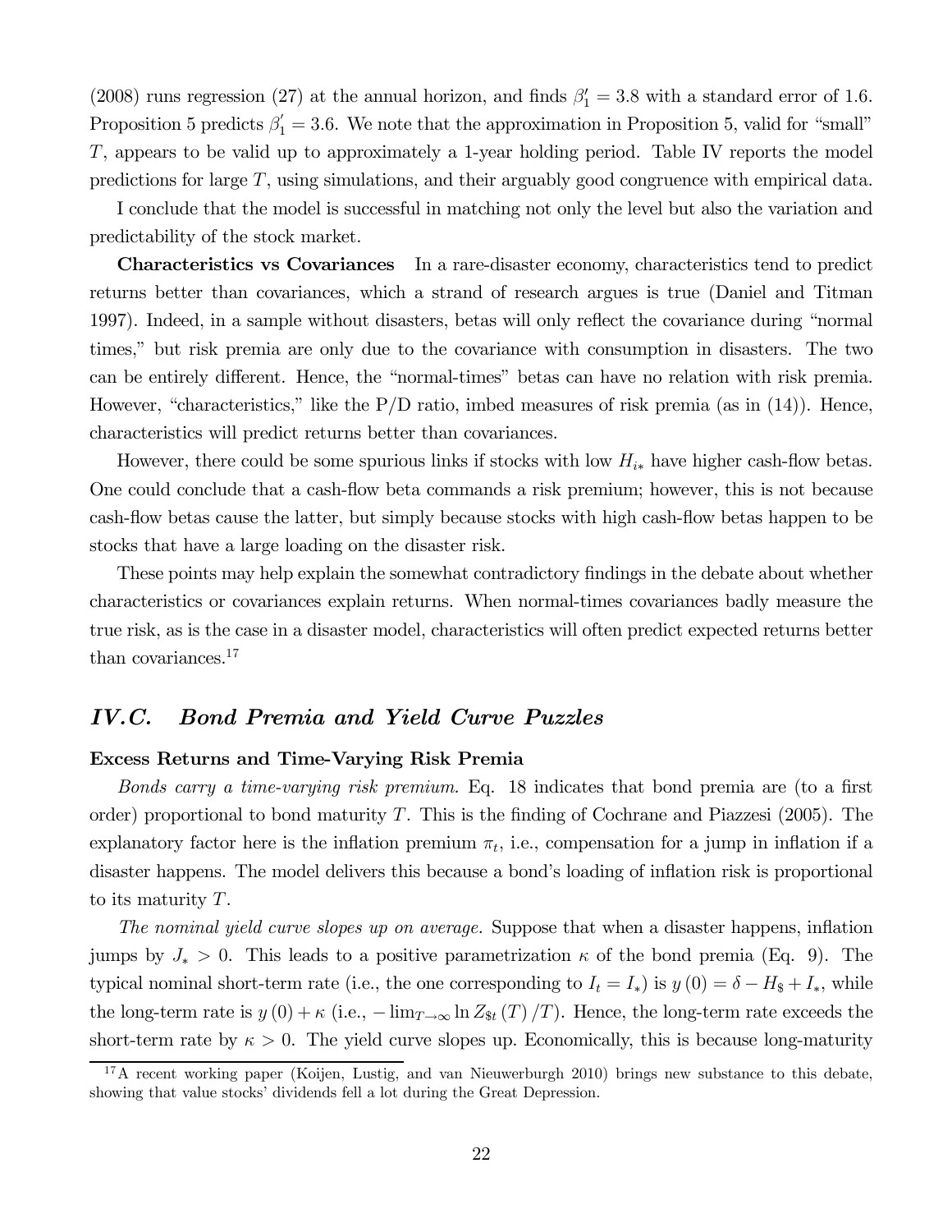(2008) runs regression (27) at the annual horizon, and finds $\beta_1' = 3.8$ with a standard error of 1.6. Proposition 5 predicts $\beta_1' = 3.6$. We note that the approximation in Proposition 5, valid for "small" $T$, appears to be valid up to approximately a 1-year holding period. Table IV reports the model predictions for large $T$, using simulations, and their arguably good congruence with empirical data.

I conclude that the model is successful in matching not only the level but also the variation and predictability of the stock market.

**Characteristics vs Covariances** In a rare-disaster economy, characteristics tend to predict returns better than covariances, which a strand of research argues is true (Daniel and Titman 1997). Indeed, in a sample without disasters, betas will only reflect the covariance during "normal times," but risk premia are only due to the covariance with consumption in disasters. The two can be entirely different. Hence, the "normal-times" betas can have no relation with risk premia. However, "characteristics," like the P/D ratio, imbed measures of risk premia (as in (14)). Hence, characteristics will predict returns better than covariances.

However, there could be some spurious links if stocks with low $H_{i*}$ have higher cash-flow betas. One could conclude that a cash-flow beta commands a risk premium; however, this is not because cash-flow betas cause the latter, but simply because stocks with high cash-flow betas happen to be stocks that have a large loading on the disaster risk.

These points may help explain the somewhat contradictory findings in the debate about whether characteristics or covariances explain returns. When normal-times covariances badly measure the true risk, as is the case in a disaster model, characteristics will often predict expected returns better than covariances.[17]

## *IV.C. Bond Premia and Yield Curve Puzzles*

### Excess Returns and Time-Varying Risk Premia

*Bonds carry a time-varying risk premium.* Eq. 18 indicates that bond premia are (to a first order) proportional to bond maturity $T$. This is the finding of Cochrane and Piazzesi (2005). The explanatory factor here is the inflation premium $\pi_t$, i.e., compensation for a jump in inflation if a disaster happens. The model delivers this because a bond's loading of inflation risk is proportional to its maturity $T$.

*The nominal yield curve slopes up on average.* Suppose that when a disaster happens, inflation jumps by $J_* > 0$. This leads to a positive parametrization $\kappa$ of the bond premia (Eq. 9). The typical nominal short-term rate (i.e., the one corresponding to $I_t = I_*$) is $y(0) = \delta - H_\$ + I_*$, while the long-term rate is $y(0) + \kappa$ (i.e., $-\lim_{T\to\infty} \ln Z_{\$t}(T)/T$). Hence, the long-term rate exceeds the short-term rate by $\kappa > 0$. The yield curve slopes up. Economically, this is because long-maturity

[17] A recent working paper (Koijen, Lustig, and van Nieuwerburgh 2010) brings new substance to this debate, showing that value stocks' dividends fell a lot during the Great Depression.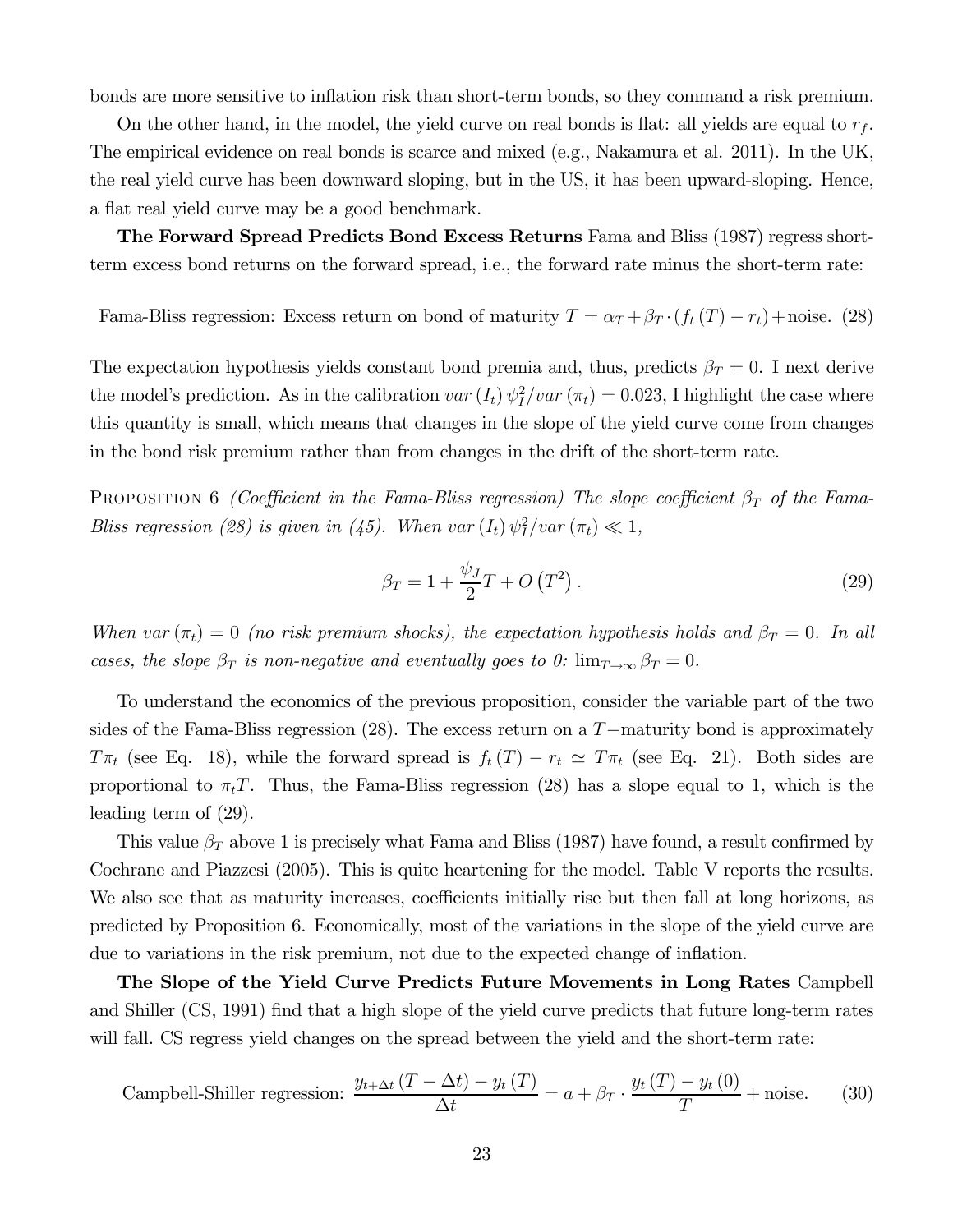bonds are more sensitive to inflation risk than short-term bonds, so they command a risk premium.

On the other hand, in the model, the yield curve on real bonds is flat: all yields are equal to $r_f$. The empirical evidence on real bonds is scarce and mixed (e.g., Nakamura et al. 2011). In the UK, the real yield curve has been downward sloping, but in the US, it has been upward-sloping. Hence, a flat real yield curve may be a good benchmark.

**The Forward Spread Predicts Bond Excess Returns** Fama and Bliss (1987) regress short-term excess bond returns on the forward spread, i.e., the forward rate minus the short-term rate:

$$\text{Fama-Bliss regression: Excess return on bond of maturity } T = \alpha_T + \beta_T \cdot (f_t(T) - r_t) + \text{noise.} \tag{28}$$

The expectation hypothesis yields constant bond premia and, thus, predicts $\beta_T = 0$. I next derive the model's prediction. As in the calibration $var(I_t)\psi_I^2/var(\pi_t) = 0.023$, I highlight the case where this quantity is small, which means that changes in the slope of the yield curve come from changes in the bond risk premium rather than from changes in the drift of the short-term rate.

PROPOSITION 6 *(Coefficient in the Fama-Bliss regression) The slope coefficient $\beta_T$ of the Fama-Bliss regression (28) is given in (45). When $var(I_t)\psi_I^2/var(\pi_t) \ll 1$,*

$$\beta_T = 1 + \frac{\psi_J}{2}T + O\left(T^2\right). \tag{29}$$

*When $var(\pi_t) = 0$ (no risk premium shocks), the expectation hypothesis holds and $\beta_T = 0$. In all cases, the slope $\beta_T$ is non-negative and eventually goes to 0: $\lim_{T\to\infty}\beta_T = 0$.*

To understand the economics of the previous proposition, consider the variable part of the two sides of the Fama-Bliss regression (28). The excess return on a $T-$maturity bond is approximately $T\pi_t$ (see Eq. 18), while the forward spread is $f_t(T) - r_t \simeq T\pi_t$ (see Eq. 21). Both sides are proportional to $\pi_t T$. Thus, the Fama-Bliss regression (28) has a slope equal to 1, which is the leading term of (29).

This value $\beta_T$ above 1 is precisely what Fama and Bliss (1987) have found, a result confirmed by Cochrane and Piazzesi (2005). This is quite heartening for the model. Table V reports the results. We also see that as maturity increases, coefficients initially rise but then fall at long horizons, as predicted by Proposition 6. Economically, most of the variations in the slope of the yield curve are due to variations in the risk premium, not due to the expected change of inflation.

**The Slope of the Yield Curve Predicts Future Movements in Long Rates** Campbell and Shiller (CS, 1991) find that a high slope of the yield curve predicts that future long-term rates will fall. CS regress yield changes on the spread between the yield and the short-term rate:

$$\text{Campbell-Shiller regression: } \frac{y_{t+\Delta t}(T - \Delta t) - y_t(T)}{\Delta t} = a + \beta_T \cdot \frac{y_t(T) - y_t(0)}{T} + \text{noise.} \tag{30}$$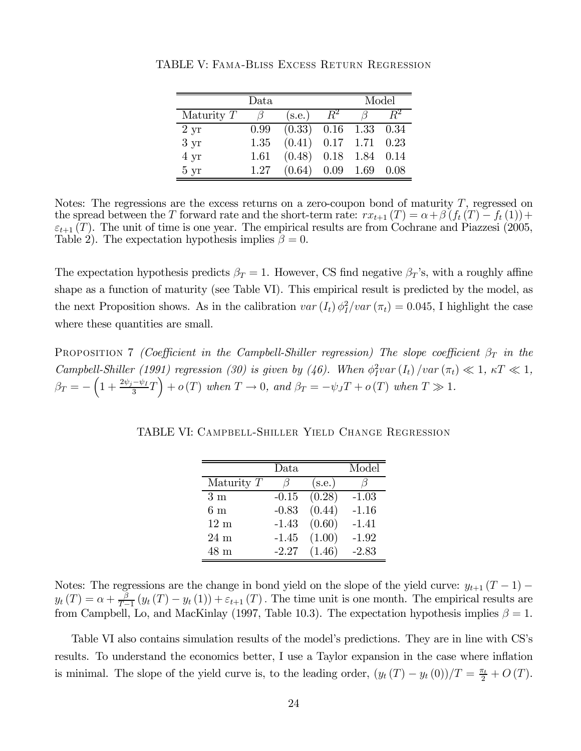TABLE V: Fama-Bliss Excess Return Regression

| | Data | | | Model | |
|---|---|---|---|---|---|
| Maturity $T$ | $\beta$ | (s.e.) | $R^2$ | $\beta$ | $R^2$ |
| 2 yr | 0.99 | (0.33) | 0.16 | 1.33 | 0.34 |
| 3 yr | 1.35 | (0.41) | 0.17 | 1.71 | 0.23 |
| 4 yr | 1.61 | (0.48) | 0.18 | 1.84 | 0.14 |
| 5 yr | 1.27 | (0.64) | 0.09 | 1.69 | 0.08 |

Notes: The regressions are the excess returns on a zero-coupon bond of maturity $T$, regressed on the spread between the $T$ forward rate and the short-term rate: $rx_{t+1}(T) = \alpha + \beta(f_t(T) - f_t(1)) + \varepsilon_{t+1}(T)$. The unit of time is one year. The empirical results are from Cochrane and Piazzesi (2005, Table 2). The expectation hypothesis implies $\beta = 0$.

The expectation hypothesis predicts $\beta_T = 1$. However, CS find negative $\beta_T$'s, with a roughly affine shape as a function of maturity (see Table VI). This empirical result is predicted by the model, as the next Proposition shows. As in the calibration $var(I_t)\phi_I^2/var(\pi_t) = 0.045$, I highlight the case where these quantities are small.

Proposition 7 *(Coefficient in the Campbell-Shiller regression) The slope coefficient $\beta_T$ in the Campbell-Shiller (1991) regression (30) is given by (46). When $\phi_I^2 var(I_t)/var(\pi_t) \ll 1$, $\kappa T \ll 1$, $\beta_T = -\left(1 + \frac{2\psi_j - \psi_I}{3}T\right) + o(T)$ when $T \to 0$, and $\beta_T = -\psi_J T + o(T)$ when $T \gg 1$.*

TABLE VI: Campbell-Shiller Yield Change Regression

| | Data | | Model |
|---|---|---|---|
| Maturity $T$ | $\beta$ | (s.e.) | $\beta$ |
| 3 m | -0.15 | (0.28) | -1.03 |
| 6 m | -0.83 | (0.44) | -1.16 |
| 12 m | -1.43 | (0.60) | -1.41 |
| 24 m | -1.45 | (1.00) | -1.92 |
| 48 m | -2.27 | (1.46) | -2.83 |

Notes: The regressions are the change in bond yield on the slope of the yield curve: $y_{t+1}(T-1) - y_t(T) = \alpha + \frac{\beta}{T-1}(y_t(T) - y_t(1)) + \varepsilon_{t+1}(T)$. The time unit is one month. The empirical results are from Campbell, Lo, and MacKinlay (1997, Table 10.3). The expectation hypothesis implies $\beta = 1$.

Table VI also contains simulation results of the model's predictions. They are in line with CS's results. To understand the economics better, I use a Taylor expansion in the case where inflation is minimal. The slope of the yield curve is, to the leading order, $(y_t(T) - y_t(0))/T = \frac{\pi_t}{2} + O(T)$.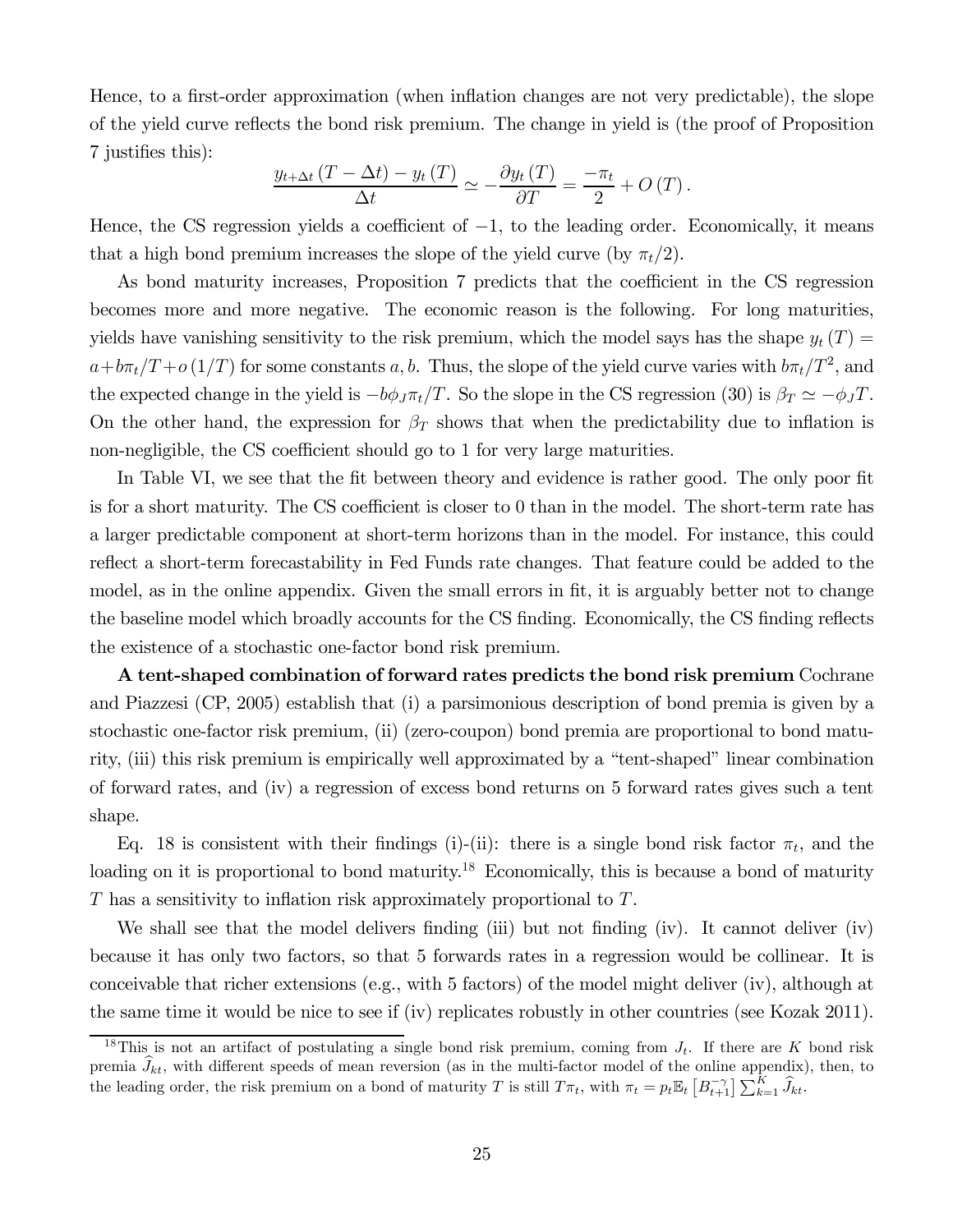Hence, to a first-order approximation (when inflation changes are not very predictable), the slope of the yield curve reflects the bond risk premium. The change in yield is (the proof of Proposition 7 justifies this):

$$\frac{y_{t+\Delta t}\left(T-\Delta t\right)-y_{t}\left(T\right)}{\Delta t}\simeq-\frac{\partial y_{t}\left(T\right)}{\partial T}=\frac{-\pi_{t}}{2}+O\left(T\right).$$

Hence, the CS regression yields a coefficient of $-1$, to the leading order. Economically, it means that a high bond premium increases the slope of the yield curve (by $\pi_t/2$).

As bond maturity increases, Proposition 7 predicts that the coefficient in the CS regression becomes more and more negative. The economic reason is the following. For long maturities, yields have vanishing sensitivity to the risk premium, which the model says has the shape $y_t(T) = a + b\pi_t/T + o(1/T)$ for some constants $a, b$. Thus, the slope of the yield curve varies with $b\pi_t/T^2$, and the expected change in the yield is $-b\phi_J \pi_t/T$. So the slope in the CS regression (30) is $\beta_T \simeq -\phi_J T$. On the other hand, the expression for $\beta_T$ shows that when the predictability due to inflation is non-negligible, the CS coefficient should go to 1 for very large maturities.

In Table VI, we see that the fit between theory and evidence is rather good. The only poor fit is for a short maturity. The CS coefficient is closer to 0 than in the model. The short-term rate has a larger predictable component at short-term horizons than in the model. For instance, this could reflect a short-term forecastability in Fed Funds rate changes. That feature could be added to the model, as in the online appendix. Given the small errors in fit, it is arguably better not to change the baseline model which broadly accounts for the CS finding. Economically, the CS finding reflects the existence of a stochastic one-factor bond risk premium.

**A tent-shaped combination of forward rates predicts the bond risk premium** Cochrane and Piazzesi (CP, 2005) establish that (i) a parsimonious description of bond premia is given by a stochastic one-factor risk premium, (ii) (zero-coupon) bond premia are proportional to bond maturity, (iii) this risk premium is empirically well approximated by a "tent-shaped" linear combination of forward rates, and (iv) a regression of excess bond returns on 5 forward rates gives such a tent shape.

Eq. 18 is consistent with their findings (i)-(ii): there is a single bond risk factor $\pi_t$, and the loading on it is proportional to bond maturity.[18] Economically, this is because a bond of maturity $T$ has a sensitivity to inflation risk approximately proportional to $T$.

We shall see that the model delivers finding (iii) but not finding (iv). It cannot deliver (iv) because it has only two factors, so that 5 forwards rates in a regression would be collinear. It is conceivable that richer extensions (e.g., with 5 factors) of the model might deliver (iv), although at the same time it would be nice to see if (iv) replicates robustly in other countries (see Kozak 2011).

[18] This is not an artifact of postulating a single bond risk premium, coming from $J_t$. If there are $K$ bond risk premia $\widehat{J}_{kt}$, with different speeds of mean reversion (as in the multi-factor model of the online appendix), then, to the leading order, the risk premium on a bond of maturity $T$ is still $T\pi_t$, with $\pi_t = p_t \mathbb{E}_t\left[B_{t+1}^{-\gamma}\right]\sum_{k=1}^{K}\widehat{J}_{kt}$.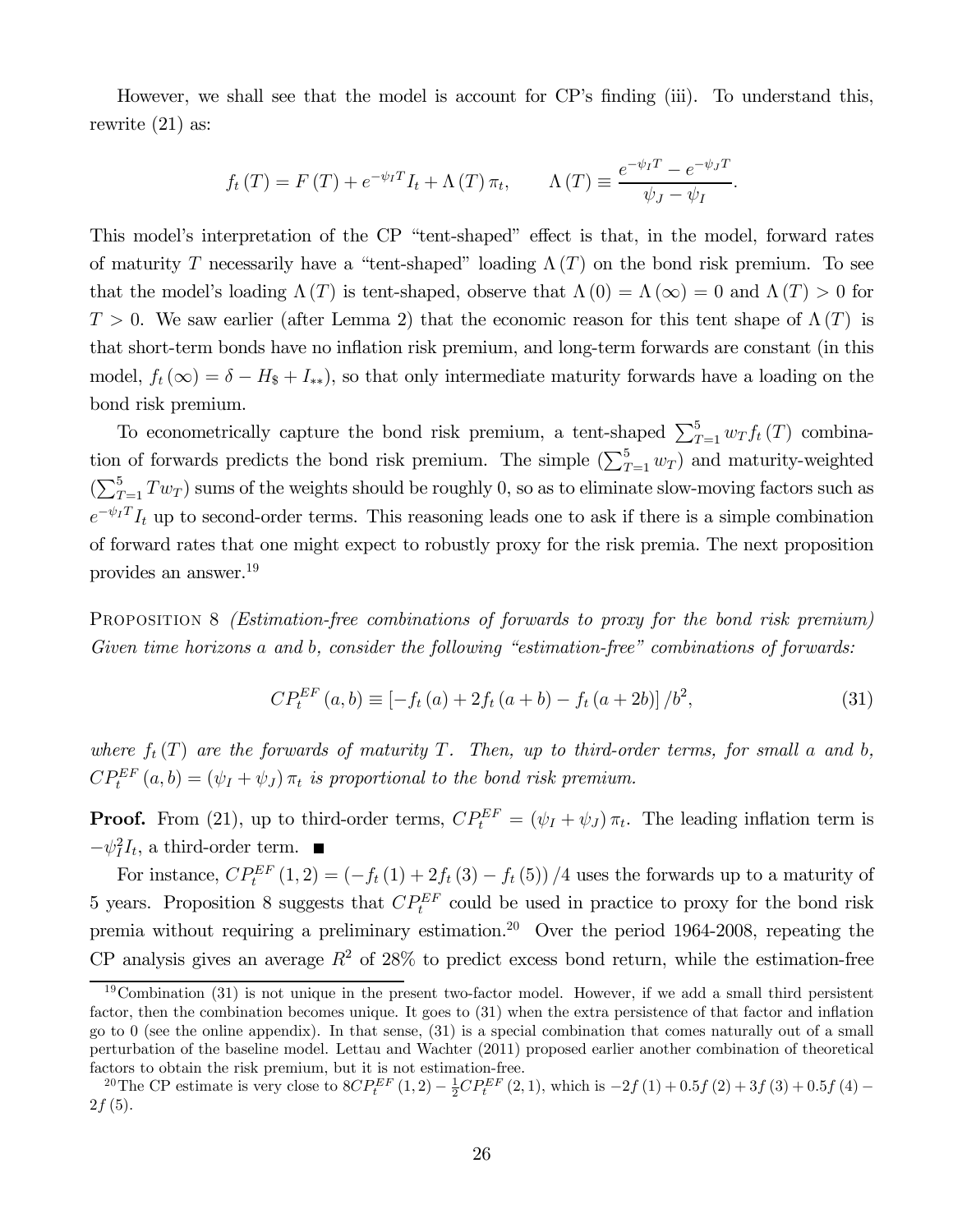However, we shall see that the model is account for CP's finding (iii). To understand this, rewrite (21) as:

$$f_t(T) = F(T) + e^{-\psi_I T} I_t + \Lambda(T)\pi_t, \qquad \Lambda(T) \equiv \frac{e^{-\psi_I T} - e^{-\psi_J T}}{\psi_J - \psi_I}.$$

This model's interpretation of the CP "tent-shaped" effect is that, in the model, forward rates of maturity $T$ necessarily have a "tent-shaped" loading $\Lambda(T)$ on the bond risk premium. To see that the model's loading $\Lambda(T)$ is tent-shaped, observe that $\Lambda(0) = \Lambda(\infty) = 0$ and $\Lambda(T) > 0$ for $T > 0$. We saw earlier (after Lemma 2) that the economic reason for this tent shape of $\Lambda(T)$ is that short-term bonds have no inflation risk premium, and long-term forwards are constant (in this model, $f_t(\infty) = \delta - H_\$ + I_{**}$), so that only intermediate maturity forwards have a loading on the bond risk premium.

To econometrically capture the bond risk premium, a tent-shaped $\sum_{T=1}^{5} w_T f_t(T)$ combination of forwards predicts the bond risk premium. The simple ($\sum_{T=1}^{5} w_T$) and maturity-weighted ($\sum_{T=1}^{5} T w_T$) sums of the weights should be roughly 0, so as to eliminate slow-moving factors such as $e^{-\psi_I T} I_t$ up to second-order terms. This reasoning leads one to ask if there is a simple combination of forward rates that one might expect to robustly proxy for the risk premia. The next proposition provides an answer.[19]

Proposition 8 *(Estimation-free combinations of forwards to proxy for the bond risk premium) Given time horizons a and b, consider the following "estimation-free" combinations of forwards:*

$$CP_t^{EF}(a, b) \equiv \left[-f_t(a) + 2f_t(a+b) - f_t(a+2b)\right]/b^2, \tag{31}$$

*where $f_t(T)$ are the forwards of maturity $T$. Then, up to third-order terms, for small $a$ and $b$, $CP_t^{EF}(a, b) = (\psi_I + \psi_J)\pi_t$ is proportional to the bond risk premium.*

**Proof.** From (21), up to third-order terms, $CP_t^{EF} = (\psi_I + \psi_J)\pi_t$. The leading inflation term is $-\psi_I^2 I_t$, a third-order term. ■

For instance, $CP_t^{EF}(1, 2) = (-f_t(1) + 2f_t(3) - f_t(5))/4$ uses the forwards up to a maturity of 5 years. Proposition 8 suggests that $CP_t^{EF}$ could be used in practice to proxy for the bond risk premia without requiring a preliminary estimation.[20] Over the period 1964-2008, repeating the CP analysis gives an average $R^2$ of 28% to predict excess bond return, while the estimation-free

[19] Combination (31) is not unique in the present two-factor model. However, if we add a small third persistent factor, then the combination becomes unique. It goes to (31) when the extra persistence of that factor and inflation go to 0 (see the online appendix). In that sense, (31) is a special combination that comes naturally out of a small perturbation of the baseline model. Lettau and Wachter (2011) proposed earlier another combination of theoretical factors to obtain the risk premium, but it is not estimation-free.

[20] The CP estimate is very close to $8CP_t^{EF}(1, 2) - \frac{1}{2}CP_t^{EF}(2, 1)$, which is $-2f(1) + 0.5f(2) + 3f(3) + 0.5f(4) - 2f(5)$.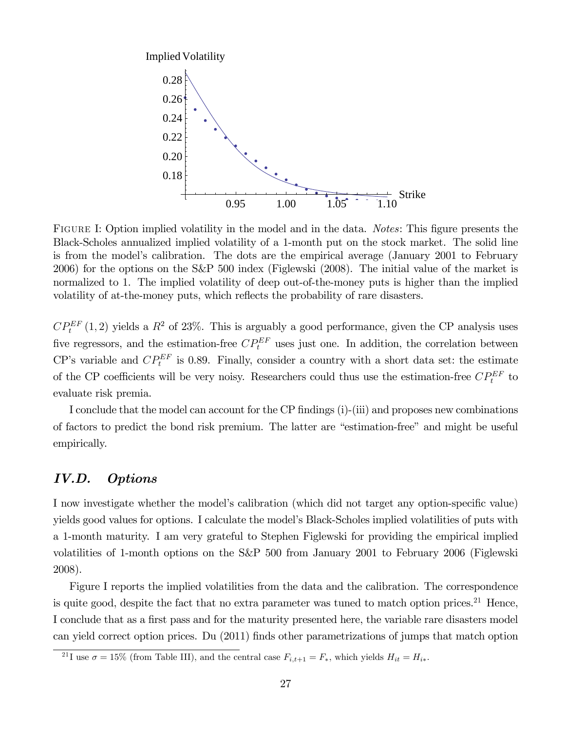FIGURE I: Option implied volatility in the model and in the data. *Notes*: This figure presents the Black-Scholes annualized implied volatility of a 1-month put on the stock market. The solid line is from the model's calibration. The dots are the empirical average (January 2001 to February 2006) for the options on the S&P 500 index (Figlewski (2008). The initial value of the market is normalized to 1. The implied volatility of deep out-of-the-money puts is higher than the implied volatility of at-the-money puts, which reflects the probability of rare disasters.

$CP_t^{EF}(1,2)$ yields a $R^2$ of 23%. This is arguably a good performance, given the CP analysis uses five regressors, and the estimation-free $CP_t^{EF}$ uses just one. In addition, the correlation between CP's variable and $CP_t^{EF}$ is 0.89. Finally, consider a country with a short data set: the estimate of the CP coefficients will be very noisy. Researchers could thus use the estimation-free $CP_t^{EF}$ to evaluate risk premia.

I conclude that the model can account for the CP findings (i)-(iii) and proposes new combinations of factors to predict the bond risk premium. The latter are "estimation-free" and might be useful empirically.

## *IV.D. Options*

I now investigate whether the model's calibration (which did not target any option-specific value) yields good values for options. I calculate the model's Black-Scholes implied volatilities of puts with a 1-month maturity. I am very grateful to Stephen Figlewski for providing the empirical implied volatilities of 1-month options on the S&P 500 from January 2001 to February 2006 (Figlewski 2008).

Figure I reports the implied volatilities from the data and the calibration. The correspondence is quite good, despite the fact that no extra parameter was tuned to match option prices.[21] Hence, I conclude that as a first pass and for the maturity presented here, the variable rare disasters model can yield correct option prices. Du (2011) finds other parametrizations of jumps that match option

[21] I use $\sigma = 15\%$ (from Table III), and the central case $F_{i,t+1} = F_*$, which yields $H_{it} = H_{i*}$.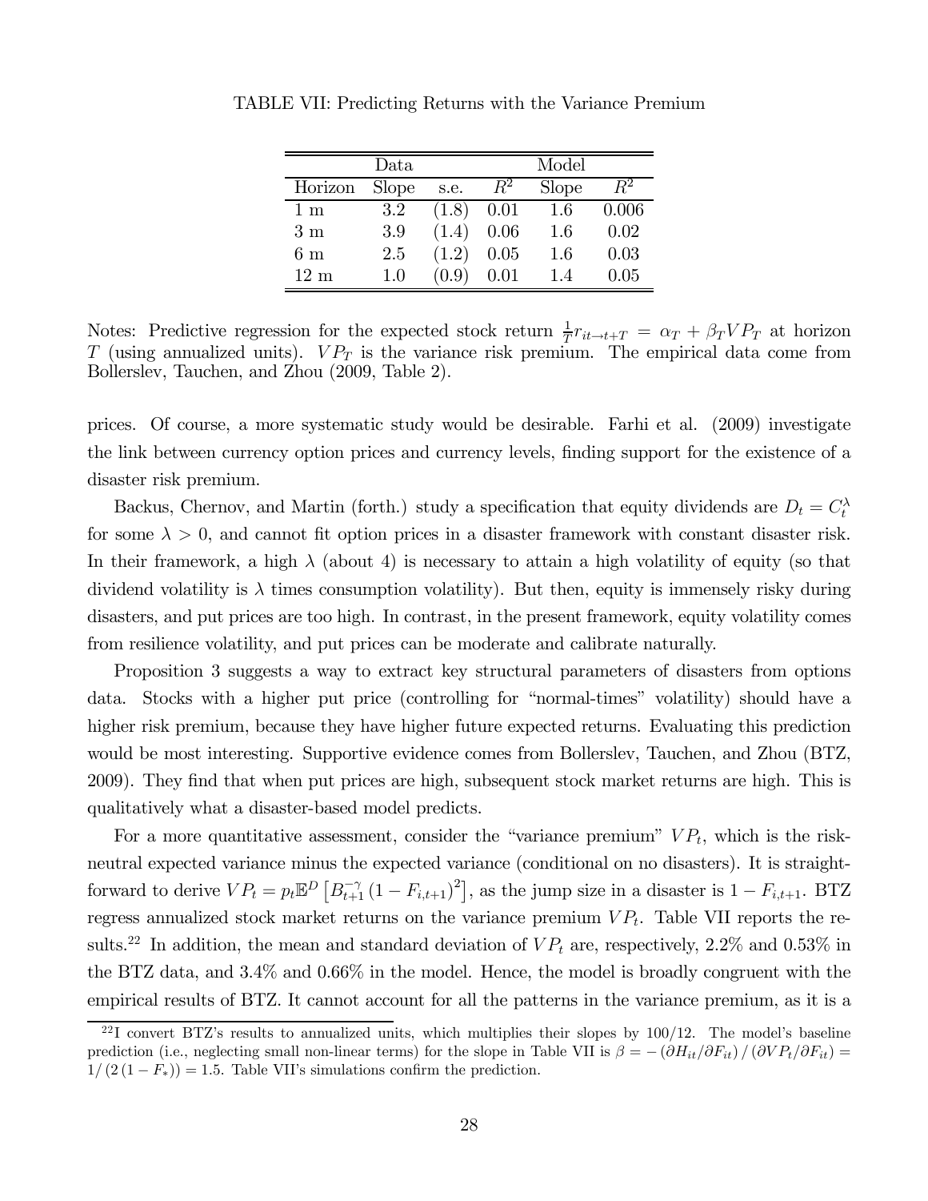TABLE VII: Predicting Returns with the Variance Premium

| | Data | | | Model | |
|---|---|---|---|---|---|
| Horizon | Slope | s.e. | $R^2$ | Slope | $R^2$ |
| 1 m | 3.2 | (1.8) | 0.01 | 1.6 | 0.006 |
| 3 m | 3.9 | (1.4) | 0.06 | 1.6 | 0.02 |
| 6 m | 2.5 | (1.2) | 0.05 | 1.6 | 0.03 |
| 12 m | 1.0 | (0.9) | 0.01 | 1.4 | 0.05 |

Notes: Predictive regression for the expected stock return $\frac{1}{T}r_{it\to t+T} = \alpha_T + \beta_T VP_T$ at horizon $T$ (using annualized units). $VP_T$ is the variance risk premium. The empirical data come from Bollerslev, Tauchen, and Zhou (2009, Table 2).

prices. Of course, a more systematic study would be desirable. Farhi et al. (2009) investigate the link between currency option prices and currency levels, finding support for the existence of a disaster risk premium.

Backus, Chernov, and Martin (forth.) study a specification that equity dividends are $D_t = C_t^{\lambda}$ for some $\lambda > 0$, and cannot fit option prices in a disaster framework with constant disaster risk. In their framework, a high $\lambda$ (about 4) is necessary to attain a high volatility of equity (so that dividend volatility is $\lambda$ times consumption volatility). But then, equity is immensely risky during disasters, and put prices are too high. In contrast, in the present framework, equity volatility comes from resilience volatility, and put prices can be moderate and calibrate naturally.

Proposition 3 suggests a way to extract key structural parameters of disasters from options data. Stocks with a higher put price (controlling for "normal-times" volatility) should have a higher risk premium, because they have higher future expected returns. Evaluating this prediction would be most interesting. Supportive evidence comes from Bollerslev, Tauchen, and Zhou (BTZ, 2009). They find that when put prices are high, subsequent stock market returns are high. This is qualitatively what a disaster-based model predicts.

For a more quantitative assessment, consider the "variance premium" $VP_t$, which is the risk-neutral expected variance minus the expected variance (conditional on no disasters). It is straightforward to derive $VP_t = p_t \mathbb{E}^D \left[ B_{t+1}^{-\gamma} \left(1 - F_{i,t+1}\right)^2 \right]$, as the jump size in a disaster is $1 - F_{i,t+1}$. BTZ regress annualized stock market returns on the variance premium $VP_t$. Table VII reports the results.[22] In addition, the mean and standard deviation of $VP_t$ are, respectively, 2.2% and 0.53% in the BTZ data, and 3.4% and 0.66% in the model. Hence, the model is broadly congruent with the empirical results of BTZ. It cannot account for all the patterns in the variance premium, as it is a

[22] I convert BTZ's results to annualized units, which multiplies their slopes by 100/12. The model's baseline prediction (i.e., neglecting small non-linear terms) for the slope in Table VII is $\beta = -\left(\partial H_{it}/\partial F_{it}\right)/\left(\partial VP_t/\partial F_{it}\right) = 1/\left(2\left(1 - F_*\right)\right) = 1.5$. Table VII's simulations confirm the prediction.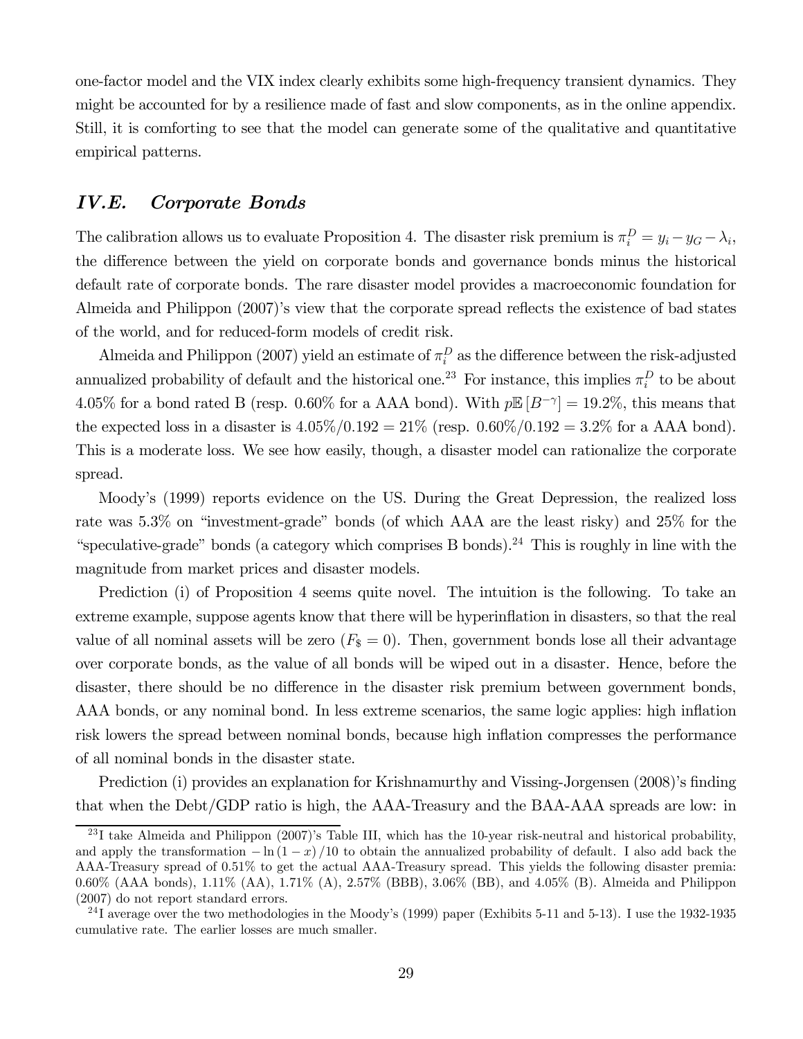one-factor model and the VIX index clearly exhibits some high-frequency transient dynamics. They might be accounted for by a resilience made of fast and slow components, as in the online appendix. Still, it is comforting to see that the model can generate some of the qualitative and quantitative empirical patterns.

## *IV.E. Corporate Bonds*

The calibration allows us to evaluate Proposition 4. The disaster risk premium is $\pi_i^D = y_i - y_G - \lambda_i$, the difference between the yield on corporate bonds and governance bonds minus the historical default rate of corporate bonds. The rare disaster model provides a macroeconomic foundation for Almeida and Philippon (2007)'s view that the corporate spread reflects the existence of bad states of the world, and for reduced-form models of credit risk.

Almeida and Philippon (2007) yield an estimate of $\pi_i^D$ as the difference between the risk-adjusted annualized probability of default and the historical one.[23] For instance, this implies $\pi_i^D$ to be about 4.05% for a bond rated B (resp. 0.60% for a AAA bond). With $p\mathbb{E}\left[B^{-\gamma}\right] = 19.2\%$, this means that the expected loss in a disaster is $4.05\%/0.192 = 21\%$ (resp. $0.60\%/0.192 = 3.2\%$ for a AAA bond). This is a moderate loss. We see how easily, though, a disaster model can rationalize the corporate spread.

Moody's (1999) reports evidence on the US. During the Great Depression, the realized loss rate was 5.3% on "investment-grade" bonds (of which AAA are the least risky) and 25% for the "speculative-grade" bonds (a category which comprises B bonds).[24] This is roughly in line with the magnitude from market prices and disaster models.

Prediction (i) of Proposition 4 seems quite novel. The intuition is the following. To take an extreme example, suppose agents know that there will be hyperinflation in disasters, so that the real value of all nominal assets will be zero ($F_\$ = 0$). Then, government bonds lose all their advantage over corporate bonds, as the value of all bonds will be wiped out in a disaster. Hence, before the disaster, there should be no difference in the disaster risk premium between government bonds, AAA bonds, or any nominal bond. In less extreme scenarios, the same logic applies: high inflation risk lowers the spread between nominal bonds, because high inflation compresses the performance of all nominal bonds in the disaster state.

Prediction (i) provides an explanation for Krishnamurthy and Vissing-Jorgensen (2008)'s finding that when the Debt/GDP ratio is high, the AAA-Treasury and the BAA-AAA spreads are low: in

---

[23] I take Almeida and Philippon (2007)'s Table III, which has the 10-year risk-neutral and historical probability, and apply the transformation $-\ln(1-x)/10$ to obtain the annualized probability of default. I also add back the AAA-Treasury spread of 0.51% to get the actual AAA-Treasury spread. This yields the following disaster premia: 0.60% (AAA bonds), 1.11% (AA), 1.71% (A), 2.57% (BBB), 3.06% (BB), and 4.05% (B). Almeida and Philippon (2007) do not report standard errors.

[24] I average over the two methodologies in the Moody's (1999) paper (Exhibits 5-11 and 5-13). I use the 1932-1935 cumulative rate. The earlier losses are much smaller.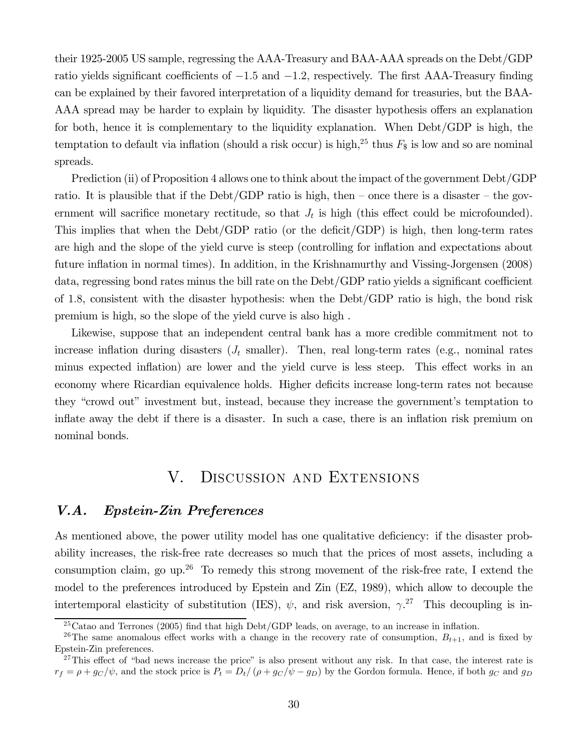their 1925-2005 US sample, regressing the AAA-Treasury and BAA-AAA spreads on the Debt/GDP ratio yields significant coefficients of $-1.5$ and $-1.2$, respectively. The first AAA-Treasury finding can be explained by their favored interpretation of a liquidity demand for treasuries, but the BAA-AAA spread may be harder to explain by liquidity. The disaster hypothesis offers an explanation for both, hence it is complementary to the liquidity explanation. When Debt/GDP is high, the temptation to default via inflation (should a risk occur) is high,[25] thus $F_{\$}$ is low and so are nominal spreads.

Prediction (ii) of Proposition 4 allows one to think about the impact of the government Debt/GDP ratio. It is plausible that if the Debt/GDP ratio is high, then – once there is a disaster – the government will sacrifice monetary rectitude, so that $J_t$ is high (this effect could be microfounded). This implies that when the Debt/GDP ratio (or the deficit/GDP) is high, then long-term rates are high and the slope of the yield curve is steep (controlling for inflation and expectations about future inflation in normal times). In addition, in the Krishnamurthy and Vissing-Jorgensen (2008) data, regressing bond rates minus the bill rate on the Debt/GDP ratio yields a significant coefficient of 1.8, consistent with the disaster hypothesis: when the Debt/GDP ratio is high, the bond risk premium is high, so the slope of the yield curve is also high .

Likewise, suppose that an independent central bank has a more credible commitment not to increase inflation during disasters ($J_t$ smaller). Then, real long-term rates (e.g., nominal rates minus expected inflation) are lower and the yield curve is less steep. This effect works in an economy where Ricardian equivalence holds. Higher deficits increase long-term rates not because they "crowd out" investment but, instead, because they increase the government's temptation to inflate away the debt if there is a disaster. In such a case, there is an inflation risk premium on nominal bonds.

# V. Discussion and Extensions

## V.A. Epstein-Zin Preferences

As mentioned above, the power utility model has one qualitative deficiency: if the disaster probability increases, the risk-free rate decreases so much that the prices of most assets, including a consumption claim, go up.[26] To remedy this strong movement of the risk-free rate, I extend the model to the preferences introduced by Epstein and Zin (EZ, 1989), which allow to decouple the intertemporal elasticity of substitution (IES), $\psi$, and risk aversion, $\gamma$.[27] This decoupling is in-

[25] Catao and Terrones (2005) find that high Debt/GDP leads, on average, to an increase in inflation.

[26] The same anomalous effect works with a change in the recovery rate of consumption, $B_{t+1}$, and is fixed by Epstein-Zin preferences.

[27] This effect of "bad news increase the price" is also present without any risk. In that case, the interest rate is $r_f = \rho + g_C/\psi$, and the stock price is $P_t = D_t/\left(\rho + g_C/\psi - g_D\right)$ by the Gordon formula. Hence, if both $g_C$ and $g_D$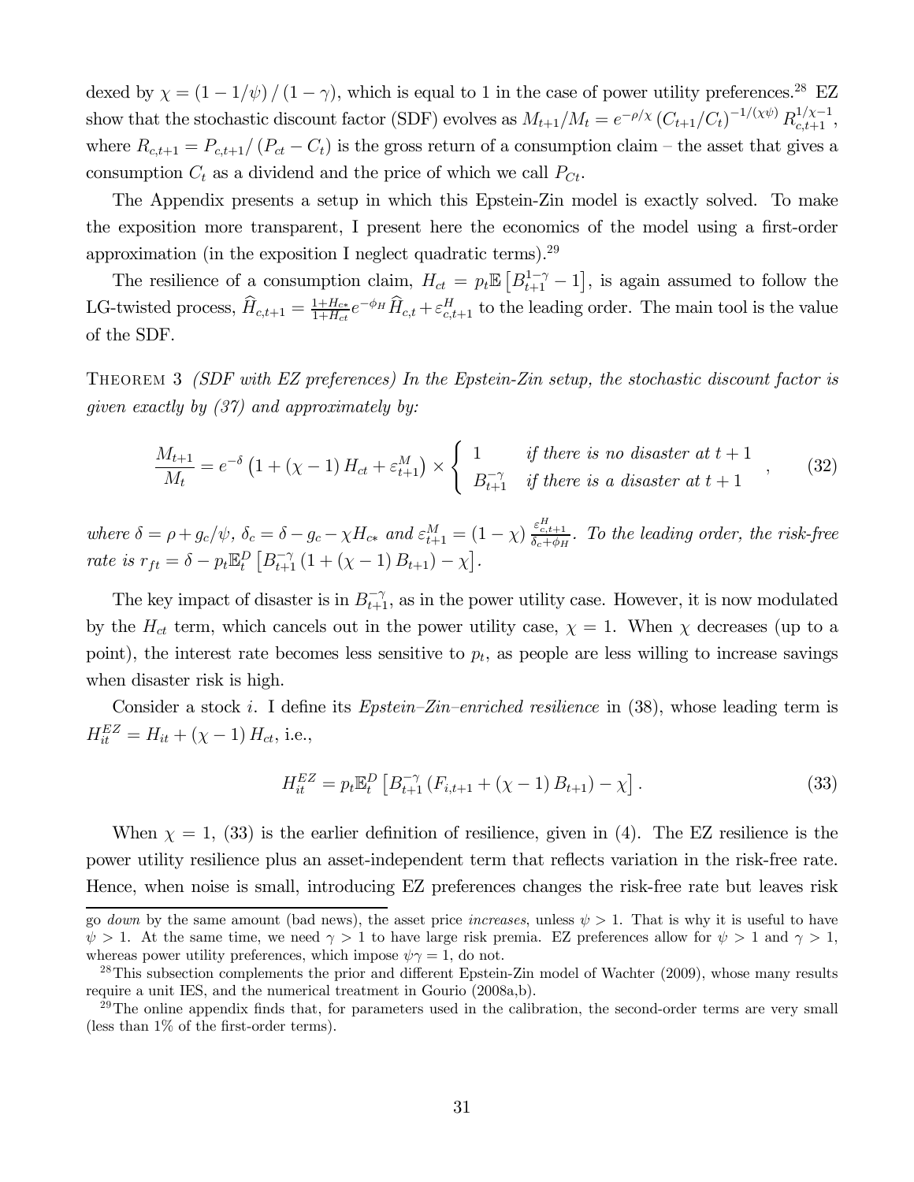dexed by $\chi = (1 - 1/\psi) / (1 - \gamma)$, which is equal to 1 in the case of power utility preferences.[28] EZ show that the stochastic discount factor (SDF) evolves as $M_{t+1}/M_t = e^{-\rho/\chi} (C_{t+1}/C_t)^{-1/(\chi\psi)} R_{c,t+1}^{1/\chi - 1}$, where $R_{c,t+1} = P_{c,t+1}/(P_{ct} - C_t)$ is the gross return of a consumption claim – the asset that gives a consumption $C_t$ as a dividend and the price of which we call $P_{Ct}$.

The Appendix presents a setup in which this Epstein-Zin model is exactly solved. To make the exposition more transparent, I present here the economics of the model using a first-order approximation (in the exposition I neglect quadratic terms).[29]

The resilience of a consumption claim, $H_{ct} = p_t \mathbb{E}\left[B_{t+1}^{1-\gamma} - 1\right]$, is again assumed to follow the LG-twisted process, $\widehat{H}_{c,t+1} = \frac{1+H_{c*}}{1+H_{ct}} e^{-\phi_H} \widehat{H}_{c,t} + \varepsilon_{c,t+1}^H$ to the leading order. The main tool is the value of the SDF.

Theorem 3 *(SDF with EZ preferences) In the Epstein-Zin setup, the stochastic discount factor is given exactly by (37) and approximately by:*

$$\frac{M_{t+1}}{M_t} = e^{-\delta} \left(1 + (\chi - 1) H_{ct} + \varepsilon_{t+1}^M\right) \times \begin{cases} 1 & \text{if there is no disaster at } t+1 \\ B_{t+1}^{-\gamma} & \text{if there is a disaster at } t+1 \end{cases}, \tag{32}$$

*where $\delta = \rho + g_c/\psi$, $\delta_c = \delta - g_c - \chi H_{c*}$ and $\varepsilon_{t+1}^M = (1 - \chi) \frac{\varepsilon_{c,t+1}^H}{\delta_c + \phi_H}$. To the leading order, the risk-free rate is $r_{ft} = \delta - p_t \mathbb{E}_t^D \left[B_{t+1}^{-\gamma} (1 + (\chi - 1) B_{t+1}) - \chi\right]$.*

The key impact of disaster is in $B_{t+1}^{-\gamma}$, as in the power utility case. However, it is now modulated by the $H_{ct}$ term, which cancels out in the power utility case, $\chi = 1$. When $\chi$ decreases (up to a point), the interest rate becomes less sensitive to $p_t$, as people are less willing to increase savings when disaster risk is high.

Consider a stock $i$. I define its *Epstein–Zin–enriched resilience* in (38), whose leading term is $H_{it}^{EZ} = H_{it} + (\chi - 1) H_{ct}$, i.e.,

$$H_{it}^{EZ} = p_t \mathbb{E}_t^D \left[B_{t+1}^{-\gamma} (F_{i,t+1} + (\chi - 1) B_{t+1}) - \chi\right]. \tag{33}$$

When $\chi = 1$, (33) is the earlier definition of resilience, given in (4). The EZ resilience is the power utility resilience plus an asset-independent term that reflects variation in the risk-free rate. Hence, when noise is small, introducing EZ preferences changes the risk-free rate but leaves risk

---

go *down* by the same amount (bad news), the asset price *increases*, unless $\psi > 1$. That is why it is useful to have $\psi > 1$. At the same time, we need $\gamma > 1$ to have large risk premia. EZ preferences allow for $\psi > 1$ and $\gamma > 1$, whereas power utility preferences, which impose $\psi\gamma = 1$, do not.

[28] This subsection complements the prior and different Epstein-Zin model of Wachter (2009), whose many results require a unit IES, and the numerical treatment in Gourio (2008a,b).

[29] The online appendix finds that, for parameters used in the calibration, the second-order terms are very small (less than 1% of the first-order terms).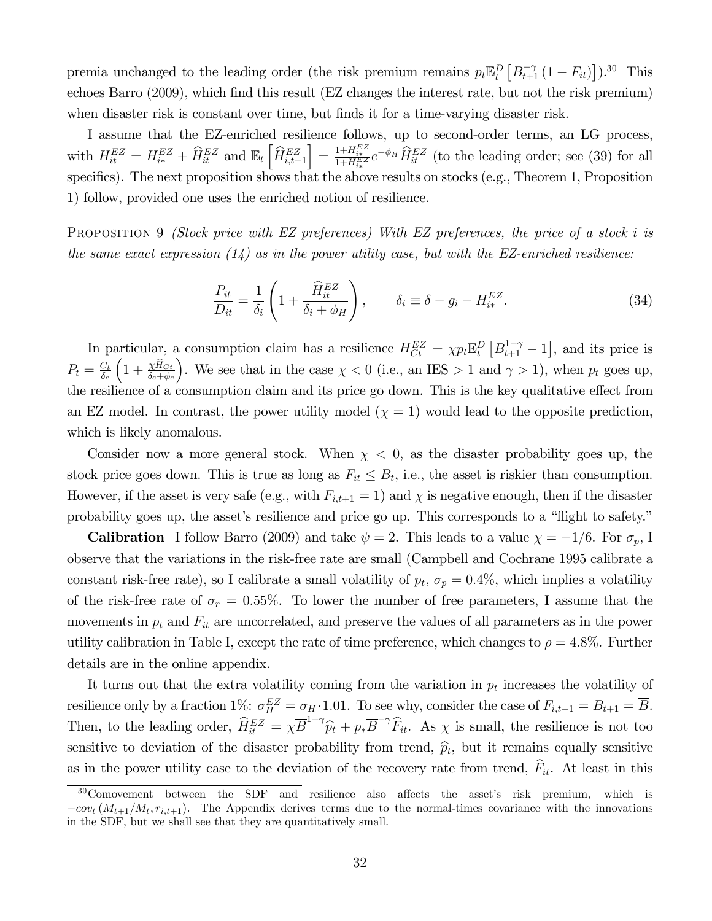premia unchanged to the leading order (the risk premium remains $p_t \mathbb{E}_t^D \left[ B_{t+1}^{-\gamma} (1 - F_{it}) \right]$).[30] This echoes Barro (2009), which find this result (EZ changes the interest rate, but not the risk premium) when disaster risk is constant over time, but finds it for a time-varying disaster risk.

I assume that the EZ-enriched resilience follows, up to second-order terms, an LG process, with $H_{it}^{EZ} = H_{i*}^{EZ} + \widehat{H}_{it}^{EZ}$ and $\mathbb{E}_t \left[ \widehat{H}_{i,t+1}^{EZ} \right] = \frac{1+H_{i*}^{EZ}}{1+H_{i*}^{EZ}} e^{-\phi_H} \widehat{H}_{it}^{EZ}$ (to the leading order; see (39) for all specifics). The next proposition shows that the above results on stocks (e.g., Theorem 1, Proposition 1) follow, provided one uses the enriched notion of resilience.

Proposition 9 *(Stock price with EZ preferences) With EZ preferences, the price of a stock $i$ is the same exact expression (14) as in the power utility case, but with the EZ-enriched resilience:*

$$\frac{P_{it}}{D_{it}} = \frac{1}{\delta_i} \left( 1 + \frac{\widehat{H}_{it}^{EZ}}{\delta_i + \phi_H} \right), \qquad \delta_i \equiv \delta - g_i - H_{i*}^{EZ}. \tag{34}$$

In particular, a consumption claim has a resilience $H_{Ct}^{EZ} = \chi p_t \mathbb{E}_t^D \left[ B_{t+1}^{1-\gamma} - 1 \right]$, and its price is $P_t = \frac{C_t}{\delta_c} \left( 1 + \frac{\chi \widehat{H}_{Ct}}{\delta_c + \phi_c} \right)$. We see that in the case $\chi < 0$ (i.e., an IES $> 1$ and $\gamma > 1$), when $p_t$ goes up, the resilience of a consumption claim and its price go down. This is the key qualitative effect from an EZ model. In contrast, the power utility model ($\chi = 1$) would lead to the opposite prediction, which is likely anomalous.

Consider now a more general stock. When $\chi < 0$, as the disaster probability goes up, the stock price goes down. This is true as long as $F_{it} \leq B_t$, i.e., the asset is riskier than consumption. However, if the asset is very safe (e.g., with $F_{i,t+1} = 1$) and $\chi$ is negative enough, then if the disaster probability goes up, the asset's resilience and price go up. This corresponds to a "flight to safety."

**Calibration** I follow Barro (2009) and take $\psi = 2$. This leads to a value $\chi = -1/6$. For $\sigma_p$, I observe that the variations in the risk-free rate are small (Campbell and Cochrane 1995 calibrate a constant risk-free rate), so I calibrate a small volatility of $p_t$, $\sigma_p = 0.4\%$, which implies a volatility of the risk-free rate of $\sigma_r = 0.55\%$. To lower the number of free parameters, I assume that the movements in $p_t$ and $F_{it}$ are uncorrelated, and preserve the values of all parameters as in the power utility calibration in Table I, except the rate of time preference, which changes to $\rho = 4.8\%$. Further details are in the online appendix.

It turns out that the extra volatility coming from the variation in $p_t$ increases the volatility of resilience only by a fraction 1%: $\sigma_H^{EZ} = \sigma_H \cdot 1.01$. To see why, consider the case of $F_{i,t+1} = B_{t+1} = \overline{B}$. Then, to the leading order, $\widehat{H}_{it}^{EZ} = \chi \overline{B}^{1-\gamma} \widehat{p}_t + p_* \overline{B}^{-\gamma} \widehat{F}_{it}$. As $\chi$ is small, the resilience is not too sensitive to deviation of the disaster probability from trend, $\widehat{p}_t$, but it remains equally sensitive as in the power utility case to the deviation of the recovery rate from trend, $\widehat{F}_{it}$. At least in this

[30] Comovement between the SDF and resilience also affects the asset's risk premium, which is $-cov_t \left( M_{t+1}/M_t, r_{i,t+1} \right)$. The Appendix derives terms due to the normal-times covariance with the innovations in the SDF, but we shall see that they are quantitatively small.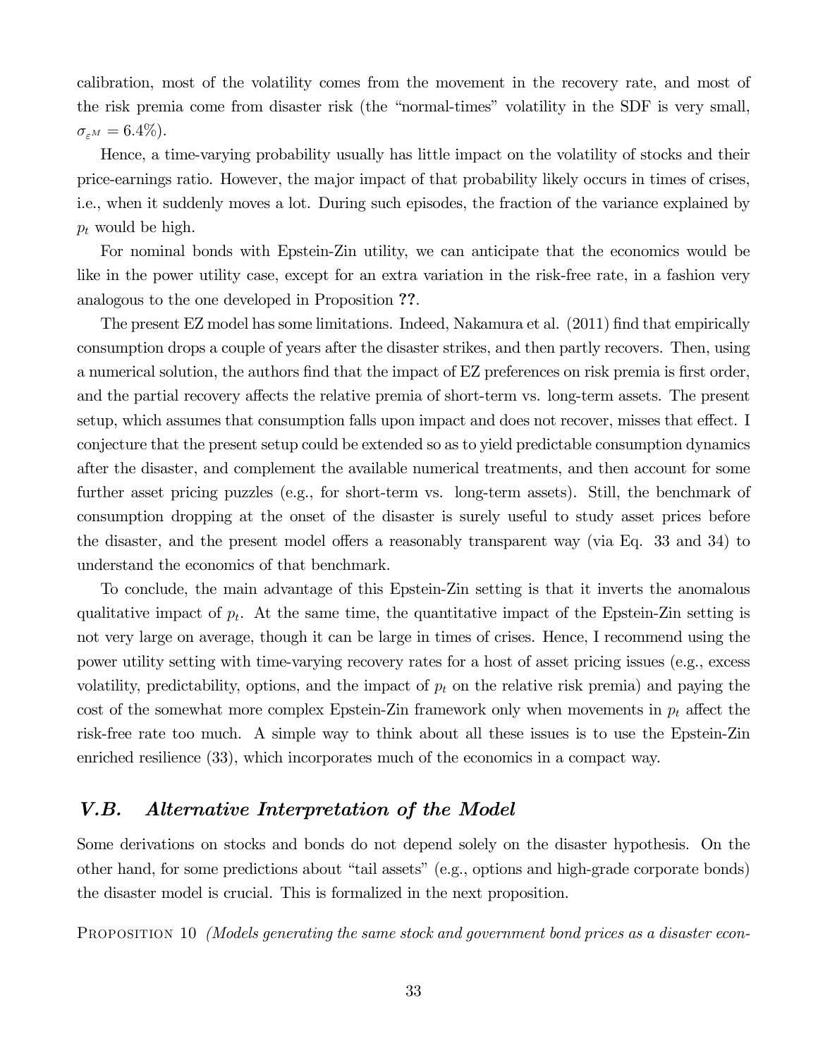calibration, most of the volatility comes from the movement in the recovery rate, and most of the risk premia come from disaster risk (the "normal-times" volatility in the SDF is very small, $\sigma_{\varepsilon^M} = 6.4\%$).

Hence, a time-varying probability usually has little impact on the volatility of stocks and their price-earnings ratio. However, the major impact of that probability likely occurs in times of crises, i.e., when it suddenly moves a lot. During such episodes, the fraction of the variance explained by $p_t$ would be high.

For nominal bonds with Epstein-Zin utility, we can anticipate that the economics would be like in the power utility case, except for an extra variation in the risk-free rate, in a fashion very analogous to the one developed in Proposition **??**.

The present EZ model has some limitations. Indeed, Nakamura et al. (2011) find that empirically consumption drops a couple of years after the disaster strikes, and then partly recovers. Then, using a numerical solution, the authors find that the impact of EZ preferences on risk premia is first order, and the partial recovery affects the relative premia of short-term vs. long-term assets. The present setup, which assumes that consumption falls upon impact and does not recover, misses that effect. I conjecture that the present setup could be extended so as to yield predictable consumption dynamics after the disaster, and complement the available numerical treatments, and then account for some further asset pricing puzzles (e.g., for short-term vs. long-term assets). Still, the benchmark of consumption dropping at the onset of the disaster is surely useful to study asset prices before the disaster, and the present model offers a reasonably transparent way (via Eq. 33 and 34) to understand the economics of that benchmark.

To conclude, the main advantage of this Epstein-Zin setting is that it inverts the anomalous qualitative impact of $p_t$. At the same time, the quantitative impact of the Epstein-Zin setting is not very large on average, though it can be large in times of crises. Hence, I recommend using the power utility setting with time-varying recovery rates for a host of asset pricing issues (e.g., excess volatility, predictability, options, and the impact of $p_t$ on the relative risk premia) and paying the cost of the somewhat more complex Epstein-Zin framework only when movements in $p_t$ affect the risk-free rate too much. A simple way to think about all these issues is to use the Epstein-Zin enriched resilience (33), which incorporates much of the economics in a compact way.

## *V.B. Alternative Interpretation of the Model*

Some derivations on stocks and bonds do not depend solely on the disaster hypothesis. On the other hand, for some predictions about "tail assets" (e.g., options and high-grade corporate bonds) the disaster model is crucial. This is formalized in the next proposition.

PROPOSITION 10 *(Models generating the same stock and government bond prices as a disaster econ-*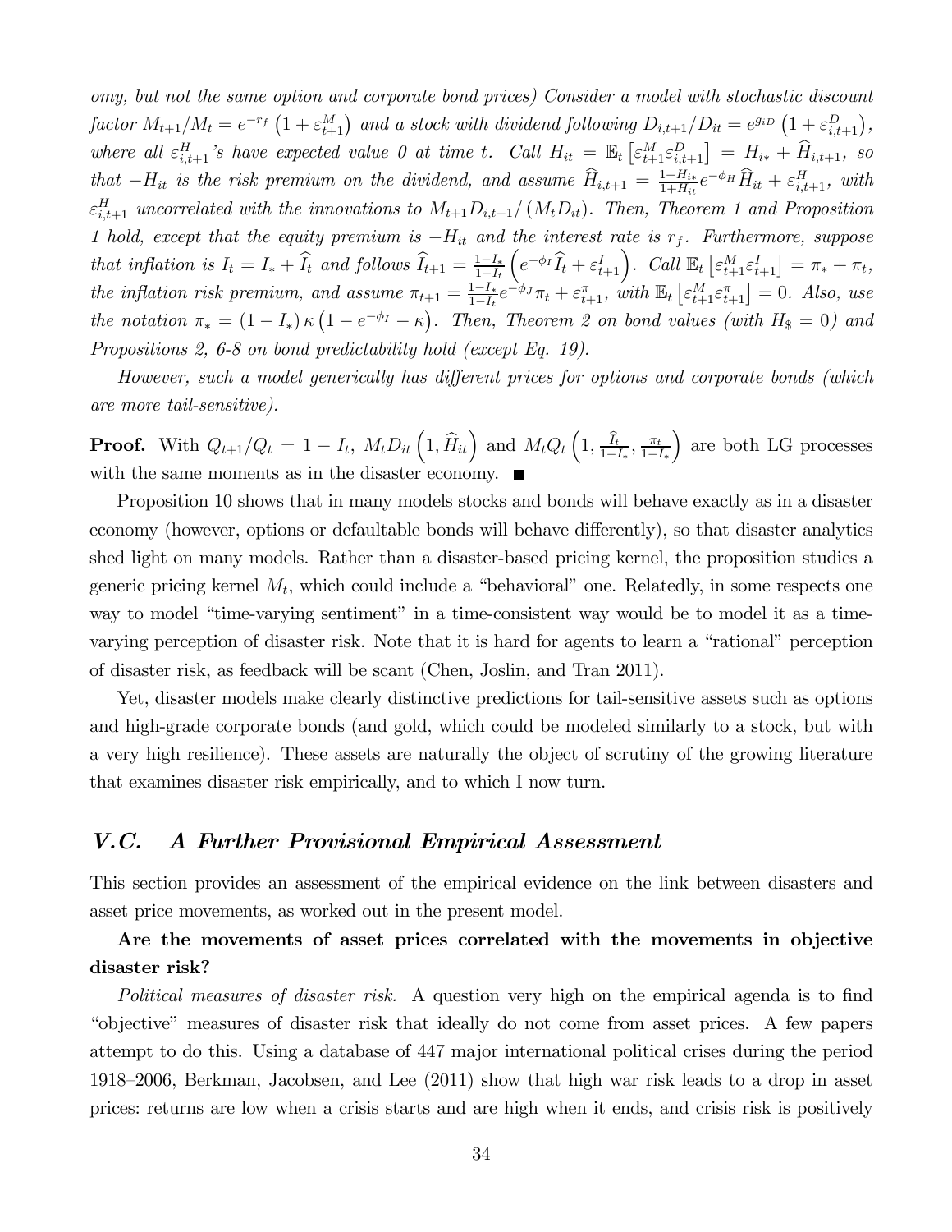*omy, but not the same option and corporate bond prices) Consider a model with stochastic discount factor $M_{t+1}/M_t = e^{-r_f}\left(1+\varepsilon^M_{t+1}\right)$ and a stock with dividend following $D_{i,t+1}/D_{it} = e^{g_{iD}}\left(1+\varepsilon^D_{i,t+1}\right)$, where all $\varepsilon^H_{i,t+1}$'s have expected value 0 at time $t$. Call $H_{it} = \mathbb{E}_t\left[\varepsilon^M_{t+1}\varepsilon^D_{i,t+1}\right] = H_{i*} + \widehat{H}_{i,t+1}$, so that $-H_{it}$ is the risk premium on the dividend, and assume $\widehat{H}_{i,t+1} = \frac{1+H_{i*}}{1+H_{it}}e^{-\phi_H}\widehat{H}_{it} + \varepsilon^H_{i,t+1}$, with $\varepsilon^H_{i,t+1}$ uncorrelated with the innovations to $M_{t+1}D_{i,t+1}/\left(M_tD_{it}\right)$. Then, Theorem 1 and Proposition 1 hold, except that the equity premium is $-H_{it}$ and the interest rate is $r_f$. Furthermore, suppose that inflation is $I_t = I_* + \widehat{I}_t$ and follows $\widehat{I}_{t+1} = \frac{1-I_*}{1-I_t}\left(e^{-\phi_I}\widehat{I}_t + \varepsilon^I_{t+1}\right)$. Call $\mathbb{E}_t\left[\varepsilon^M_{t+1}\varepsilon^I_{t+1}\right] = \pi_* + \pi_t$, the inflation risk premium, and assume $\pi_{t+1} = \frac{1-I_*}{1-I_t}e^{-\phi_J}\pi_t + \varepsilon^\pi_{t+1}$, with $\mathbb{E}_t\left[\varepsilon^M_{t+1}\varepsilon^\pi_{t+1}\right] = 0$. Also, use the notation $\pi_* = (1-I_*)\,\kappa\left(1-e^{-\phi_I}-\kappa\right)$. Then, Theorem 2 on bond values (with $H_\$ = 0$) and Propositions 2, 6-8 on bond predictability hold (except Eq. 19).*

*However, such a model generically has different prices for options and corporate bonds (which are more tail-sensitive).*

**Proof.** With $Q_{t+1}/Q_t = 1 - I_t$, $M_tD_{it}\left(1, \widehat{H}_{it}\right)$ and $M_tQ_t\left(1, \frac{\widehat{I}_t}{1-I_*}, \frac{\pi_t}{1-I_*}\right)$ are both LG processes with the same moments as in the disaster economy. ■

Proposition 10 shows that in many models stocks and bonds will behave exactly as in a disaster economy (however, options or defaultable bonds will behave differently), so that disaster analytics shed light on many models. Rather than a disaster-based pricing kernel, the proposition studies a generic pricing kernel $M_t$, which could include a "behavioral" one. Relatedly, in some respects one way to model "time-varying sentiment" in a time-consistent way would be to model it as a time-varying perception of disaster risk. Note that it is hard for agents to learn a "rational" perception of disaster risk, as feedback will be scant (Chen, Joslin, and Tran 2011).

Yet, disaster models make clearly distinctive predictions for tail-sensitive assets such as options and high-grade corporate bonds (and gold, which could be modeled similarly to a stock, but with a very high resilience). These assets are naturally the object of scrutiny of the growing literature that examines disaster risk empirically, and to which I now turn.

## V.C. A Further Provisional Empirical Assessment

This section provides an assessment of the empirical evidence on the link between disasters and asset price movements, as worked out in the present model.

**Are the movements of asset prices correlated with the movements in objective disaster risk?**

*Political measures of disaster risk.* A question very high on the empirical agenda is to find "objective" measures of disaster risk that ideally do not come from asset prices. A few papers attempt to do this. Using a database of 447 major international political crises during the period 1918–2006, Berkman, Jacobsen, and Lee (2011) show that high war risk leads to a drop in asset prices: returns are low when a crisis starts and are high when it ends, and crisis risk is positively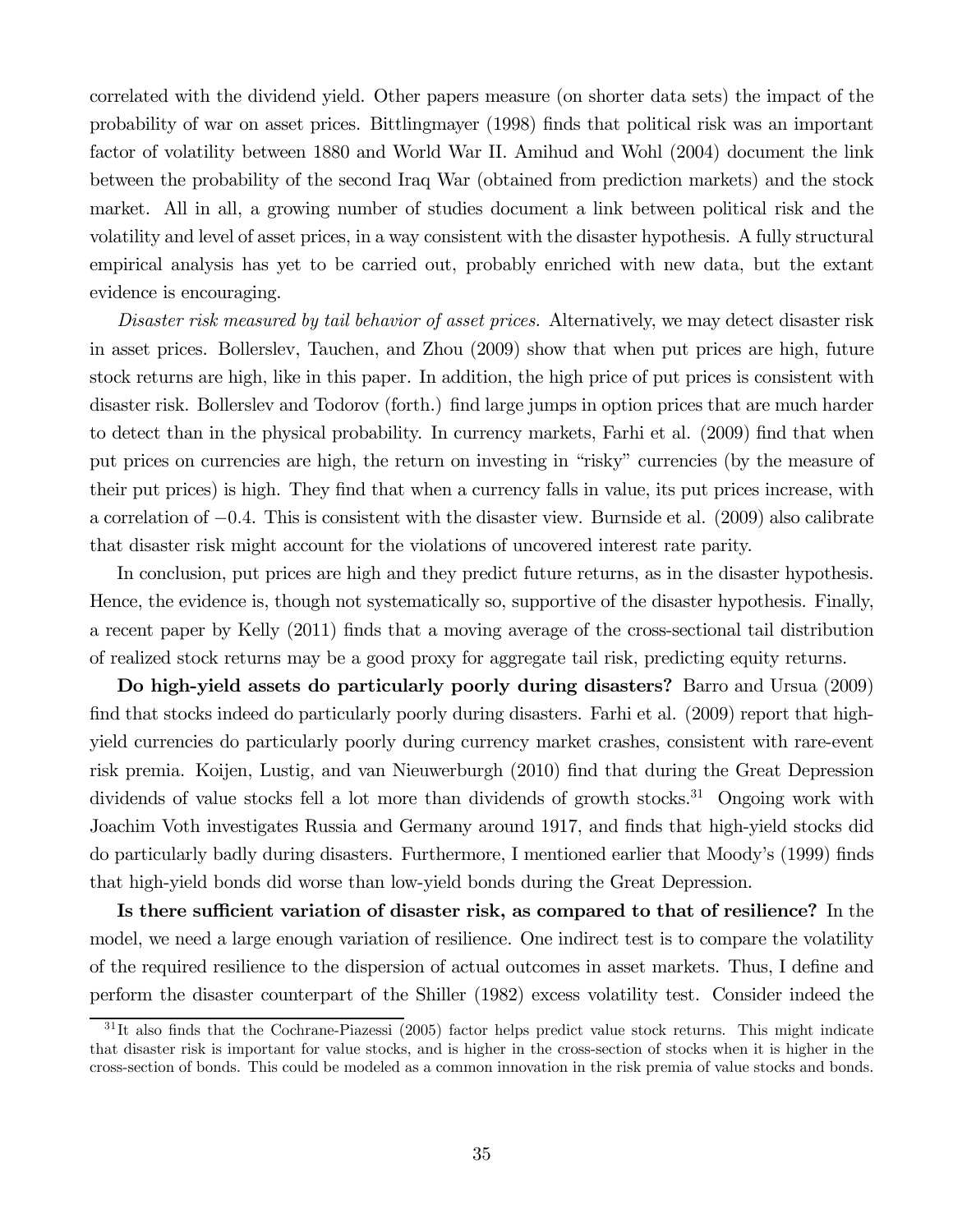correlated with the dividend yield. Other papers measure (on shorter data sets) the impact of the probability of war on asset prices. Bittlingmayer (1998) finds that political risk was an important factor of volatility between 1880 and World War II. Amihud and Wohl (2004) document the link between the probability of the second Iraq War (obtained from prediction markets) and the stock market. All in all, a growing number of studies document a link between political risk and the volatility and level of asset prices, in a way consistent with the disaster hypothesis. A fully structural empirical analysis has yet to be carried out, probably enriched with new data, but the extant evidence is encouraging.

*Disaster risk measured by tail behavior of asset prices.* Alternatively, we may detect disaster risk in asset prices. Bollerslev, Tauchen, and Zhou (2009) show that when put prices are high, future stock returns are high, like in this paper. In addition, the high price of put prices is consistent with disaster risk. Bollerslev and Todorov (forth.) find large jumps in option prices that are much harder to detect than in the physical probability. In currency markets, Farhi et al. (2009) find that when put prices on currencies are high, the return on investing in "risky" currencies (by the measure of their put prices) is high. They find that when a currency falls in value, its put prices increase, with a correlation of $-0.4$. This is consistent with the disaster view. Burnside et al. (2009) also calibrate that disaster risk might account for the violations of uncovered interest rate parity.

In conclusion, put prices are high and they predict future returns, as in the disaster hypothesis. Hence, the evidence is, though not systematically so, supportive of the disaster hypothesis. Finally, a recent paper by Kelly (2011) finds that a moving average of the cross-sectional tail distribution of realized stock returns may be a good proxy for aggregate tail risk, predicting equity returns.

**Do high-yield assets do particularly poorly during disasters?** Barro and Ursua (2009) find that stocks indeed do particularly poorly during disasters. Farhi et al. (2009) report that high-yield currencies do particularly poorly during currency market crashes, consistent with rare-event risk premia. Koijen, Lustig, and van Nieuwerburgh (2010) find that during the Great Depression dividends of value stocks fell a lot more than dividends of growth stocks.[31] Ongoing work with Joachim Voth investigates Russia and Germany around 1917, and finds that high-yield stocks did do particularly badly during disasters. Furthermore, I mentioned earlier that Moody's (1999) finds that high-yield bonds did worse than low-yield bonds during the Great Depression.

**Is there sufficient variation of disaster risk, as compared to that of resilience?** In the model, we need a large enough variation of resilience. One indirect test is to compare the volatility of the required resilience to the dispersion of actual outcomes in asset markets. Thus, I define and perform the disaster counterpart of the Shiller (1982) excess volatility test. Consider indeed the

[31] It also finds that the Cochrane-Piazessi (2005) factor helps predict value stock returns. This might indicate that disaster risk is important for value stocks, and is higher in the cross-section of stocks when it is higher in the cross-section of bonds. This could be modeled as a common innovation in the risk premia of value stocks and bonds.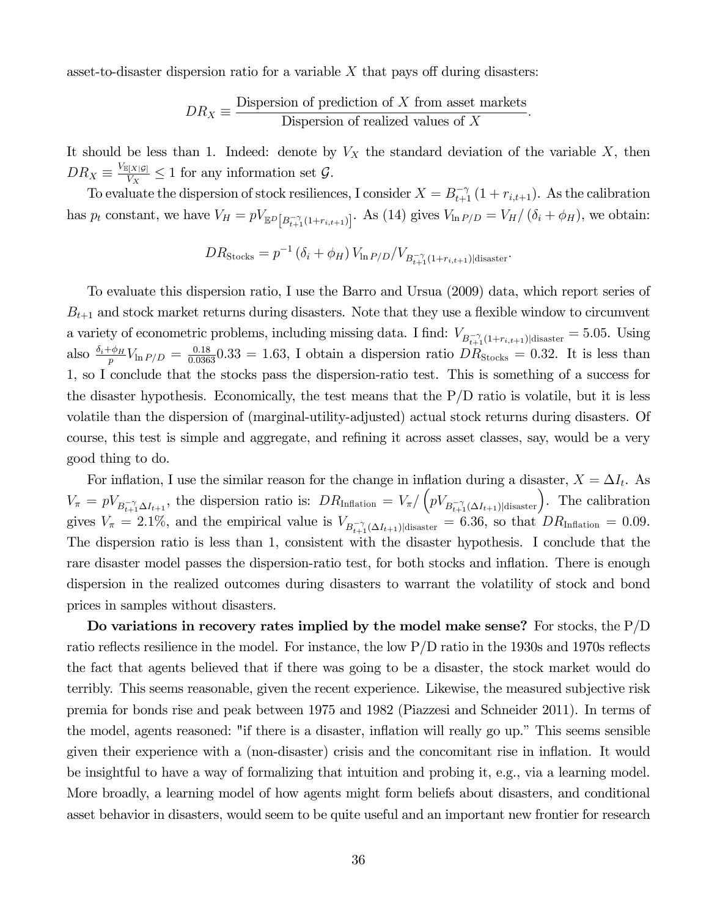asset-to-disaster dispersion ratio for a variable $X$ that pays off during disasters:

$$DR_X \equiv \frac{\text{Dispersion of prediction of } X \text{ from asset markets}}{\text{Dispersion of realized values of } X}.$$

It should be less than 1. Indeed: denote by $V_X$ the standard deviation of the variable $X$, then $DR_X \equiv \frac{V_{\mathbb{E}[X|\mathcal{G}]}}{V_X} \leq 1$ for any information set $\mathcal{G}$.

To evaluate the dispersion of stock resiliences, I consider $X = B_{t+1}^{-\gamma}(1 + r_{i,t+1})$. As the calibration has $p_t$ constant, we have $V_H = pV_{\mathbb{E}^D\left[B_{t+1}^{-\gamma}(1+r_{i,t+1})\right]}$. As (14) gives $V_{\ln P/D} = V_H / (\delta_i + \phi_H)$, we obtain:

$$DR_{\text{Stocks}} = p^{-1}(\delta_i + \phi_H) V_{\ln P/D} / V_{B_{t+1}^{-\gamma}(1+r_{i,t+1})|\text{disaster}}.$$

To evaluate this dispersion ratio, I use the Barro and Ursua (2009) data, which report series of $B_{t+1}$ and stock market returns during disasters. Note that they use a flexible window to circumvent a variety of econometric problems, including missing data. I find: $V_{B_{t+1}^{-\gamma}(1+r_{i,t+1})|\text{disaster}} = 5.05$. Using also $\frac{\delta_i+\phi_H}{p} V_{\ln P/D} = \frac{0.18}{0.0363} 0.33 = 1.63$, I obtain a dispersion ratio $DR_{\text{Stocks}} = 0.32$. It is less than 1, so I conclude that the stocks pass the dispersion-ratio test. This is something of a success for the disaster hypothesis. Economically, the test means that the P/D ratio is volatile, but it is less volatile than the dispersion of (marginal-utility-adjusted) actual stock returns during disasters. Of course, this test is simple and aggregate, and refining it across asset classes, say, would be a very good thing to do.

For inflation, I use the similar reason for the change in inflation during a disaster, $X = \Delta I_t$. As $V_\pi = pV_{B_{t+1}^{-\gamma}\Delta I_{t+1}}$, the dispersion ratio is: $DR_{\text{Inflation}} = V_\pi / \left(pV_{B_{t+1}^{-\gamma}(\Delta I_{t+1})|\text{disaster}}\right)$. The calibration gives $V_\pi = 2.1\%$, and the empirical value is $V_{B_{t+1}^{-\gamma}(\Delta I_{t+1})|\text{disaster}} = 6.36$, so that $DR_{\text{Inflation}} = 0.09$. The dispersion ratio is less than 1, consistent with the disaster hypothesis. I conclude that the rare disaster model passes the dispersion-ratio test, for both stocks and inflation. There is enough dispersion in the realized outcomes during disasters to warrant the volatility of stock and bond prices in samples without disasters.

**Do variations in recovery rates implied by the model make sense?** For stocks, the P/D ratio reflects resilience in the model. For instance, the low P/D ratio in the 1930s and 1970s reflects the fact that agents believed that if there was going to be a disaster, the stock market would do terribly. This seems reasonable, given the recent experience. Likewise, the measured subjective risk premia for bonds rise and peak between 1975 and 1982 (Piazzesi and Schneider 2011). In terms of the model, agents reasoned: "if there is a disaster, inflation will really go up." This seems sensible given their experience with a (non-disaster) crisis and the concomitant rise in inflation. It would be insightful to have a way of formalizing that intuition and probing it, e.g., via a learning model. More broadly, a learning model of how agents might form beliefs about disasters, and conditional asset behavior in disasters, would seem to be quite useful and an important new frontier for research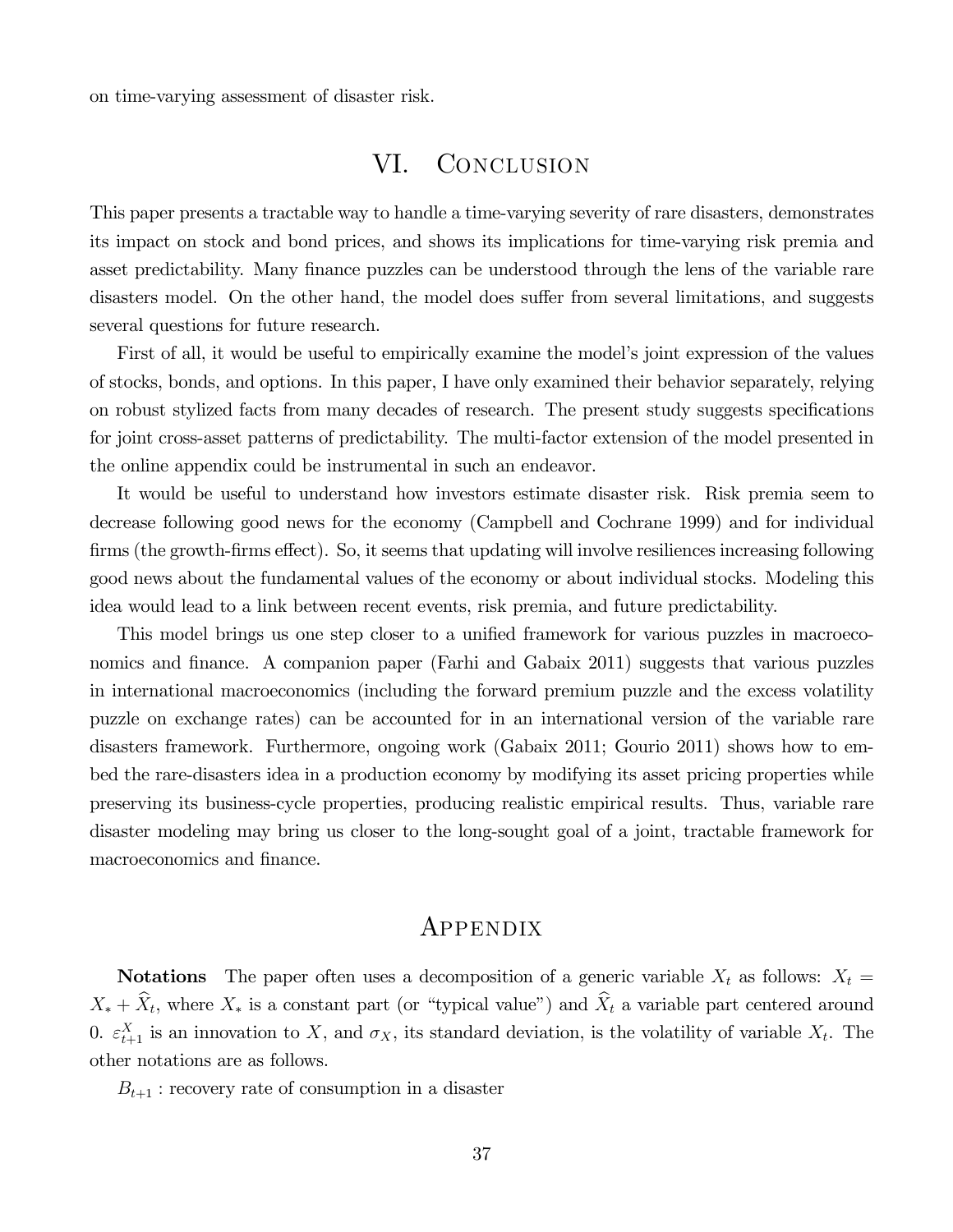on time-varying assessment of disaster risk.

# VI. Conclusion

This paper presents a tractable way to handle a time-varying severity of rare disasters, demonstrates its impact on stock and bond prices, and shows its implications for time-varying risk premia and asset predictability. Many finance puzzles can be understood through the lens of the variable rare disasters model. On the other hand, the model does suffer from several limitations, and suggests several questions for future research.

First of all, it would be useful to empirically examine the model's joint expression of the values of stocks, bonds, and options. In this paper, I have only examined their behavior separately, relying on robust stylized facts from many decades of research. The present study suggests specifications for joint cross-asset patterns of predictability. The multi-factor extension of the model presented in the online appendix could be instrumental in such an endeavor.

It would be useful to understand how investors estimate disaster risk. Risk premia seem to decrease following good news for the economy (Campbell and Cochrane 1999) and for individual firms (the growth-firms effect). So, it seems that updating will involve resiliences increasing following good news about the fundamental values of the economy or about individual stocks. Modeling this idea would lead to a link between recent events, risk premia, and future predictability.

This model brings us one step closer to a unified framework for various puzzles in macroeconomics and finance. A companion paper (Farhi and Gabaix 2011) suggests that various puzzles in international macroeconomics (including the forward premium puzzle and the excess volatility puzzle on exchange rates) can be accounted for in an international version of the variable rare disasters framework. Furthermore, ongoing work (Gabaix 2011; Gourio 2011) shows how to embed the rare-disasters idea in a production economy by modifying its asset pricing properties while preserving its business-cycle properties, producing realistic empirical results. Thus, variable rare disaster modeling may bring us closer to the long-sought goal of a joint, tractable framework for macroeconomics and finance.

# Appendix

**Notations** The paper often uses a decomposition of a generic variable $X_t$ as follows: $X_t = X_* + \widehat{X}_t$, where $X_*$ is a constant part (or "typical value") and $\widehat{X}_t$ a variable part centered around 0. $\varepsilon^X_{t+1}$ is an innovation to $X$, and $\sigma_X$, its standard deviation, is the volatility of variable $X_t$. The other notations are as follows.

$B_{t+1}$ : recovery rate of consumption in a disaster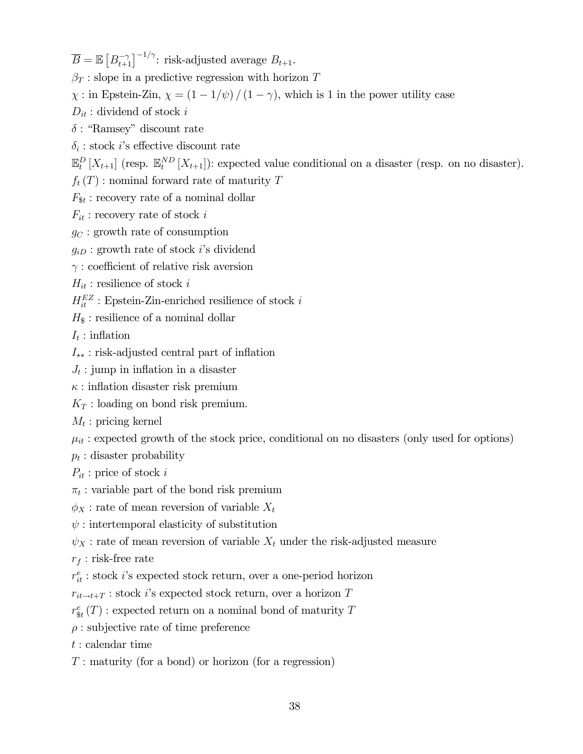$\overline{B} = \mathbb{E}\left[B_{t+1}^{-\gamma}\right]^{-1/\gamma}$: risk-adjusted average $B_{t+1}$.

$\beta_T$ : slope in a predictive regression with horizon $T$

$\chi$ : in Epstein-Zin, $\chi = (1 - 1/\psi) / (1 - \gamma)$, which is 1 in the power utility case

$D_{it}$ : dividend of stock $i$

$\delta$ : "Ramsey" discount rate

$\delta_i$ : stock $i$'s effective discount rate

$\mathbb{E}_t^D [X_{t+1}]$ (resp. $\mathbb{E}_t^{ND} [X_{t+1}]$): expected value conditional on a disaster (resp. on no disaster).

$f_t (T)$ : nominal forward rate of maturity $T$

$F_{\$t}$ : recovery rate of a nominal dollar

$F_{it}$ : recovery rate of stock $i$

$g_C$ : growth rate of consumption

$g_{iD}$ : growth rate of stock $i$'s dividend

$\gamma$ : coefficient of relative risk aversion

$H_{it}$ : resilience of stock $i$

$H_{it}^{EZ}$ : Epstein-Zin-enriched resilience of stock $i$

$H_{\$}$ : resilience of a nominal dollar

$I_t$ : inflation

$I_{**}$ : risk-adjusted central part of inflation

$J_t$ : jump in inflation in a disaster

$\kappa$ : inflation disaster risk premium

$K_T$ : loading on bond risk premium.

$M_t$ : pricing kernel

$\mu_{it}$ : expected growth of the stock price, conditional on no disasters (only used for options)

$p_t$ : disaster probability

$P_{it}$ : price of stock $i$

$\pi_t$ : variable part of the bond risk premium

$\phi_X$ : rate of mean reversion of variable $X_t$

$\psi$ : intertemporal elasticity of substitution

$\psi_X$ : rate of mean reversion of variable $X_t$ under the risk-adjusted measure

$r_f$ : risk-free rate

$r_{it}^e$ : stock $i$'s expected stock return, over a one-period horizon

$r_{it \to t+T}$ : stock $i$'s expected stock return, over a horizon $T$

$r_{\$t}^e (T)$ : expected return on a nominal bond of maturity $T$

$\rho$ : subjective rate of time preference

$t$ : calendar time

$T$ : maturity (for a bond) or horizon (for a regression)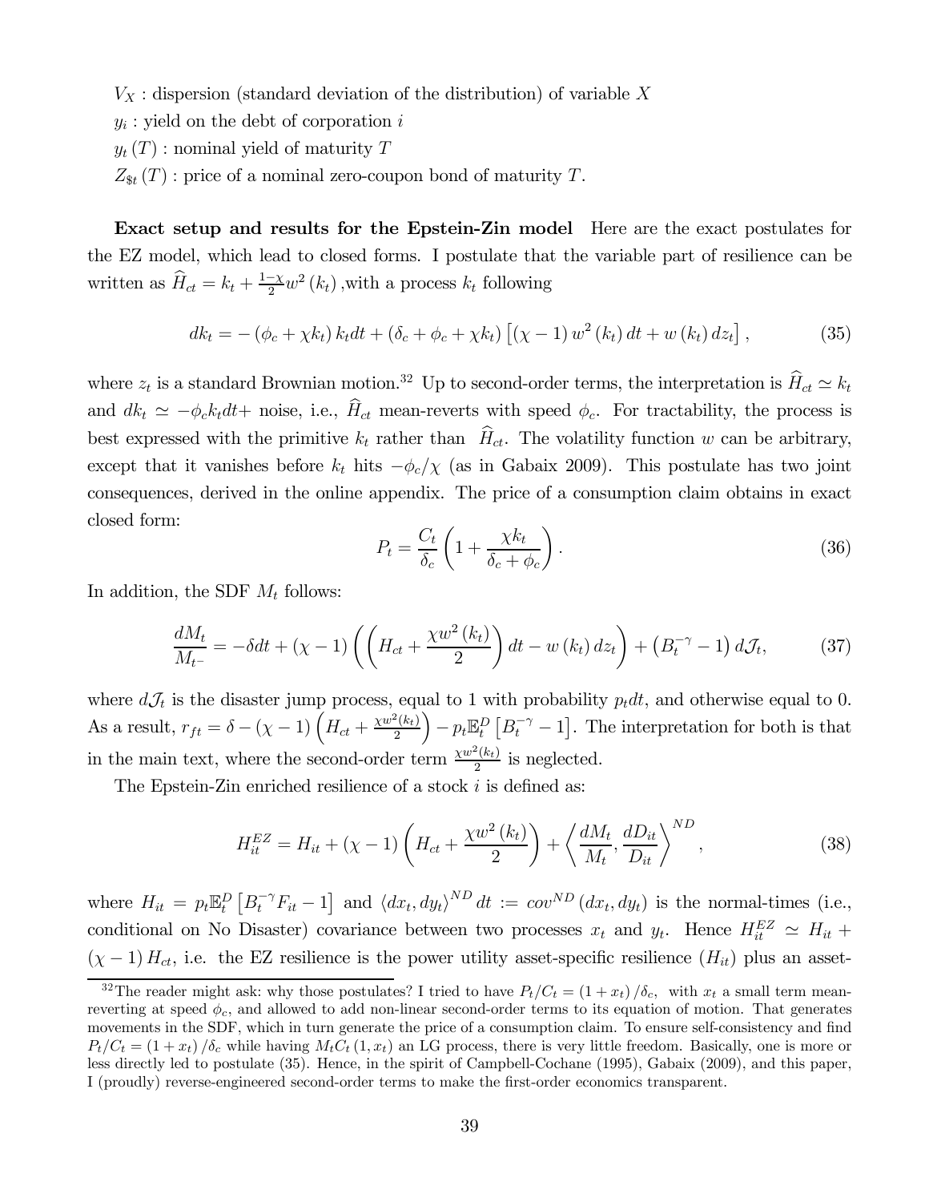$V_X$ : dispersion (standard deviation of the distribution) of variable $X$

$y_i$ : yield on the debt of corporation $i$

$y_t(T)$ : nominal yield of maturity $T$

$Z_{\$t}(T)$ : price of a nominal zero-coupon bond of maturity $T$.

**Exact setup and results for the Epstein-Zin model** Here are the exact postulates for the EZ model, which lead to closed forms. I postulate that the variable part of resilience can be written as $\widehat{H}_{ct} = k_t + \frac{1-\chi}{2} w^2(k_t)$ ,with a process $k_t$ following

$$dk_t = -(\phi_c + \chi k_t) k_t dt + (\delta_c + \phi_c + \chi k_t) \left[ (\chi - 1) w^2(k_t) dt + w(k_t) dz_t \right], \tag{35}$$

where $z_t$ is a standard Brownian motion.[32] Up to second-order terms, the interpretation is $\widehat{H}_{ct} \simeq k_t$ and $dk_t \simeq -\phi_c k_t dt +$ noise, i.e., $\widehat{H}_{ct}$ mean-reverts with speed $\phi_c$. For tractability, the process is best expressed with the primitive $k_t$ rather than $\widehat{H}_{ct}$. The volatility function $w$ can be arbitrary, except that it vanishes before $k_t$ hits $-\phi_c/\chi$ (as in Gabaix 2009). This postulate has two joint consequences, derived in the online appendix. The price of a consumption claim obtains in exact closed form:

$$P_t = \frac{C_t}{\delta_c}\left(1 + \frac{\chi k_t}{\delta_c + \phi_c}\right). \tag{36}$$

In addition, the SDF $M_t$ follows:

$$\frac{dM_t}{M_{t^-}} = -\delta dt + (\chi - 1)\left(\left(H_{ct} + \frac{\chi w^2(k_t)}{2}\right) dt - w(k_t) dz_t\right) + \left(B_t^{-\gamma} - 1\right) d\mathcal{J}_t, \tag{37}$$

where $d\mathcal{J}_t$ is the disaster jump process, equal to 1 with probability $p_t dt$, and otherwise equal to 0. As a result, $r_{ft} = \delta - (\chi - 1)\left(H_{ct} + \frac{\chi w^2(k_t)}{2}\right) - p_t \mathbb{E}_t^D\left[B_t^{-\gamma} - 1\right]$. The interpretation for both is that in the main text, where the second-order term $\frac{\chi w^2(k_t)}{2}$ is neglected.

The Epstein-Zin enriched resilience of a stock $i$ is defined as:

$$H_{it}^{EZ} = H_{it} + (\chi - 1)\left(H_{ct} + \frac{\chi w^2(k_t)}{2}\right) + \left\langle \frac{dM_t}{M_t}, \frac{dD_{it}}{D_{it}} \right\rangle^{ND}, \tag{38}$$

where $H_{it} = p_t \mathbb{E}_t^D\left[B_t^{-\gamma} F_{it} - 1\right]$ and $\langle dx_t, dy_t \rangle^{ND} dt := cov^{ND}(dx_t, dy_t)$ is the normal-times (i.e., conditional on No Disaster) covariance between two processes $x_t$ and $y_t$. Hence $H_{it}^{EZ} \simeq H_{it} + (\chi - 1) H_{ct}$, i.e. the EZ resilience is the power utility asset-specific resilience ($H_{it}$) plus an asset-

[32] The reader might ask: why those postulates? I tried to have $P_t/C_t = (1 + x_t)/\delta_c$, with $x_t$ a small term mean-reverting at speed $\phi_c$, and allowed to add non-linear second-order terms to its equation of motion. That generates movements in the SDF, which in turn generate the price of a consumption claim. To ensure self-consistency and find $P_t/C_t = (1 + x_t)/\delta_c$ while having $M_t C_t (1, x_t)$ an LG process, there is very little freedom. Basically, one is more or less directly led to postulate (35). Hence, in the spirit of Campbell-Cochane (1995), Gabaix (2009), and this paper, I (proudly) reverse-engineered second-order terms to make the first-order economics transparent.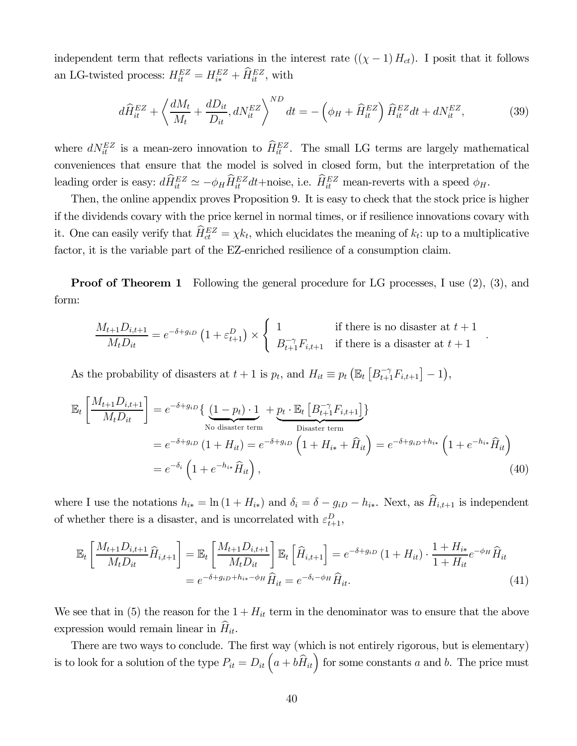independent term that reflects variations in the interest rate ($(\chi - 1) H_{ct}$). I posit that it follows an LG-twisted process: $H_{it}^{EZ} = H_{i*}^{EZ} + \widehat{H}_{it}^{EZ}$, with

$$d\widehat{H}_{it}^{EZ} + \left\langle \frac{dM_t}{M_t} + \frac{dD_{it}}{D_{it}}, dN_{it}^{EZ} \right\rangle^{ND} dt = -\left(\phi_H + \widehat{H}_{it}^{EZ}\right) \widehat{H}_{it}^{EZ} dt + dN_{it}^{EZ}, \tag{39}$$

where $dN_{it}^{EZ}$ is a mean-zero innovation to $\widehat{H}_{it}^{EZ}$. The small LG terms are largely mathematical conveniences that ensure that the model is solved in closed form, but the interpretation of the leading order is easy: $d\widehat{H}_{it}^{EZ} \simeq -\phi_H \widehat{H}_{it}^{EZ} dt$+noise, i.e. $\widehat{H}_{it}^{EZ}$ mean-reverts with a speed $\phi_H$.

Then, the online appendix proves Proposition 9. It is easy to check that the stock price is higher if the dividends covary with the price kernel in normal times, or if resilience innovations covary with it. One can easily verify that $\widehat{H}_{ct}^{EZ} = \chi k_t$, which elucidates the meaning of $k_t$: up to a multiplicative factor, it is the variable part of the EZ-enriched resilience of a consumption claim.

**Proof of Theorem 1** Following the general procedure for LG processes, I use (2), (3), and form:

$$\frac{M_{t+1} D_{i,t+1}}{M_t D_{it}} = e^{-\delta + g_{iD}} \left(1 + \varepsilon_{t+1}^D\right) \times \begin{cases} 1 & \text{if there is no disaster at } t+1 \\ B_{t+1}^{-\gamma} F_{i,t+1} & \text{if there is a disaster at } t+1 \end{cases}.$$

As the probability of disasters at $t+1$ is $p_t$, and $H_{it} \equiv p_t \left(\mathbb{E}_t \left[B_{t+1}^{-\gamma} F_{i,t+1}\right] - 1\right)$,

$$\begin{aligned}
\mathbb{E}_t \left[\frac{M_{t+1} D_{i,t+1}}{M_t D_{it}}\right] &= e^{-\delta + g_{iD}} \{ \underbrace{(1 - p_t) \cdot 1}_{\text{No disaster term}} + \underbrace{p_t \cdot \mathbb{E}_t \left[B_{t+1}^{-\gamma} F_{i,t+1}\right]}_{\text{Disaster term}} \} \\
&= e^{-\delta + g_{iD}} \left(1 + H_{it}\right) = e^{-\delta + g_{iD}} \left(1 + H_{i*} + \widehat{H}_{it}\right) = e^{-\delta + g_{iD} + h_{i*}} \left(1 + e^{-h_{i*}} \widehat{H}_{it}\right) \\
&= e^{-\delta_i} \left(1 + e^{-h_{i*}} \widehat{H}_{it}\right),
\end{aligned} \tag{40}$$

where I use the notations $h_{i*} = \ln(1 + H_{i*})$ and $\delta_i = \delta - g_{iD} - h_{i*}$. Next, as $\widehat{H}_{i,t+1}$ is independent of whether there is a disaster, and is uncorrelated with $\varepsilon_{t+1}^D$,

$$\begin{aligned}
\mathbb{E}_t \left[\frac{M_{t+1} D_{i,t+1}}{M_t D_{it}} \widehat{H}_{i,t+1}\right] &= \mathbb{E}_t \left[\frac{M_{t+1} D_{i,t+1}}{M_t D_{it}}\right] \mathbb{E}_t \left[\widehat{H}_{i,t+1}\right] = e^{-\delta + g_{iD}} \left(1 + H_{it}\right) \cdot \frac{1 + H_{i*}}{1 + H_{it}} e^{-\phi_H} \widehat{H}_{it} \\
&= e^{-\delta + g_{iD} + h_{i*} - \phi_H} \widehat{H}_{it} = e^{-\delta_i - \phi_H} \widehat{H}_{it}.
\end{aligned} \tag{41}$$

We see that in (5) the reason for the $1 + H_{it}$ term in the denominator was to ensure that the above expression would remain linear in $\widehat{H}_{it}$.

There are two ways to conclude. The first way (which is not entirely rigorous, but is elementary) is to look for a solution of the type $P_{it} = D_{it} \left(a + b\widehat{H}_{it}\right)$ for some constants $a$ and $b$. The price must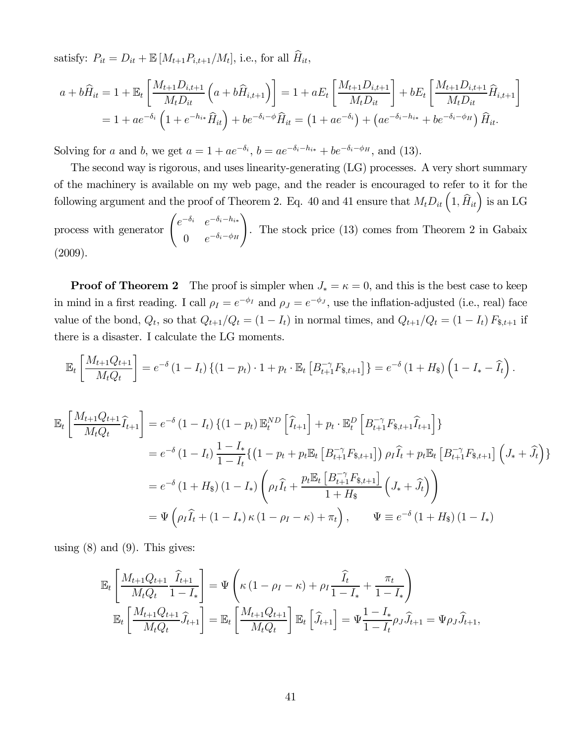satisfy: $P_{it} = D_{it} + \mathbb{E}\left[M_{t+1} P_{i,t+1}/M_t\right]$, i.e., for all $\widehat{H}_{it}$,

$$
\begin{aligned}
a + b\widehat{H}_{it} &= 1 + \mathbb{E}_t\left[\frac{M_{t+1}D_{i,t+1}}{M_t D_{it}}\left(a + b\widehat{H}_{i,t+1}\right)\right] = 1 + aE_t\left[\frac{M_{t+1}D_{i,t+1}}{M_t D_{it}}\right] + bE_t\left[\frac{M_{t+1}D_{i,t+1}}{M_t D_{it}}\widehat{H}_{i,t+1}\right] \\
&= 1 + ae^{-\delta_i}\left(1 + e^{-h_{i*}}\widehat{H}_{it}\right) + be^{-\delta_i - \phi}\widehat{H}_{it} = \left(1 + ae^{-\delta_i}\right) + \left(ae^{-\delta_i - h_{i*}} + be^{-\delta_i - \phi_H}\right)\widehat{H}_{it}.
\end{aligned}
$$

Solving for $a$ and $b$, we get $a = 1 + ae^{-\delta_i}$, $b = ae^{-\delta_i - h_{i*}} + be^{-\delta_i - \phi_H}$, and (13).

The second way is rigorous, and uses linearity-generating (LG) processes. A very short summary of the machinery is available on my web page, and the reader is encouraged to refer to it for the following argument and the proof of Theorem 2. Eq. 40 and 41 ensure that $M_t D_{it}\left(1, \widehat{H}_{it}\right)$ is an LG process with generator $\begin{pmatrix} e^{-\delta_i} & e^{-\delta_i - h_{i*}} \\ 0 & e^{-\delta_i - \phi_H} \end{pmatrix}$. The stock price (13) comes from Theorem 2 in Gabaix (2009).

**Proof of Theorem 2** The proof is simpler when $J_* = \kappa = 0$, and this is the best case to keep in mind in a first reading. I call $\rho_I = e^{-\phi_I}$ and $\rho_J = e^{-\phi_J}$, use the inflation-adjusted (i.e., real) face value of the bond, $Q_t$, so that $Q_{t+1}/Q_t = (1 - I_t)$ in normal times, and $Q_{t+1}/Q_t = (1 - I_t) F_{\$,t+1}$ if there is a disaster. I calculate the LG moments.

$$
\mathbb{E}_t\left[\frac{M_{t+1}Q_{t+1}}{M_t Q_t}\right] = e^{-\delta}\left(1 - I_t\right)\left\{(1 - p_t)\cdot 1 + p_t \cdot \mathbb{E}_t\left[B_{t+1}^{-\gamma}F_{\$,t+1}\right]\right\} = e^{-\delta}\left(1 + H_\$\right)\left(1 - I_* - \widehat{I}_t\right).
$$

$$
\begin{aligned}
\mathbb{E}_t\left[\frac{M_{t+1}Q_{t+1}}{M_t Q_t}\widehat{I}_{t+1}\right] &= e^{-\delta}\left(1 - I_t\right)\left\{(1 - p_t)\,\mathbb{E}_t^{ND}\left[\widehat{I}_{t+1}\right] + p_t \cdot \mathbb{E}_t^{D}\left[B_{t+1}^{-\gamma}F_{\$,t+1}\widehat{I}_{t+1}\right]\right\} \\
&= e^{-\delta}\left(1 - I_t\right)\frac{1 - I_*}{1 - I_t}\left\{\left(1 - p_t + p_t\mathbb{E}_t\left[B_{t+1}^{-\gamma}F_{\$,t+1}\right]\right)\rho_I\widehat{I}_t + p_t\mathbb{E}_t\left[B_{t+1}^{-\gamma}F_{\$,t+1}\right]\left(J_* + \widehat{J}_t\right)\right\} \\
&= e^{-\delta}\left(1 + H_\$\right)\left(1 - I_*\right)\left(\rho_I\widehat{I}_t + \frac{p_t\mathbb{E}_t\left[B_{t+1}^{-\gamma}F_{\$,t+1}\right]}{1 + H_\$}\left(J_* + \widehat{J}_t\right)\right) \\
&= \Psi\left(\rho_I\widehat{I}_t + \left(1 - I_*\right)\kappa\left(1 - \rho_I - \kappa\right) + \pi_t\right), \qquad \Psi \equiv e^{-\delta}\left(1 + H_\$\right)\left(1 - I_*\right)
\end{aligned}
$$

using (8) and (9). This gives:

$$
\begin{aligned}
\mathbb{E}_t\left[\frac{M_{t+1}Q_{t+1}}{M_t Q_t}\frac{\widehat{I}_{t+1}}{1 - I_*}\right] &= \Psi\left(\kappa\left(1 - \rho_I - \kappa\right) + \rho_I\frac{\widehat{I}_t}{1 - I_*} + \frac{\pi_t}{1 - I_*}\right) \\
\mathbb{E}_t\left[\frac{M_{t+1}Q_{t+1}}{M_t Q_t}\widehat{J}_{t+1}\right] &= \mathbb{E}_t\left[\frac{M_{t+1}Q_{t+1}}{M_t Q_t}\right]\mathbb{E}_t\left[\widehat{J}_{t+1}\right] = \Psi\frac{1 - I_*}{1 - I_t}\rho_J\widehat{J}_{t+1} = \Psi\rho_J\widehat{J}_{t+1},
\end{aligned}
$$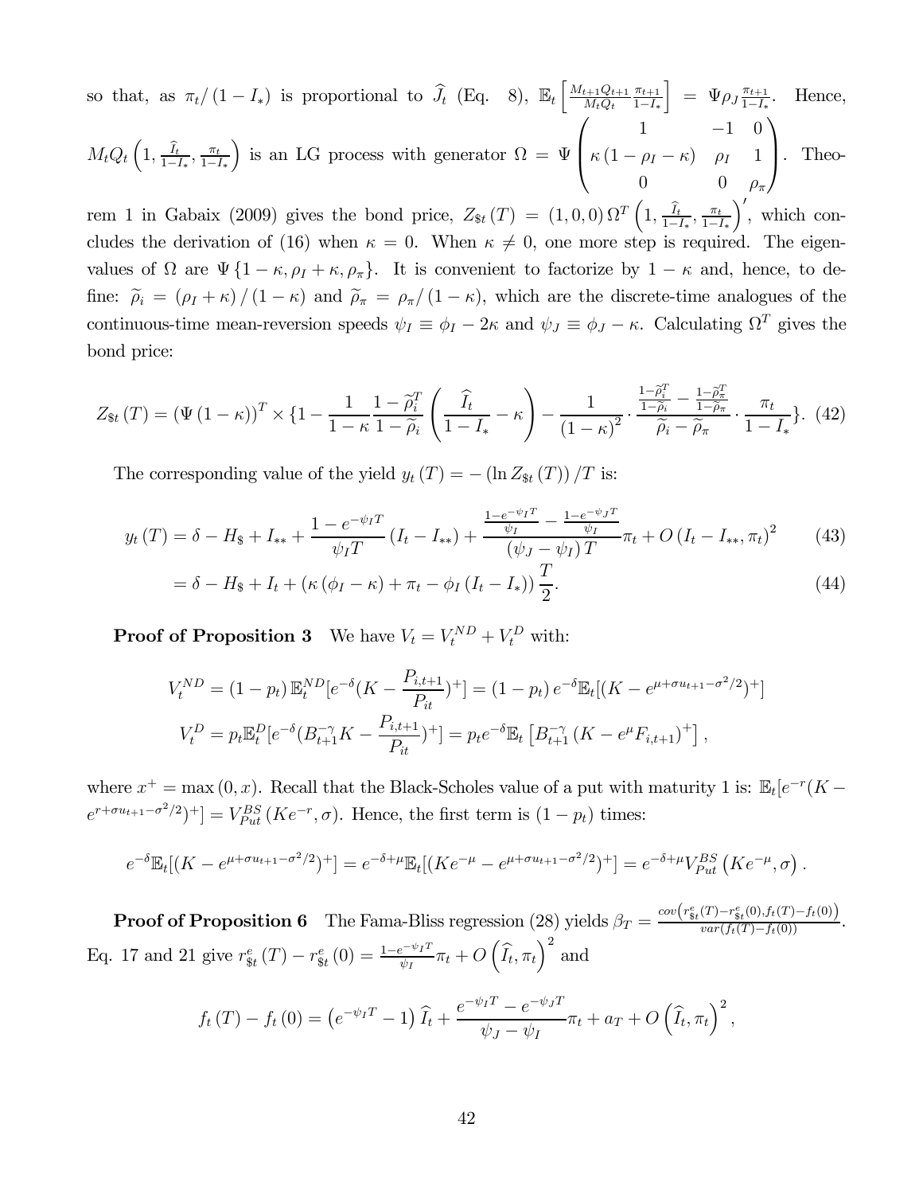so that, as $\pi_t/(1-I_*)$ is proportional to $\widehat{J}_t$ (Eq. 8), $\mathbb{E}_t\left[\frac{M_{t+1}Q_{t+1}}{M_tQ_t}\frac{\pi_{t+1}}{1-I_*}\right] = \Psi\rho_J\frac{\pi_{t+1}}{1-I_*}$. Hence, $M_tQ_t\left(1, \frac{\widehat{I}_t}{1-I_*}, \frac{\pi_t}{1-I_*}\right)$ is an LG process with generator $\Omega = \Psi\begin{pmatrix} 1 & -1 & 0 \\ \kappa(1-\rho_I-\kappa) & \rho_I & 1 \\ 0 & 0 & \rho_\pi \end{pmatrix}$. Theorem 1 in Gabaix (2009) gives the bond price, $Z_{\$t}(T) = (1,0,0)\,\Omega^T\left(1, \frac{\widehat{I}_t}{1-I_*}, \frac{\pi_t}{1-I_*}\right)'$, which concludes the derivation of (16) when $\kappa = 0$. When $\kappa \neq 0$, one more step is required. The eigenvalues of $\Omega$ are $\Psi\{1-\kappa, \rho_I+\kappa, \rho_\pi\}$. It is convenient to factorize by $1-\kappa$ and, hence, to define: $\widetilde{\rho}_i = (\rho_I+\kappa)/(1-\kappa)$ and $\widetilde{\rho}_\pi = \rho_\pi/(1-\kappa)$, which are the discrete-time analogues of the continuous-time mean-reversion speeds $\psi_I \equiv \phi_I - 2\kappa$ and $\psi_J \equiv \phi_J - \kappa$. Calculating $\Omega^T$ gives the bond price:

$$Z_{\$t}(T) = (\Psi(1-\kappa))^T \times \{1 - \frac{1}{1-\kappa}\frac{1-\widetilde{\rho}_i^T}{1-\widetilde{\rho}_i}\left(\frac{\widehat{I}_t}{1-I_*} - \kappa\right) - \frac{1}{(1-\kappa)^2}\cdot\frac{\frac{1-\widetilde{\rho}_i^T}{1-\widetilde{\rho}_i} - \frac{1-\widetilde{\rho}_\pi^T}{1-\widetilde{\rho}_\pi}}{\widetilde{\rho}_i - \widetilde{\rho}_\pi}\cdot\frac{\pi_t}{1-I_*}\}. \quad (42)$$

The corresponding value of the yield $y_t(T) = -(\ln Z_{\$t}(T))/T$ is:

$$y_t(T) = \delta - H_\$ + I_{**} + \frac{1-e^{-\psi_I T}}{\psi_I T}(I_t - I_{**}) + \frac{\frac{1-e^{-\psi_I T}}{\psi_I} - \frac{1-e^{-\psi_J T}}{\psi_I}}{(\psi_J - \psi_I)T}\pi_t + O(I_t - I_{**}, \pi_t)^2 \quad (43)$$

$$= \delta - H_\$ + I_t + (\kappa(\phi_I - \kappa) + \pi_t - \phi_I(I_t - I_*))\frac{T}{2}. \quad (44)$$

**Proof of Proposition 3** We have $V_t = V_t^{ND} + V_t^D$ with:

$$V_t^{ND} = (1-p_t)\,\mathbb{E}_t^{ND}[e^{-\delta}(K - \frac{P_{i,t+1}}{P_{it}})^+] = (1-p_t)\,e^{-\delta}\mathbb{E}_t[(K - e^{\mu+\sigma u_{t+1}-\sigma^2/2})^+]$$

$$V_t^D = p_t\mathbb{E}_t^D[e^{-\delta}(B_{t+1}^{-\gamma}K - \frac{P_{i,t+1}}{P_{it}})^+] = p_te^{-\delta}\mathbb{E}_t\left[B_{t+1}^{-\gamma}(K - e^\mu F_{i,t+1})^+\right],$$

where $x^+ = \max(0,x)$. Recall that the Black-Scholes value of a put with maturity 1 is: $\mathbb{E}_t[e^{-r}(K - e^{r+\sigma u_{t+1}-\sigma^2/2})^+] = V_{Put}^{BS}(Ke^{-r}, \sigma)$. Hence, the first term is $(1-p_t)$ times:

$$e^{-\delta}\mathbb{E}_t[(K - e^{\mu+\sigma u_{t+1}-\sigma^2/2})^+] = e^{-\delta+\mu}\mathbb{E}_t[(Ke^{-\mu} - e^{\mu+\sigma u_{t+1}-\sigma^2/2})^+] = e^{-\delta+\mu}V_{Put}^{BS}\left(Ke^{-\mu}, \sigma\right).$$

**Proof of Proposition 6** The Fama-Bliss regression (28) yields $\beta_T = \frac{cov\left(r_{\$t}^e(T) - r_{\$t}^e(0), f_t(T) - f_t(0)\right)}{var(f_t(T) - f_t(0))}$. Eq. 17 and 21 give $r_{\$t}^e(T) - r_{\$t}^e(0) = \frac{1-e^{-\psi_I T}}{\psi_I}\pi_t + O\left(\widehat{I}_t, \pi_t\right)^2$ and

$$f_t(T) - f_t(0) = \left(e^{-\psi_I T} - 1\right)\widehat{I}_t + \frac{e^{-\psi_I T} - e^{-\psi_J T}}{\psi_J - \psi_I}\pi_t + a_T + O\left(\widehat{I}_t, \pi_t\right)^2,$$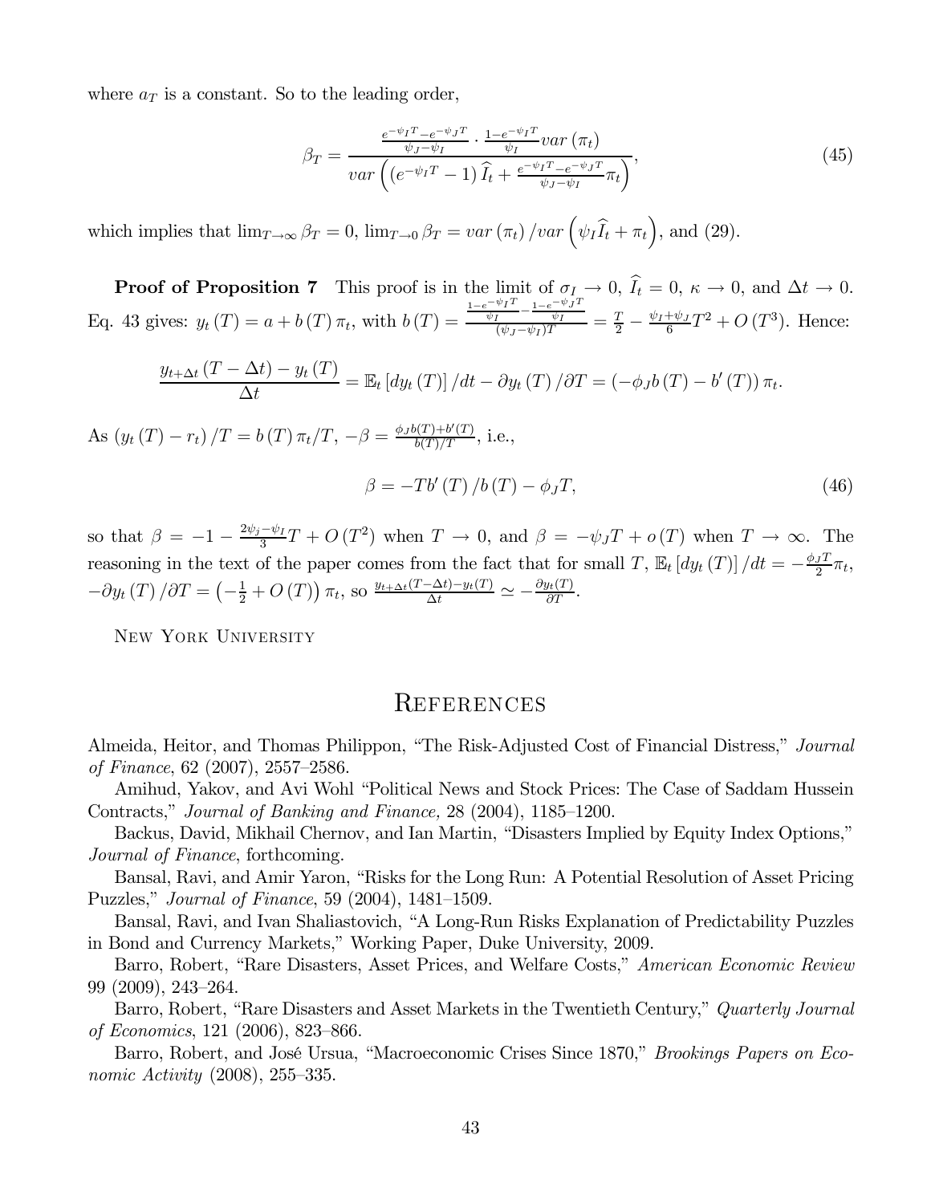where $a_T$ is a constant. So to the leading order,

$$\beta_T = \frac{\frac{e^{-\psi_I T} - e^{-\psi_J T}}{\psi_J - \psi_I} \cdot \frac{1 - e^{-\psi_I T}}{\psi_I} var(\pi_t)}{var\left( \left( e^{-\psi_I T} - 1 \right) \widehat{I}_t + \frac{e^{-\psi_I T} - e^{-\psi_J T}}{\psi_J - \psi_I} \pi_t \right)}, \tag{45}$$

which implies that $\lim_{T \to \infty} \beta_T = 0$, $\lim_{T \to 0} \beta_T = var(\pi_t) / var\left( \psi_I \widehat{I}_t + \pi_t \right)$, and (29).

**Proof of Proposition 7** This proof is in the limit of $\sigma_I \to 0$, $\widehat{I}_t = 0$, $\kappa \to 0$, and $\Delta t \to 0$. Eq. 43 gives: $y_t(T) = a + b(T) \pi_t$, with $b(T) = \frac{\frac{1 - e^{-\psi_I T}}{\psi_I} - \frac{1 - e^{-\psi_J T}}{\psi_I}}{(\psi_J - \psi_I) T} = \frac{T}{2} - \frac{\psi_I + \psi_J}{6} T^2 + O(T^3)$. Hence:

$$\frac{y_{t+\Delta t}(T - \Delta t) - y_t(T)}{\Delta t} = \mathbb{E}_t \left[ dy_t(T) \right] / dt - \partial y_t(T) / \partial T = \left( -\phi_J b(T) - b'(T) \right) \pi_t.$$

As $(y_t(T) - r_t)/T = b(T) \pi_t / T$, $-\beta = \frac{\phi_J b(T) + b'(T)}{b(T)/T}$, i.e.,

$$\beta = -T b'(T) / b(T) - \phi_J T, \tag{46}$$

so that $\beta = -1 - \frac{2\psi_j - \psi_I}{3} T + O(T^2)$ when $T \to 0$, and $\beta = -\psi_J T + o(T)$ when $T \to \infty$. The reasoning in the text of the paper comes from the fact that for small $T$, $\mathbb{E}_t \left[ dy_t(T) \right] / dt = -\frac{\phi_J T}{2} \pi_t$, $-\partial y_t(T) / \partial T = \left( -\frac{1}{2} + O(T) \right) \pi_t$, so $\frac{y_{t+\Delta t}(T - \Delta t) - y_t(T)}{\Delta t} \simeq -\frac{\partial y_t(T)}{\partial T}$.

New York University

# References

Almeida, Heitor, and Thomas Philippon, "The Risk-Adjusted Cost of Financial Distress," *Journal of Finance*, 62 (2007), 2557–2586.

Amihud, Yakov, and Avi Wohl "Political News and Stock Prices: The Case of Saddam Hussein Contracts," *Journal of Banking and Finance,* 28 (2004), 1185–1200.

Backus, David, Mikhail Chernov, and Ian Martin, "Disasters Implied by Equity Index Options," *Journal of Finance*, forthcoming.

Bansal, Ravi, and Amir Yaron, "Risks for the Long Run: A Potential Resolution of Asset Pricing Puzzles," *Journal of Finance*, 59 (2004), 1481–1509.

Bansal, Ravi, and Ivan Shaliastovich, "A Long-Run Risks Explanation of Predictability Puzzles in Bond and Currency Markets," Working Paper, Duke University, 2009.

Barro, Robert, "Rare Disasters, Asset Prices, and Welfare Costs," *American Economic Review* 99 (2009), 243–264.

Barro, Robert, "Rare Disasters and Asset Markets in the Twentieth Century," *Quarterly Journal of Economics*, 121 (2006), 823–866.

Barro, Robert, and José Ursua, "Macroeconomic Crises Since 1870," *Brookings Papers on Economic Activity* (2008), 255–335.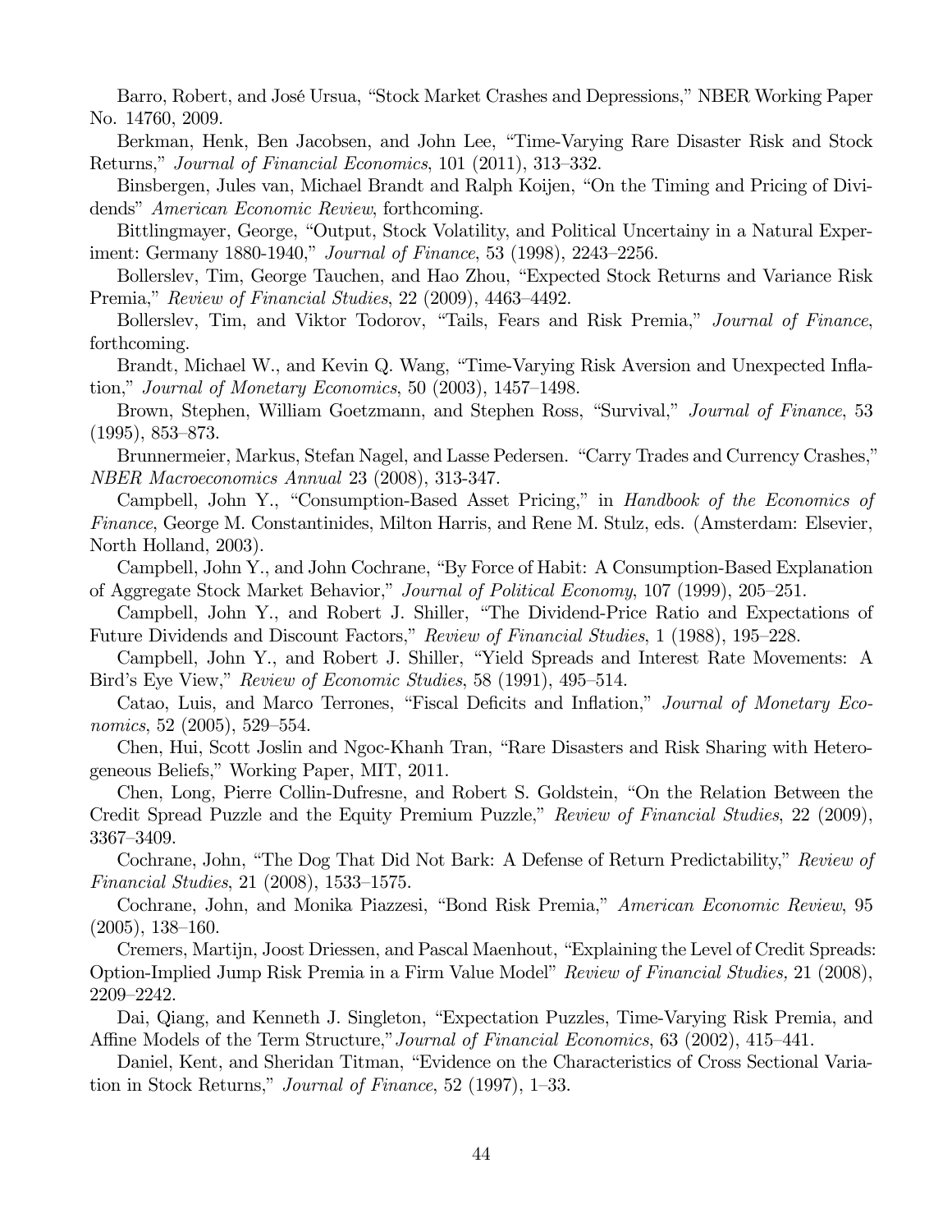Barro, Robert, and José Ursua, "Stock Market Crashes and Depressions," NBER Working Paper No. 14760, 2009.

Berkman, Henk, Ben Jacobsen, and John Lee, "Time-Varying Rare Disaster Risk and Stock Returns," *Journal of Financial Economics*, 101 (2011), 313–332.

Binsbergen, Jules van, Michael Brandt and Ralph Koijen, "On the Timing and Pricing of Dividends" *American Economic Review*, forthcoming.

Bittlingmayer, George, "Output, Stock Volatility, and Political Uncertainy in a Natural Experiment: Germany 1880-1940," *Journal of Finance*, 53 (1998), 2243–2256.

Bollerslev, Tim, George Tauchen, and Hao Zhou, "Expected Stock Returns and Variance Risk Premia," *Review of Financial Studies*, 22 (2009), 4463–4492.

Bollerslev, Tim, and Viktor Todorov, "Tails, Fears and Risk Premia," *Journal of Finance*, forthcoming.

Brandt, Michael W., and Kevin Q. Wang, "Time-Varying Risk Aversion and Unexpected Inflation," *Journal of Monetary Economics*, 50 (2003), 1457–1498.

Brown, Stephen, William Goetzmann, and Stephen Ross, "Survival," *Journal of Finance*, 53 (1995), 853–873.

Brunnermeier, Markus, Stefan Nagel, and Lasse Pedersen. "Carry Trades and Currency Crashes," *NBER Macroeconomics Annual* 23 (2008), 313-347.

Campbell, John Y., "Consumption-Based Asset Pricing," in *Handbook of the Economics of Finance*, George M. Constantinides, Milton Harris, and Rene M. Stulz, eds. (Amsterdam: Elsevier, North Holland, 2003).

Campbell, John Y., and John Cochrane, "By Force of Habit: A Consumption-Based Explanation of Aggregate Stock Market Behavior," *Journal of Political Economy*, 107 (1999), 205–251.

Campbell, John Y., and Robert J. Shiller, "The Dividend-Price Ratio and Expectations of Future Dividends and Discount Factors," *Review of Financial Studies*, 1 (1988), 195–228.

Campbell, John Y., and Robert J. Shiller, "Yield Spreads and Interest Rate Movements: A Bird's Eye View," *Review of Economic Studies*, 58 (1991), 495–514.

Catao, Luis, and Marco Terrones, "Fiscal Deficits and Inflation," *Journal of Monetary Economics*, 52 (2005), 529–554.

Chen, Hui, Scott Joslin and Ngoc-Khanh Tran, "Rare Disasters and Risk Sharing with Heterogeneous Beliefs," Working Paper, MIT, 2011.

Chen, Long, Pierre Collin-Dufresne, and Robert S. Goldstein, "On the Relation Between the Credit Spread Puzzle and the Equity Premium Puzzle," *Review of Financial Studies*, 22 (2009), 3367–3409.

Cochrane, John, "The Dog That Did Not Bark: A Defense of Return Predictability," *Review of Financial Studies*, 21 (2008), 1533–1575.

Cochrane, John, and Monika Piazzesi, "Bond Risk Premia," *American Economic Review*, 95 (2005), 138–160.

Cremers, Martijn, Joost Driessen, and Pascal Maenhout, "Explaining the Level of Credit Spreads: Option-Implied Jump Risk Premia in a Firm Value Model" *Review of Financial Studies*, 21 (2008), 2209–2242.

Dai, Qiang, and Kenneth J. Singleton, "Expectation Puzzles, Time-Varying Risk Premia, and Affine Models of the Term Structure," *Journal of Financial Economics*, 63 (2002), 415–441.

Daniel, Kent, and Sheridan Titman, "Evidence on the Characteristics of Cross Sectional Variation in Stock Returns," *Journal of Finance*, 52 (1997), 1–33.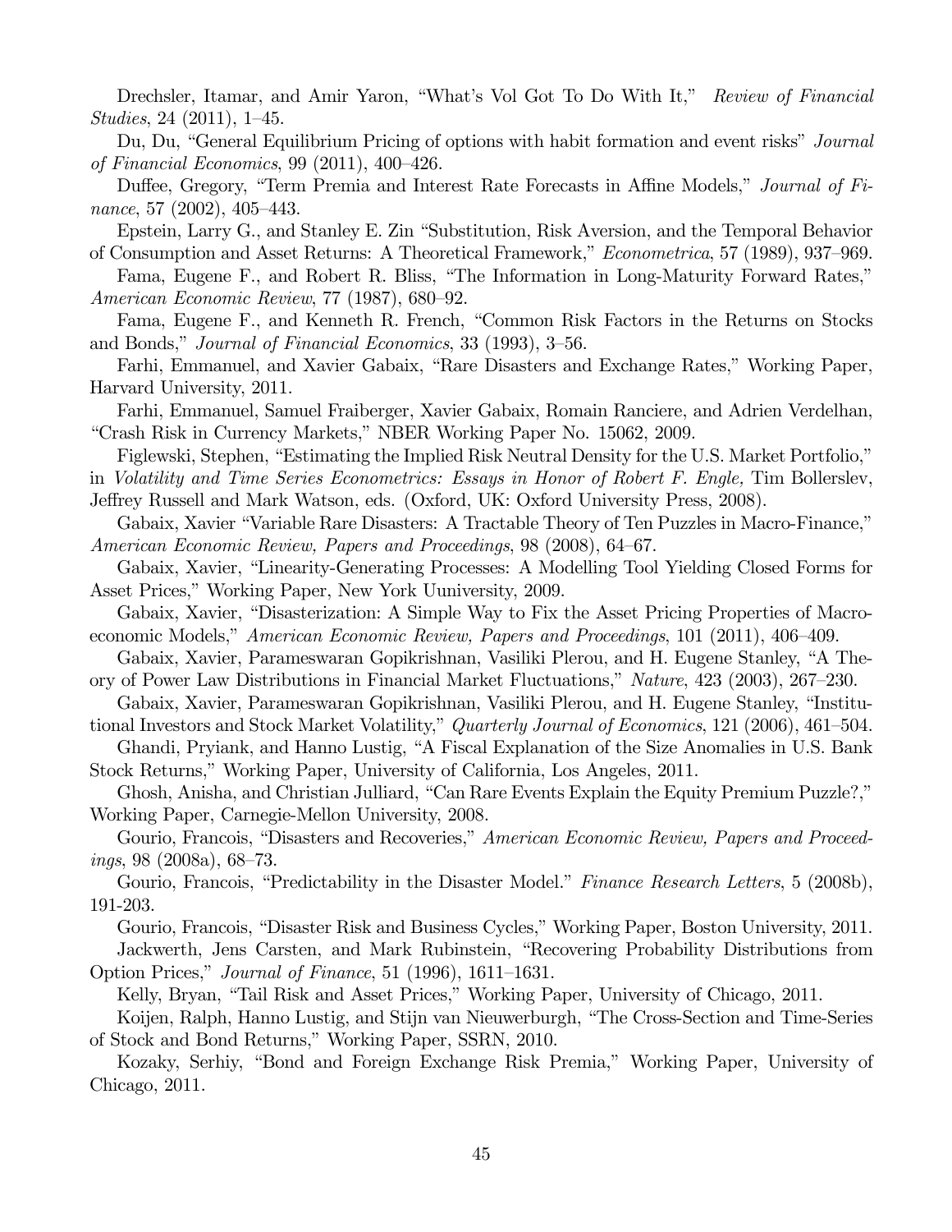Drechsler, Itamar, and Amir Yaron, "What's Vol Got To Do With It," *Review of Financial Studies*, 24 (2011), 1–45.

Du, Du, "General Equilibrium Pricing of options with habit formation and event risks" *Journal of Financial Economics*, 99 (2011), 400–426.

Duffee, Gregory, "Term Premia and Interest Rate Forecasts in Affine Models," *Journal of Finance*, 57 (2002), 405–443.

Epstein, Larry G., and Stanley E. Zin "Substitution, Risk Aversion, and the Temporal Behavior of Consumption and Asset Returns: A Theoretical Framework," *Econometrica*, 57 (1989), 937–969.

Fama, Eugene F., and Robert R. Bliss, "The Information in Long-Maturity Forward Rates," *American Economic Review*, 77 (1987), 680–92.

Fama, Eugene F., and Kenneth R. French, "Common Risk Factors in the Returns on Stocks and Bonds," *Journal of Financial Economics*, 33 (1993), 3–56.

Farhi, Emmanuel, and Xavier Gabaix, "Rare Disasters and Exchange Rates," Working Paper, Harvard University, 2011.

Farhi, Emmanuel, Samuel Fraiberger, Xavier Gabaix, Romain Ranciere, and Adrien Verdelhan, "Crash Risk in Currency Markets," NBER Working Paper No. 15062, 2009.

Figlewski, Stephen, "Estimating the Implied Risk Neutral Density for the U.S. Market Portfolio," in *Volatility and Time Series Econometrics: Essays in Honor of Robert F. Engle,* Tim Bollerslev, Jeffrey Russell and Mark Watson, eds. (Oxford, UK: Oxford University Press, 2008).

Gabaix, Xavier "Variable Rare Disasters: A Tractable Theory of Ten Puzzles in Macro-Finance," *American Economic Review, Papers and Proceedings*, 98 (2008), 64–67.

Gabaix, Xavier, "Linearity-Generating Processes: A Modelling Tool Yielding Closed Forms for Asset Prices," Working Paper, New York Uuniversity, 2009.

Gabaix, Xavier, "Disasterization: A Simple Way to Fix the Asset Pricing Properties of Macroeconomic Models," *American Economic Review, Papers and Proceedings*, 101 (2011), 406–409.

Gabaix, Xavier, Parameswaran Gopikrishnan, Vasiliki Plerou, and H. Eugene Stanley, "A Theory of Power Law Distributions in Financial Market Fluctuations," *Nature*, 423 (2003), 267–230.

Gabaix, Xavier, Parameswaran Gopikrishnan, Vasiliki Plerou, and H. Eugene Stanley, "Institutional Investors and Stock Market Volatility," *Quarterly Journal of Economics*, 121 (2006), 461–504.

Ghandi, Pryiank, and Hanno Lustig, "A Fiscal Explanation of the Size Anomalies in U.S. Bank Stock Returns," Working Paper, University of California, Los Angeles, 2011.

Ghosh, Anisha, and Christian Julliard, "Can Rare Events Explain the Equity Premium Puzzle?," Working Paper, Carnegie-Mellon University, 2008.

Gourio, Francois, "Disasters and Recoveries," *American Economic Review, Papers and Proceedings*, 98 (2008a), 68–73.

Gourio, Francois, "Predictability in the Disaster Model." *Finance Research Letters*, 5 (2008b), 191-203.

Gourio, Francois, "Disaster Risk and Business Cycles," Working Paper, Boston University, 2011.

Jackwerth, Jens Carsten, and Mark Rubinstein, "Recovering Probability Distributions from Option Prices," *Journal of Finance*, 51 (1996), 1611–1631.

Kelly, Bryan, "Tail Risk and Asset Prices," Working Paper, University of Chicago, 2011.

Koijen, Ralph, Hanno Lustig, and Stijn van Nieuwerburgh, "The Cross-Section and Time-Series of Stock and Bond Returns," Working Paper, SSRN, 2010.

Kozaky, Serhiy, "Bond and Foreign Exchange Risk Premia," Working Paper, University of Chicago, 2011.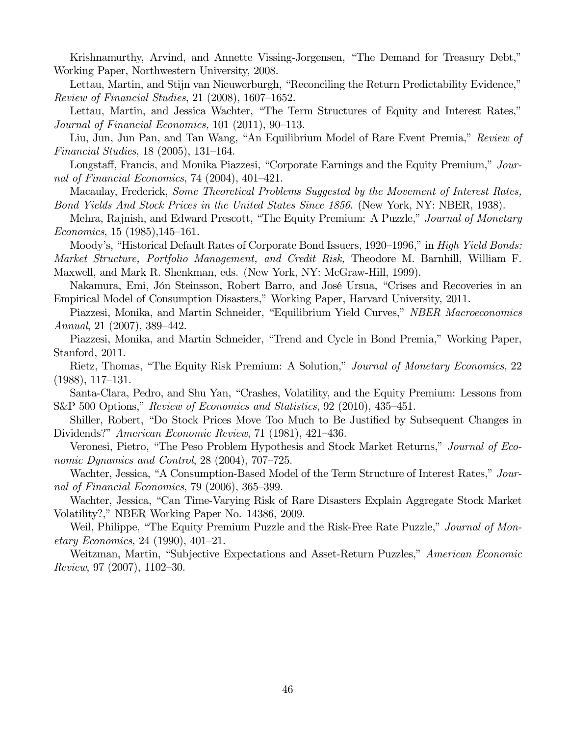Krishnamurthy, Arvind, and Annette Vissing-Jorgensen, "The Demand for Treasury Debt," Working Paper, Northwestern University, 2008.

Lettau, Martin, and Stijn van Nieuwerburgh, "Reconciling the Return Predictability Evidence," *Review of Financial Studies*, 21 (2008), 1607–1652.

Lettau, Martin, and Jessica Wachter, "The Term Structures of Equity and Interest Rates," *Journal of Financial Economics,* 101 (2011), 90–113.

Liu, Jun, Jun Pan, and Tan Wang, "An Equilibrium Model of Rare Event Premia," *Review of Financial Studies*, 18 (2005), 131–164.

Longstaff, Francis, and Monika Piazzesi, "Corporate Earnings and the Equity Premium," *Journal of Financial Economics*, 74 (2004), 401–421.

Macaulay, Frederick, *Some Theoretical Problems Suggested by the Movement of Interest Rates, Bond Yields And Stock Prices in the United States Since 1856.* (New York, NY: NBER, 1938).

Mehra, Rajnish, and Edward Prescott, "The Equity Premium: A Puzzle," *Journal of Monetary Economics*, 15 (1985),145–161.

Moody's, "Historical Default Rates of Corporate Bond Issuers, 1920–1996," in *High Yield Bonds: Market Structure, Portfolio Management, and Credit Risk,* Theodore M. Barnhill, William F. Maxwell, and Mark R. Shenkman, eds. (New York, NY: McGraw-Hill, 1999).

Nakamura, Emi, Jón Steinsson, Robert Barro, and José Ursua, "Crises and Recoveries in an Empirical Model of Consumption Disasters," Working Paper, Harvard University, 2011.

Piazzesi, Monika, and Martin Schneider, "Equilibrium Yield Curves," *NBER Macroeconomics Annual*, 21 (2007), 389–442.

Piazzesi, Monika, and Martin Schneider, "Trend and Cycle in Bond Premia," Working Paper, Stanford, 2011.

Rietz, Thomas, "The Equity Risk Premium: A Solution," *Journal of Monetary Economics*, 22 (1988), 117–131.

Santa-Clara, Pedro, and Shu Yan, "Crashes, Volatility, and the Equity Premium: Lessons from S&P 500 Options," *Review of Economics and Statistics*, 92 (2010), 435–451.

Shiller, Robert, "Do Stock Prices Move Too Much to Be Justified by Subsequent Changes in Dividends?" *American Economic Review*, 71 (1981), 421–436.

Veronesi, Pietro, "The Peso Problem Hypothesis and Stock Market Returns," *Journal of Economic Dynamics and Control*, 28 (2004), 707–725.

Wachter, Jessica, "A Consumption-Based Model of the Term Structure of Interest Rates," *Journal of Financial Economics*, 79 (2006), 365–399.

Wachter, Jessica, "Can Time-Varying Risk of Rare Disasters Explain Aggregate Stock Market Volatility?," NBER Working Paper No. 14386, 2009.

Weil, Philippe, "The Equity Premium Puzzle and the Risk-Free Rate Puzzle," *Journal of Monetary Economics*, 24 (1990), 401–21.

Weitzman, Martin, "Subjective Expectations and Asset-Return Puzzles," *American Economic Review*, 97 (2007), 1102–30.